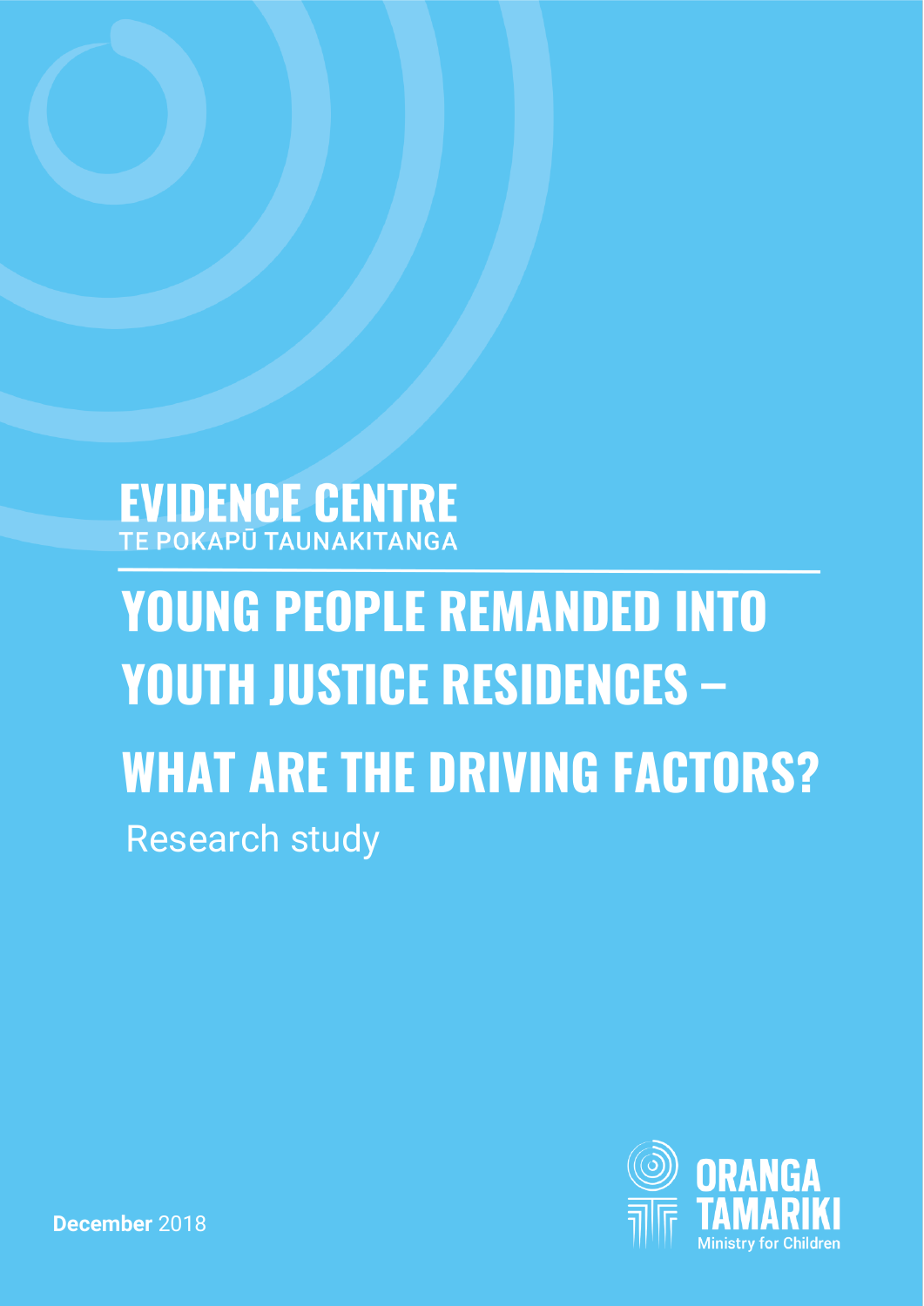EVIDENCE CENTRE

TE POKAPŪ TAUNAKITANGA

# YOUNG PEOPLE REMANDED INTO YOUTH JUSTICE RESIDENCES – WHAT ARE THE DRIVING FACTORS?

Research study

ORANGA TAMARIKI

Ministry for Children

**December** 2018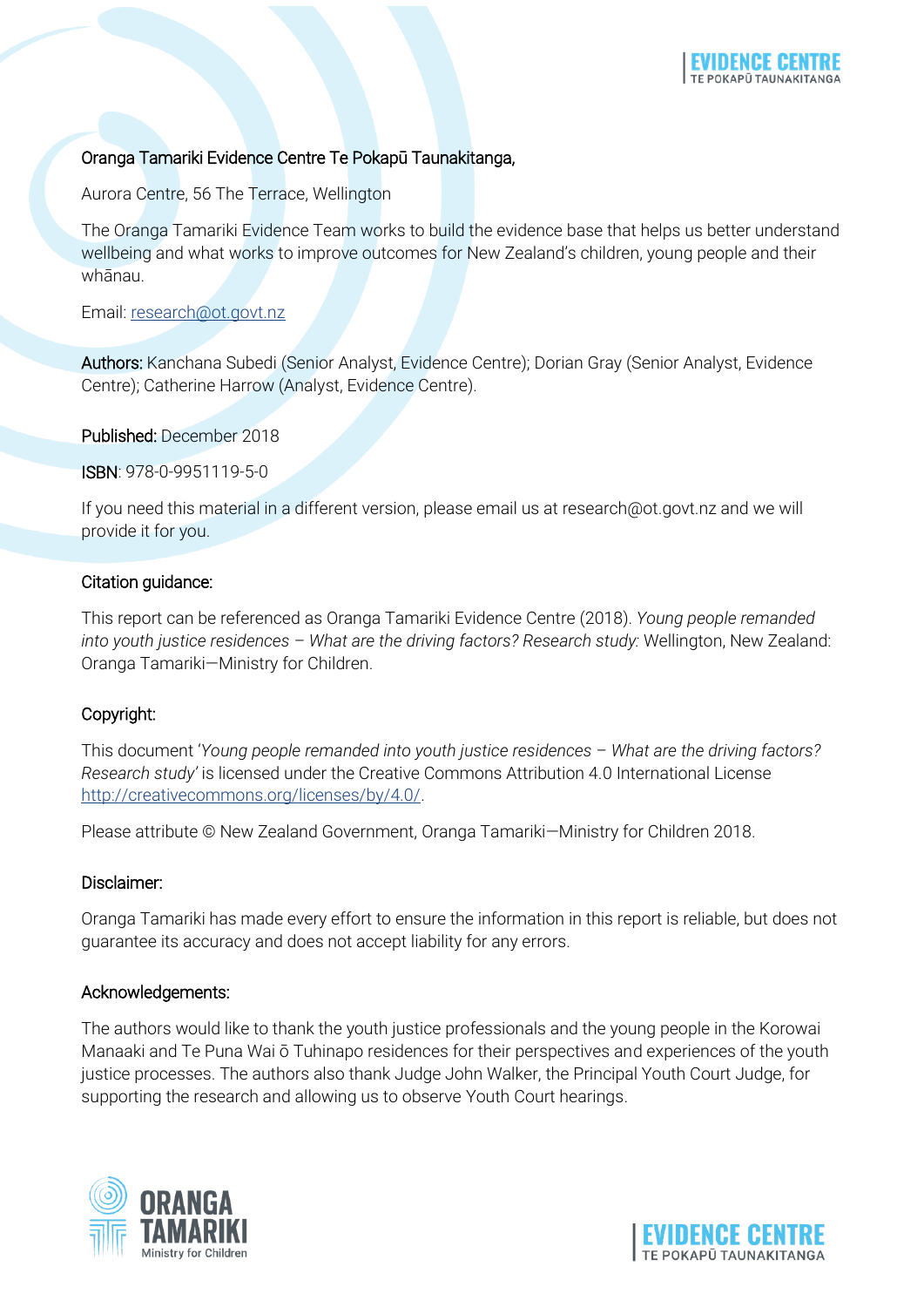Oranga Tamariki Evidence Centre Te Pokapū Taunakitanga,

Aurora Centre, 56 The Terrace, Wellington

The Oranga Tamariki Evidence Team works to build the evidence base that helps us better understand wellbeing and what works to improve outcomes for New Zealand's children, young people and their whānau.

Email: [research@ot.govt.nz](mailto:research@ot.govt.nz)

**Authors:** Kanchana Subedi (Senior Analyst, Evidence Centre); Dorian Gray (Senior Analyst, Evidence Centre); Catherine Harrow (Analyst, Evidence Centre).

**Published:** December 2018

**ISBN**: 978-0-9951119-5-0

If you need this material in a different version, please email us at research@ot.govt.nz and we will provide it for you.

## Citation guidance:

This report can be referenced as Oranga Tamariki Evidence Centre (2018). *Young people remanded into youth justice residences – What are the driving factors? Research study:* Wellington, New Zealand: Oranga Tamariki—Ministry for Children.

## Copyright:

This document '*Young people remanded into youth justice residences – What are the driving factors? Research study*' is licensed under the Creative Commons Attribution 4.0 International License [http://creativecommons.org/licenses/by/4.0/](http://creativecommons.org/licenses/by/4.0/).

Please attribute © New Zealand Government, Oranga Tamariki—Ministry for Children 2018.

## Disclaimer:

Oranga Tamariki has made every effort to ensure the information in this report is reliable, but does not guarantee its accuracy and does not accept liability for any errors.

## Acknowledgements:

The authors would like to thank the youth justice professionals and the young people in the Korowai Manaaki and Te Puna Wai ō Tuhinapo residences for their perspectives and experiences of the youth justice processes. The authors also thank Judge John Walker, the Principal Youth Court Judge, for supporting the research and allowing us to observe Youth Court hearings.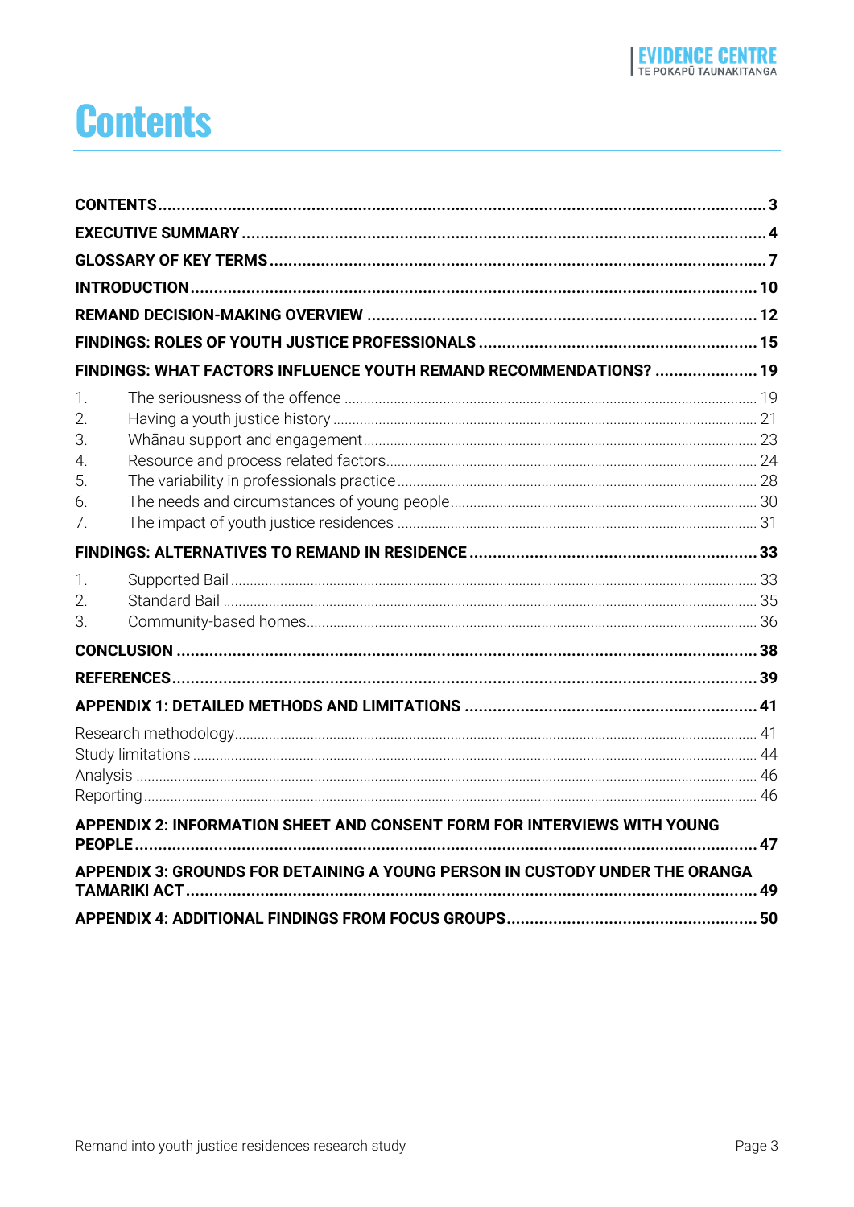# Contents

CONTENTS ... 3

EXECUTIVE SUMMARY ... 4

GLOSSARY OF KEY TERMS ... 7

INTRODUCTION ... 10

REMAND DECISION-MAKING OVERVIEW ... 12

FINDINGS: ROLES OF YOUTH JUSTICE PROFESSIONALS ... 15

FINDINGS: WHAT FACTORS INFLUENCE YOUTH REMAND RECOMMENDATIONS? ... 19

1. The seriousness of the offence ... 19
2. Having a youth justice history ... 21
3. Whānau support and engagement ... 23
4. Resource and process related factors ... 24
5. The variability in professionals practice ... 28
6. The needs and circumstances of young people ... 30
7. The impact of youth justice residences ... 31

FINDINGS: ALTERNATIVES TO REMAND IN RESIDENCE ... 33

1. Supported Bail ... 33
2. Standard Bail ... 35
3. Community-based homes ... 36

CONCLUSION ... 38

REFERENCES ... 39

APPENDIX 1: DETAILED METHODS AND LIMITATIONS ... 41

Research methodology ... 41
Study limitations ... 44
Analysis ... 46
Reporting ... 46

APPENDIX 2: INFORMATION SHEET AND CONSENT FORM FOR INTERVIEWS WITH YOUNG PEOPLE ... 47

APPENDIX 3: GROUNDS FOR DETAINING A YOUNG PERSON IN CUSTODY UNDER THE ORANGA TAMARIKI ACT ... 49

APPENDIX 4: ADDITIONAL FINDINGS FROM FOCUS GROUPS ... 50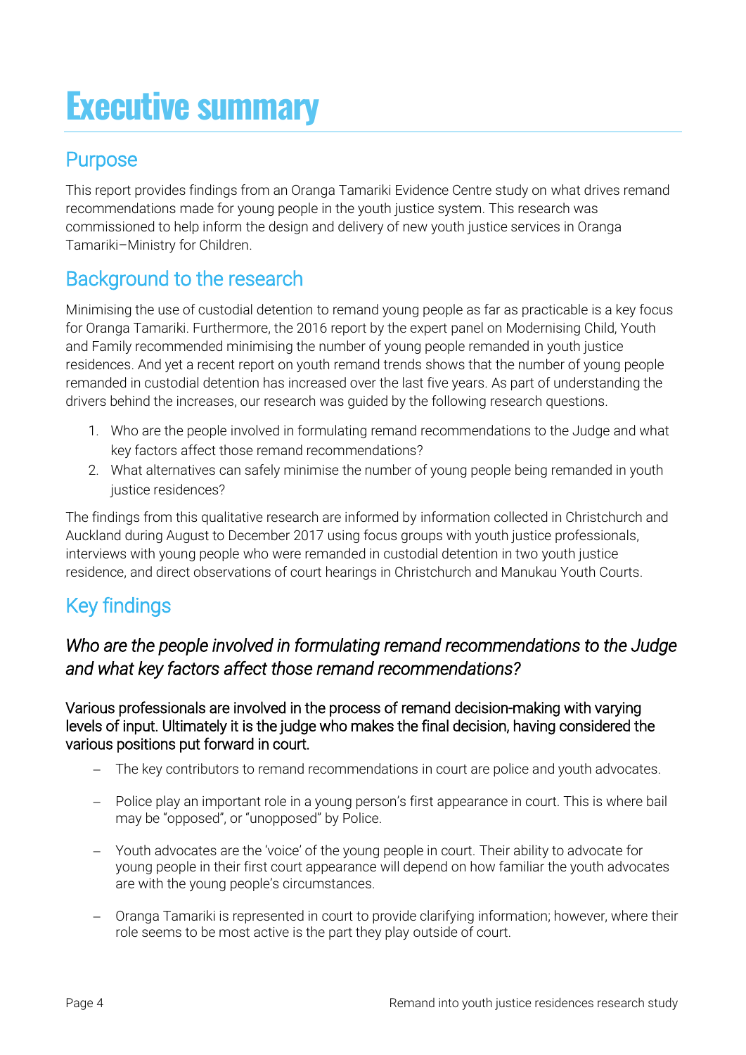# Executive summary

## Purpose

This report provides findings from an Oranga Tamariki Evidence Centre study on what drives remand recommendations made for young people in the youth justice system. This research was commissioned to help inform the design and delivery of new youth justice services in Oranga Tamariki–Ministry for Children.

## Background to the research

Minimising the use of custodial detention to remand young people as far as practicable is a key focus for Oranga Tamariki. Furthermore, the 2016 report by the expert panel on Modernising Child, Youth and Family recommended minimising the number of young people remanded in youth justice residences. And yet a recent report on youth remand trends shows that the number of young people remanded in custodial detention has increased over the last five years. As part of understanding the drivers behind the increases, our research was guided by the following research questions.

1. Who are the people involved in formulating remand recommendations to the Judge and what key factors affect those remand recommendations?
2. What alternatives can safely minimise the number of young people being remanded in youth justice residences?

The findings from this qualitative research are informed by information collected in Christchurch and Auckland during August to December 2017 using focus groups with youth justice professionals, interviews with young people who were remanded in custodial detention in two youth justice residence, and direct observations of court hearings in Christchurch and Manukau Youth Courts.

## Key findings

### *Who are the people involved in formulating remand recommendations to the Judge and what key factors affect those remand recommendations?*

Various professionals are involved in the process of remand decision-making with varying levels of input. Ultimately it is the judge who makes the final decision, having considered the various positions put forward in court.

- The key contributors to remand recommendations in court are police and youth advocates.
- Police play an important role in a young person's first appearance in court. This is where bail may be "opposed", or "unopposed" by Police.
- Youth advocates are the 'voice' of the young people in court. Their ability to advocate for young people in their first court appearance will depend on how familiar the youth advocates are with the young people's circumstances.
- Oranga Tamariki is represented in court to provide clarifying information; however, where their role seems to be most active is the part they play outside of court.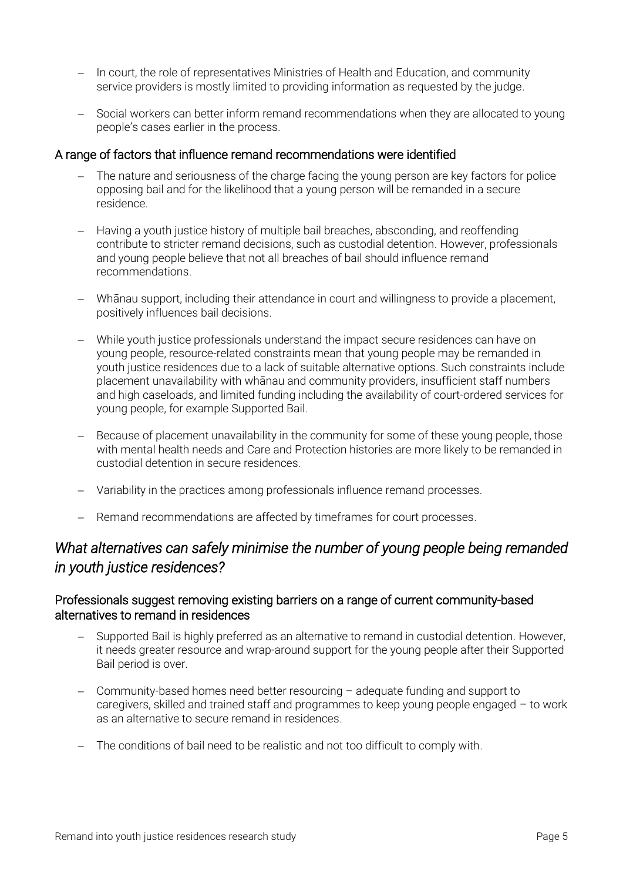- In court, the role of representatives Ministries of Health and Education, and community service providers is mostly limited to providing information as requested by the judge.
- Social workers can better inform remand recommendations when they are allocated to young people's cases earlier in the process.

### A range of factors that influence remand recommendations were identified

- The nature and seriousness of the charge facing the young person are key factors for police opposing bail and for the likelihood that a young person will be remanded in a secure residence.
- Having a youth justice history of multiple bail breaches, absconding, and reoffending contribute to stricter remand decisions, such as custodial detention. However, professionals and young people believe that not all breaches of bail should influence remand recommendations.
- Whānau support, including their attendance in court and willingness to provide a placement, positively influences bail decisions.
- While youth justice professionals understand the impact secure residences can have on young people, resource-related constraints mean that young people may be remanded in youth justice residences due to a lack of suitable alternative options. Such constraints include placement unavailability with whānau and community providers, insufficient staff numbers and high caseloads, and limited funding including the availability of court-ordered services for young people, for example Supported Bail.
- Because of placement unavailability in the community for some of these young people, those with mental health needs and Care and Protection histories are more likely to be remanded in custodial detention in secure residences.
- Variability in the practices among professionals influence remand processes.
- Remand recommendations are affected by timeframes for court processes.

## *What alternatives can safely minimise the number of young people being remanded in youth justice residences?*

### Professionals suggest removing existing barriers on a range of current community-based alternatives to remand in residences

- Supported Bail is highly preferred as an alternative to remand in custodial detention. However, it needs greater resource and wrap-around support for the young people after their Supported Bail period is over.
- Community-based homes need better resourcing – adequate funding and support to caregivers, skilled and trained staff and programmes to keep young people engaged – to work as an alternative to secure remand in residences.
- The conditions of bail need to be realistic and not too difficult to comply with.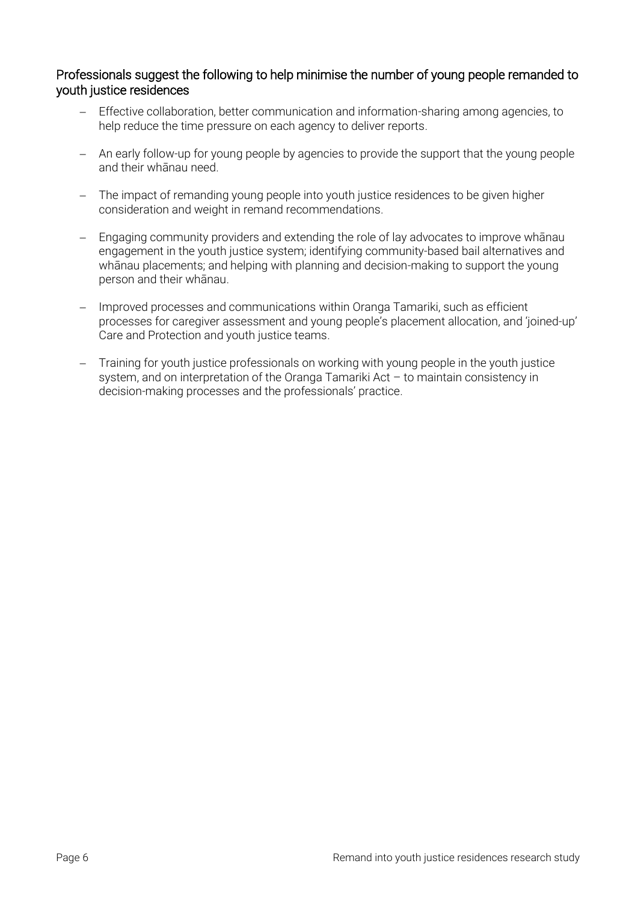### Professionals suggest the following to help minimise the number of young people remanded to youth justice residences

- Effective collaboration, better communication and information-sharing among agencies, to help reduce the time pressure on each agency to deliver reports.
- An early follow-up for young people by agencies to provide the support that the young people and their whānau need.
- The impact of remanding young people into youth justice residences to be given higher consideration and weight in remand recommendations.
- Engaging community providers and extending the role of lay advocates to improve whānau engagement in the youth justice system; identifying community-based bail alternatives and whānau placements; and helping with planning and decision-making to support the young person and their whānau.
- Improved processes and communications within Oranga Tamariki, such as efficient processes for caregiver assessment and young people's placement allocation, and 'joined-up' Care and Protection and youth justice teams.
- Training for youth justice professionals on working with young people in the youth justice system, and on interpretation of the Oranga Tamariki Act – to maintain consistency in decision-making processes and the professionals' practice.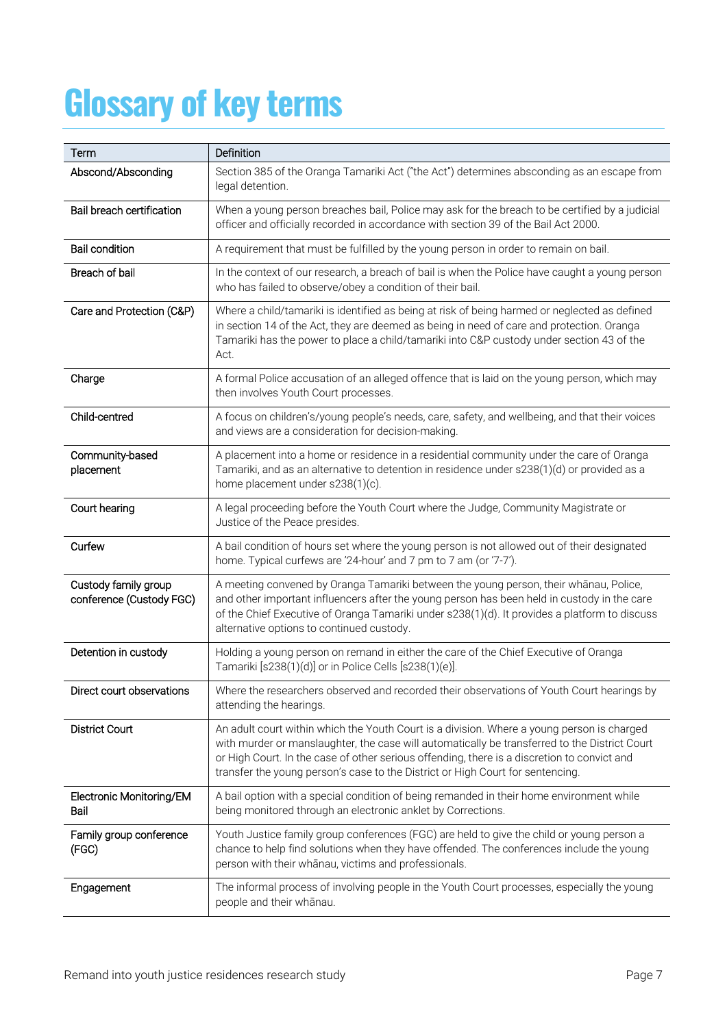# Glossary of key terms

| Term | Definition |
|---|---|
| Abscond/Absconding | Section 385 of the Oranga Tamariki Act ("the Act") determines absconding as an escape from legal detention. |
| Bail breach certification | When a young person breaches bail, Police may ask for the breach to be certified by a judicial officer and officially recorded in accordance with section 39 of the Bail Act 2000. |
| Bail condition | A requirement that must be fulfilled by the young person in order to remain on bail. |
| Breach of bail | In the context of our research, a breach of bail is when the Police have caught a young person who has failed to observe/obey a condition of their bail. |
| Care and Protection (C&P) | Where a child/tamariki is identified as being at risk of being harmed or neglected as defined in section 14 of the Act, they are deemed as being in need of care and protection. Oranga Tamariki has the power to place a child/tamariki into C&P custody under section 43 of the Act. |
| Charge | A formal Police accusation of an alleged offence that is laid on the young person, which may then involves Youth Court processes. |
| Child-centred | A focus on children's/young people's needs, care, safety, and wellbeing, and that their voices and views are a consideration for decision-making. |
| Community-based placement | A placement into a home or residence in a residential community under the care of Oranga Tamariki, and as an alternative to detention in residence under s238(1)(d) or provided as a home placement under s238(1)(c). |
| Court hearing | A legal proceeding before the Youth Court where the Judge, Community Magistrate or Justice of the Peace presides. |
| Curfew | A bail condition of hours set where the young person is not allowed out of their designated home. Typical curfews are '24-hour' and 7 pm to 7 am (or '7-7'). |
| Custody family group conference (Custody FGC) | A meeting convened by Oranga Tamariki between the young person, their whānau, Police, and other important influencers after the young person has been held in custody in the care of the Chief Executive of Oranga Tamariki under s238(1)(d). It provides a platform to discuss alternative options to continued custody. |
| Detention in custody | Holding a young person on remand in either the care of the Chief Executive of Oranga Tamariki [s238(1)(d)] or in Police Cells [s238(1)(e)]. |
| Direct court observations | Where the researchers observed and recorded their observations of Youth Court hearings by attending the hearings. |
| District Court | An adult court within which the Youth Court is a division. Where a young person is charged with murder or manslaughter, the case will automatically be transferred to the District Court or High Court. In the case of other serious offending, there is a discretion to convict and transfer the young person's case to the District or High Court for sentencing. |
| Electronic Monitoring/EM Bail | A bail option with a special condition of being remanded in their home environment while being monitored through an electronic anklet by Corrections. |
| Family group conference (FGC) | Youth Justice family group conferences (FGC) are held to give the child or young person a chance to help find solutions when they have offended. The conferences include the young person with their whānau, victims and professionals. |
| Engagement | The informal process of involving people in the Youth Court processes, especially the young people and their whānau. |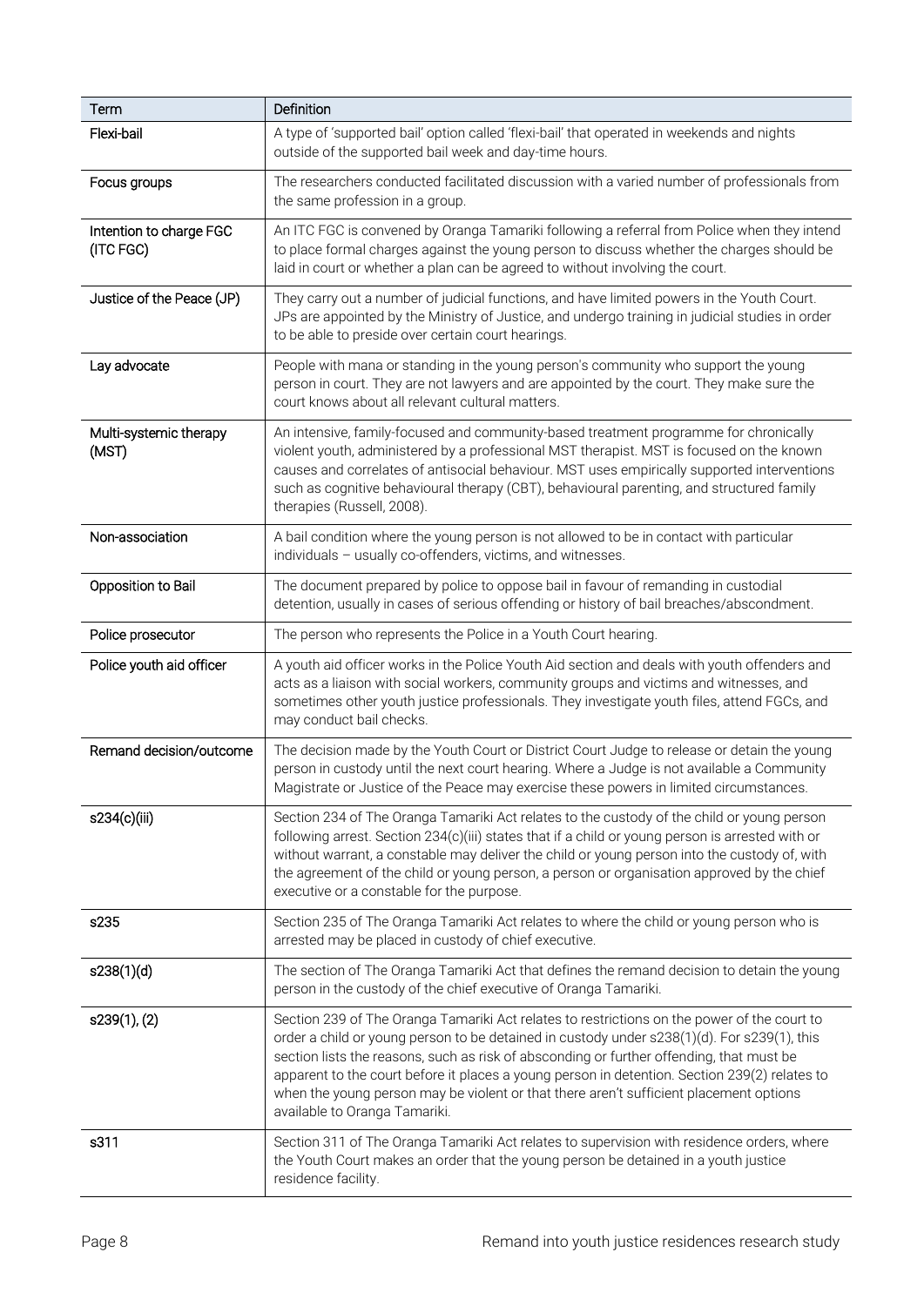| Term | Definition |
| --- | --- |
| Flexi-bail | A type of 'supported bail' option called 'flexi-bail' that operated in weekends and nights outside of the supported bail week and day-time hours. |
| Focus groups | The researchers conducted facilitated discussion with a varied number of professionals from the same profession in a group. |
| Intention to charge FGC (ITC FGC) | An ITC FGC is convened by Oranga Tamariki following a referral from Police when they intend to place formal charges against the young person to discuss whether the charges should be laid in court or whether a plan can be agreed to without involving the court. |
| Justice of the Peace (JP) | They carry out a number of judicial functions, and have limited powers in the Youth Court. JPs are appointed by the Ministry of Justice, and undergo training in judicial studies in order to be able to preside over certain court hearings. |
| Lay advocate | People with mana or standing in the young person's community who support the young person in court. They are not lawyers and are appointed by the court. They make sure the court knows about all relevant cultural matters. |
| Multi-systemic therapy (MST) | An intensive, family-focused and community-based treatment programme for chronically violent youth, administered by a professional MST therapist. MST is focused on the known causes and correlates of antisocial behaviour. MST uses empirically supported interventions such as cognitive behavioural therapy (CBT), behavioural parenting, and structured family therapies (Russell, 2008). |
| Non-association | A bail condition where the young person is not allowed to be in contact with particular individuals – usually co-offenders, victims, and witnesses. |
| Opposition to Bail | The document prepared by police to oppose bail in favour of remanding in custodial detention, usually in cases of serious offending or history of bail breaches/abscondment. |
| Police prosecutor | The person who represents the Police in a Youth Court hearing. |
| Police youth aid officer | A youth aid officer works in the Police Youth Aid section and deals with youth offenders and acts as a liaison with social workers, community groups and victims and witnesses, and sometimes other youth justice professionals. They investigate youth files, attend FGCs, and may conduct bail checks. |
| Remand decision/outcome | The decision made by the Youth Court or District Court Judge to release or detain the young person in custody until the next court hearing. Where a Judge is not available a Community Magistrate or Justice of the Peace may exercise these powers in limited circumstances. |
| s234(c)(iii) | Section 234 of The Oranga Tamariki Act relates to the custody of the child or young person following arrest. Section 234(c)(iii) states that if a child or young person is arrested with or without warrant, a constable may deliver the child or young person into the custody of, with the agreement of the child or young person, a person or organisation approved by the chief executive or a constable for the purpose. |
| s235 | Section 235 of The Oranga Tamariki Act relates to where the child or young person who is arrested may be placed in custody of chief executive. |
| s238(1)(d) | The section of The Oranga Tamariki Act that defines the remand decision to detain the young person in the custody of the chief executive of Oranga Tamariki. |
| s239(1), (2) | Section 239 of The Oranga Tamariki Act relates to restrictions on the power of the court to order a child or young person to be detained in custody under s238(1)(d). For s239(1), this section lists the reasons, such as risk of absconding or further offending, that must be apparent to the court before it places a young person in detention. Section 239(2) relates to when the young person may be violent or that there aren't sufficient placement options available to Oranga Tamariki. |
| s311 | Section 311 of The Oranga Tamariki Act relates to supervision with residence orders, where the Youth Court makes an order that the young person be detained in a youth justice residence facility. |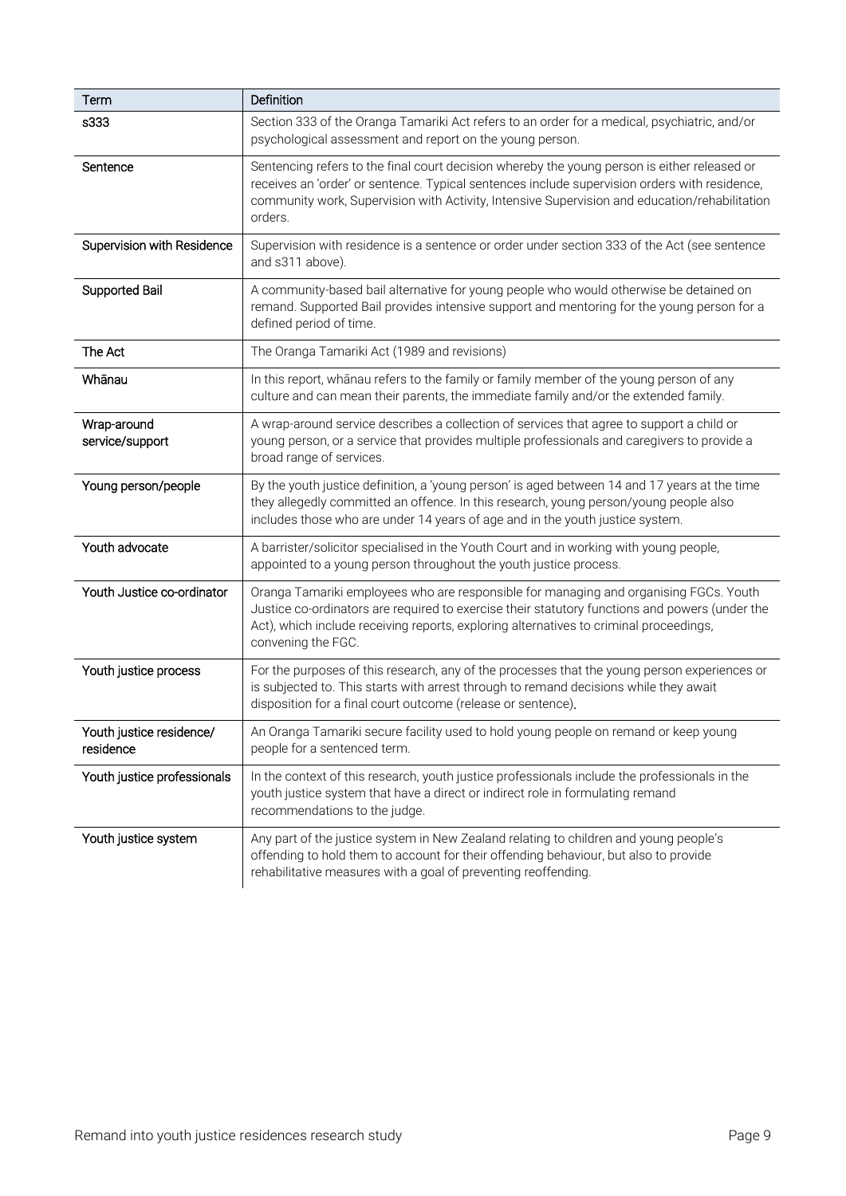| Term | Definition |
| --- | --- |
| s333 | Section 333 of the Oranga Tamariki Act refers to an order for a medical, psychiatric, and/or psychological assessment and report on the young person. |
| Sentence | Sentencing refers to the final court decision whereby the young person is either released or receives an 'order' or sentence. Typical sentences include supervision orders with residence, community work, Supervision with Activity, Intensive Supervision and education/rehabilitation orders. |
| Supervision with Residence | Supervision with residence is a sentence or order under section 333 of the Act (see sentence and s311 above). |
| Supported Bail | A community-based bail alternative for young people who would otherwise be detained on remand. Supported Bail provides intensive support and mentoring for the young person for a defined period of time. |
| The Act | The Oranga Tamariki Act (1989 and revisions) |
| Whānau | In this report, whānau refers to the family or family member of the young person of any culture and can mean their parents, the immediate family and/or the extended family. |
| Wrap-around service/support | A wrap-around service describes a collection of services that agree to support a child or young person, or a service that provides multiple professionals and caregivers to provide a broad range of services. |
| Young person/people | By the youth justice definition, a 'young person' is aged between 14 and 17 years at the time they allegedly committed an offence. In this research, young person/young people also includes those who are under 14 years of age and in the youth justice system. |
| Youth advocate | A barrister/solicitor specialised in the Youth Court and in working with young people, appointed to a young person throughout the youth justice process. |
| Youth Justice co-ordinator | Oranga Tamariki employees who are responsible for managing and organising FGCs. Youth Justice co-ordinators are required to exercise their statutory functions and powers (under the Act), which include receiving reports, exploring alternatives to criminal proceedings, convening the FGC. |
| Youth justice process | For the purposes of this research, any of the processes that the young person experiences or is subjected to. This starts with arrest through to remand decisions while they await disposition for a final court outcome (release or sentence). |
| Youth justice residence/ residence | An Oranga Tamariki secure facility used to hold young people on remand or keep young people for a sentenced term. |
| Youth justice professionals | In the context of this research, youth justice professionals include the professionals in the youth justice system that have a direct or indirect role in formulating remand recommendations to the judge. |
| Youth justice system | Any part of the justice system in New Zealand relating to children and young people's offending to hold them to account for their offending behaviour, but also to provide rehabilitative measures with a goal of preventing reoffending. |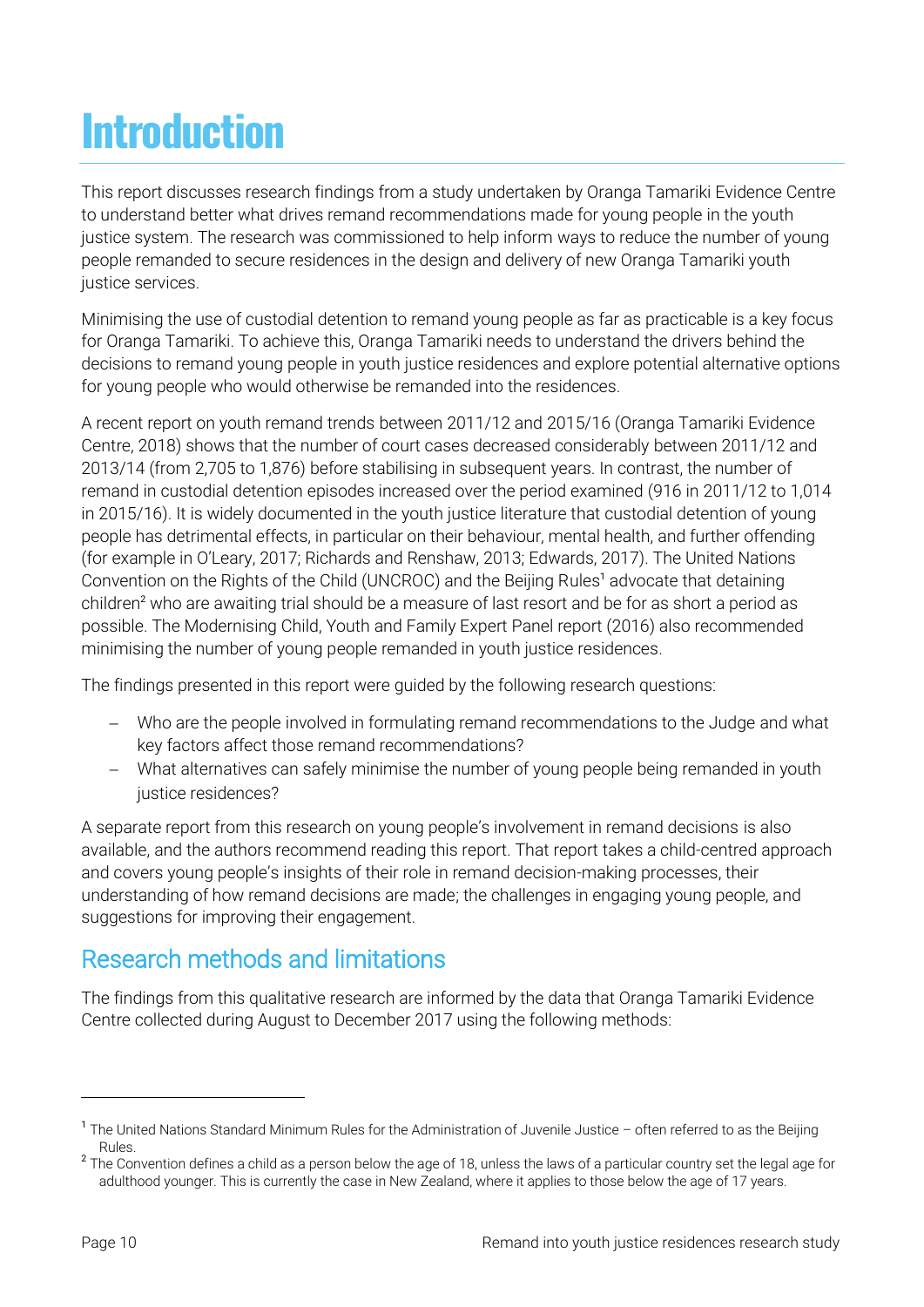# Introduction

This report discusses research findings from a study undertaken by Oranga Tamariki Evidence Centre to understand better what drives remand recommendations made for young people in the youth justice system. The research was commissioned to help inform ways to reduce the number of young people remanded to secure residences in the design and delivery of new Oranga Tamariki youth justice services.

Minimising the use of custodial detention to remand young people as far as practicable is a key focus for Oranga Tamariki. To achieve this, Oranga Tamariki needs to understand the drivers behind the decisions to remand young people in youth justice residences and explore potential alternative options for young people who would otherwise be remanded into the residences.

A recent report on youth remand trends between 2011/12 and 2015/16 (Oranga Tamariki Evidence Centre, 2018) shows that the number of court cases decreased considerably between 2011/12 and 2013/14 (from 2,705 to 1,876) before stabilising in subsequent years. In contrast, the number of remand in custodial detention episodes increased over the period examined (916 in 2011/12 to 1,014 in 2015/16). It is widely documented in the youth justice literature that custodial detention of young people has detrimental effects, in particular on their behaviour, mental health, and further offending (for example in O'Leary, 2017; Richards and Renshaw, 2013; Edwards, 2017). The United Nations Convention on the Rights of the Child (UNCROC) and the Beijing Rules[1] advocate that detaining children[2] who are awaiting trial should be a measure of last resort and be for as short a period as possible. The Modernising Child, Youth and Family Expert Panel report (2016) also recommended minimising the number of young people remanded in youth justice residences.

The findings presented in this report were guided by the following research questions:

- Who are the people involved in formulating remand recommendations to the Judge and what key factors affect those remand recommendations?
- What alternatives can safely minimise the number of young people being remanded in youth justice residences?

A separate report from this research on young people's involvement in remand decisions is also available, and the authors recommend reading this report. That report takes a child-centred approach and covers young people's insights of their role in remand decision-making processes, their understanding of how remand decisions are made; the challenges in engaging young people, and suggestions for improving their engagement.

## Research methods and limitations

The findings from this qualitative research are informed by the data that Oranga Tamariki Evidence Centre collected during August to December 2017 using the following methods:

---

[1] The United Nations Standard Minimum Rules for the Administration of Juvenile Justice – often referred to as the Beijing Rules.

[2] The Convention defines a child as a person below the age of 18, unless the laws of a particular country set the legal age for adulthood younger. This is currently the case in New Zealand, where it applies to those below the age of 17 years.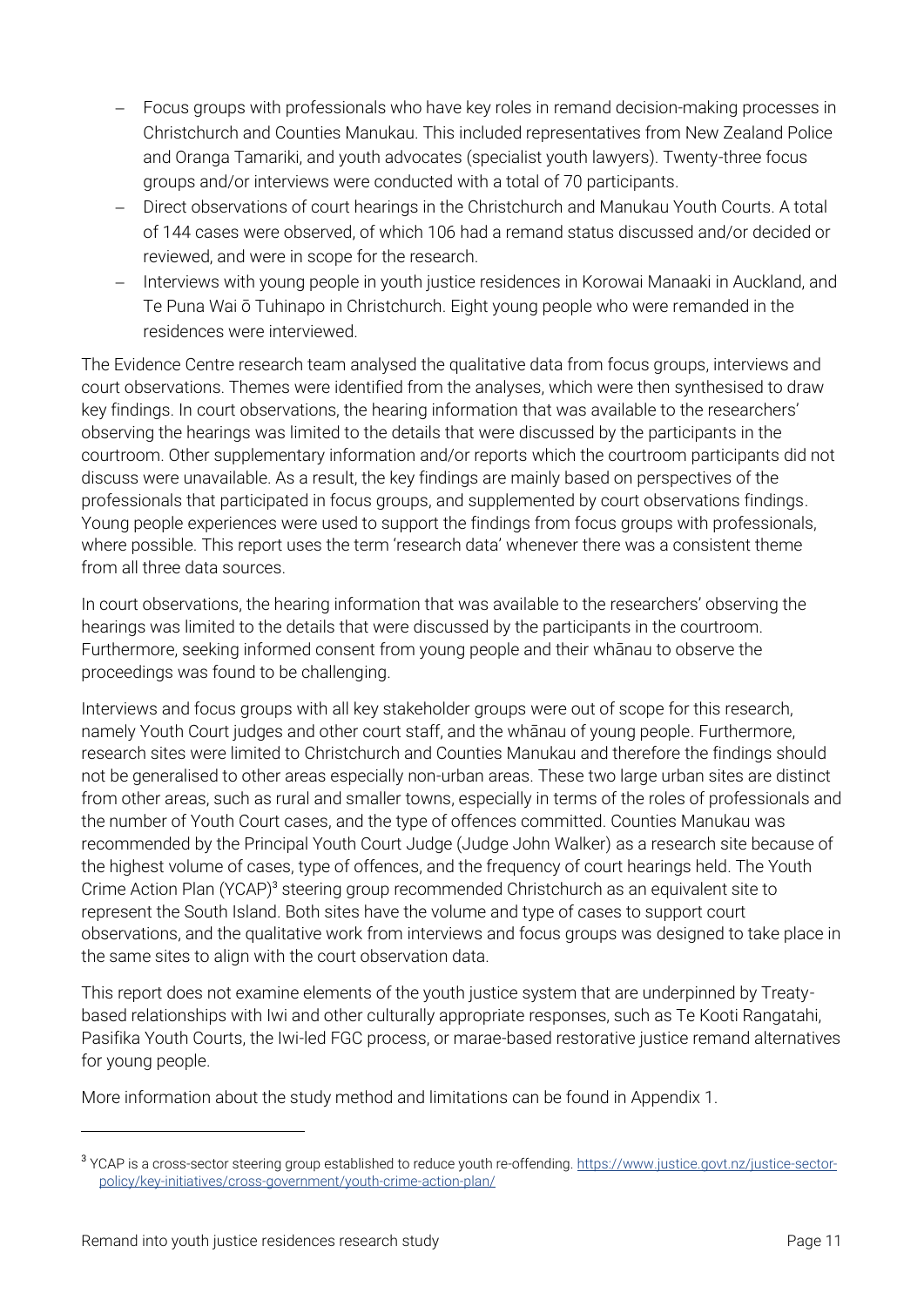- Focus groups with professionals who have key roles in remand decision-making processes in Christchurch and Counties Manukau. This included representatives from New Zealand Police and Oranga Tamariki, and youth advocates (specialist youth lawyers). Twenty-three focus groups and/or interviews were conducted with a total of 70 participants.
- Direct observations of court hearings in the Christchurch and Manukau Youth Courts. A total of 144 cases were observed, of which 106 had a remand status discussed and/or decided or reviewed, and were in scope for the research.
- Interviews with young people in youth justice residences in Korowai Manaaki in Auckland, and Te Puna Wai ō Tuhinapo in Christchurch. Eight young people who were remanded in the residences were interviewed.

The Evidence Centre research team analysed the qualitative data from focus groups, interviews and court observations. Themes were identified from the analyses, which were then synthesised to draw key findings. In court observations, the hearing information that was available to the researchers' observing the hearings was limited to the details that were discussed by the participants in the courtroom. Other supplementary information and/or reports which the courtroom participants did not discuss were unavailable. As a result, the key findings are mainly based on perspectives of the professionals that participated in focus groups, and supplemented by court observations findings. Young people experiences were used to support the findings from focus groups with professionals, where possible. This report uses the term 'research data' whenever there was a consistent theme from all three data sources.

In court observations, the hearing information that was available to the researchers' observing the hearings was limited to the details that were discussed by the participants in the courtroom. Furthermore, seeking informed consent from young people and their whānau to observe the proceedings was found to be challenging.

Interviews and focus groups with all key stakeholder groups were out of scope for this research, namely Youth Court judges and other court staff, and the whānau of young people. Furthermore, research sites were limited to Christchurch and Counties Manukau and therefore the findings should not be generalised to other areas especially non-urban areas. These two large urban sites are distinct from other areas, such as rural and smaller towns, especially in terms of the roles of professionals and the number of Youth Court cases, and the type of offences committed. Counties Manukau was recommended by the Principal Youth Court Judge (Judge John Walker) as a research site because of the highest volume of cases, type of offences, and the frequency of court hearings held. The Youth Crime Action Plan (YCAP)[3] steering group recommended Christchurch as an equivalent site to represent the South Island. Both sites have the volume and type of cases to support court observations, and the qualitative work from interviews and focus groups was designed to take place in the same sites to align with the court observation data.

This report does not examine elements of the youth justice system that are underpinned by Treaty-based relationships with Iwi and other culturally appropriate responses, such as Te Kooti Rangatahi, Pasifika Youth Courts, the Iwi-led FGC process, or marae-based restorative justice remand alternatives for young people.

More information about the study method and limitations can be found in Appendix 1.

---

[3] YCAP is a cross-sector steering group established to reduce youth re-offending. https://www.justice.govt.nz/justice-sector-policy/key-initiatives/cross-government/youth-crime-action-plan/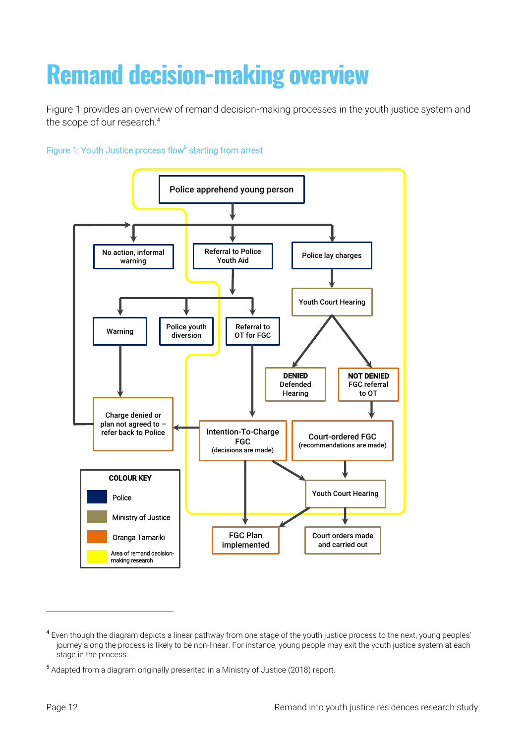# Remand decision-making overview

Figure 1 provides an overview of remand decision-making processes in the youth justice system and the scope of our research.[4]

Figure 1: Youth Justice process flow[5] starting from arrest

Police apprehend young person

- No action, informal warning
- Referral to Police Youth Aid
  - Warning
    - Charge denied or plan not agreed to – refer back to Police
  - Police youth diversion
  - Referral to OT for FGC
    - Intention-To-Charge FGC (decisions are made)
      - Charge denied or plan not agreed to – refer back to Police
      - FGC Plan implemented
      - Youth Court Hearing
- Police lay charges
  - Youth Court Hearing
    - **DENIED** Defended Hearing
    - **NOT DENIED** FGC referral to OT
      - Court-ordered FGC (recommendations are made)
        - Youth Court Hearing
          - FGC Plan implemented
          - Court orders made and carried out

**COLOUR KEY**

- Police
- Ministry of Justice
- Oranga Tamariki
- Area of remand decision-making research

---

[4] Even though the diagram depicts a linear pathway from one stage of the youth justice process to the next, young peoples' journey along the process is likely to be non-linear. For instance, young people may exit the youth justice system at each stage in the process.

[5] Adapted from a diagram originally presented in a Ministry of Justice (2018) report.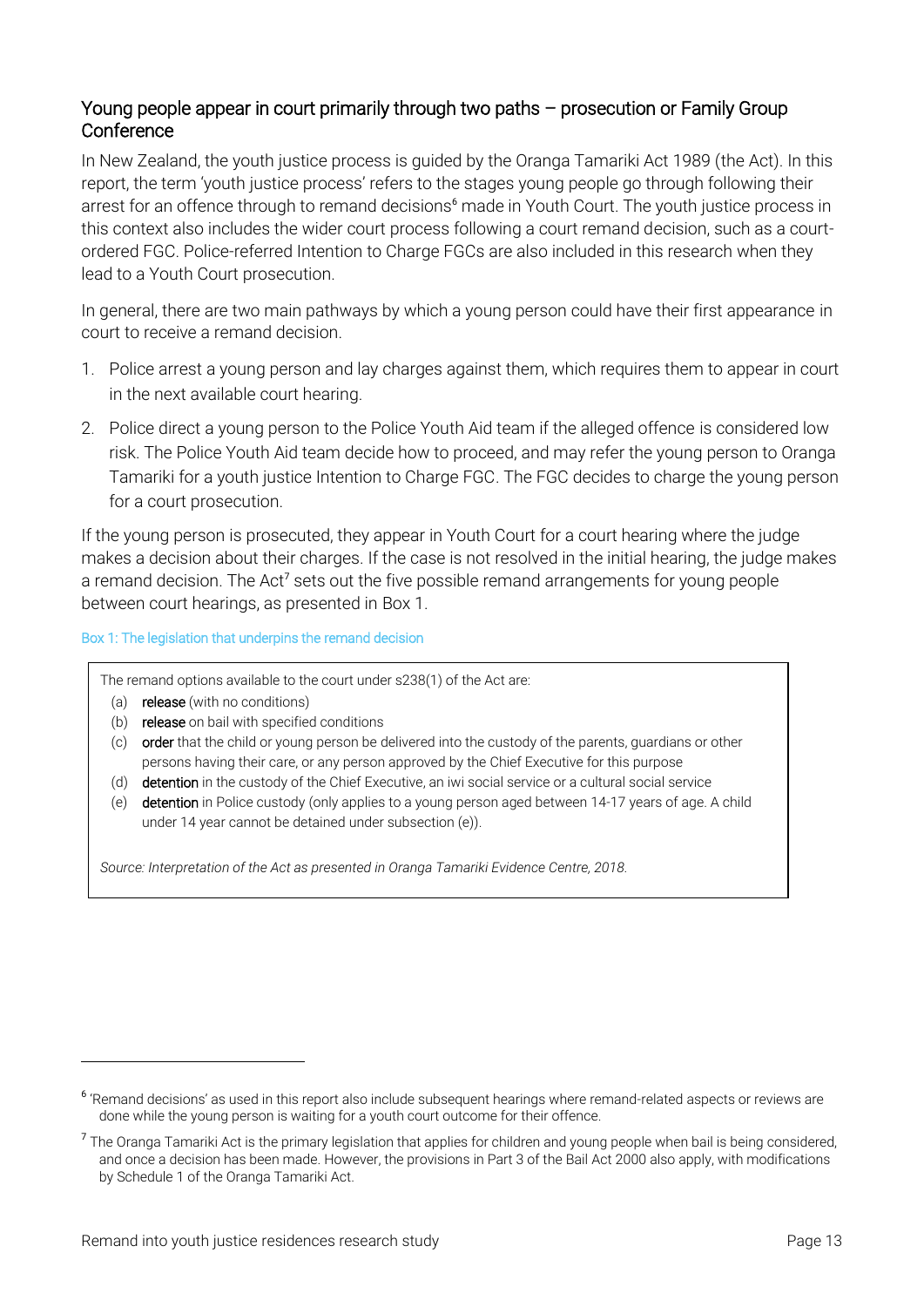## Young people appear in court primarily through two paths – prosecution or Family Group Conference

In New Zealand, the youth justice process is guided by the Oranga Tamariki Act 1989 (the Act). In this report, the term 'youth justice process' refers to the stages young people go through following their arrest for an offence through to remand decisions[6] made in Youth Court. The youth justice process in this context also includes the wider court process following a court remand decision, such as a court-ordered FGC. Police-referred Intention to Charge FGCs are also included in this research when they lead to a Youth Court prosecution.

In general, there are two main pathways by which a young person could have their first appearance in court to receive a remand decision.

1. Police arrest a young person and lay charges against them, which requires them to appear in court in the next available court hearing.
2. Police direct a young person to the Police Youth Aid team if the alleged offence is considered low risk. The Police Youth Aid team decide how to proceed, and may refer the young person to Oranga Tamariki for a youth justice Intention to Charge FGC. The FGC decides to charge the young person for a court prosecution.

If the young person is prosecuted, they appear in Youth Court for a court hearing where the judge makes a decision about their charges. If the case is not resolved in the initial hearing, the judge makes a remand decision. The Act[7] sets out the five possible remand arrangements for young people between court hearings, as presented in Box 1.

Box 1: The legislation that underpins the remand decision

> The remand options available to the court under s238(1) of the Act are:
>
> (a) **release** (with no conditions)
> (b) **release** on bail with specified conditions
> (c) **order** that the child or young person be delivered into the custody of the parents, guardians or other persons having their care, or any person approved by the Chief Executive for this purpose
> (d) **detention** in the custody of the Chief Executive, an iwi social service or a cultural social service
> (e) **detention** in Police custody (only applies to a young person aged between 14-17 years of age. A child under 14 year cannot be detained under subsection (e)).
>
> *Source: Interpretation of the Act as presented in Oranga Tamariki Evidence Centre, 2018.*

---

[6] 'Remand decisions' as used in this report also include subsequent hearings where remand-related aspects or reviews are done while the young person is waiting for a youth court outcome for their offence.

[7] The Oranga Tamariki Act is the primary legislation that applies for children and young people when bail is being considered, and once a decision has been made. However, the provisions in Part 3 of the Bail Act 2000 also apply, with modifications by Schedule 1 of the Oranga Tamariki Act.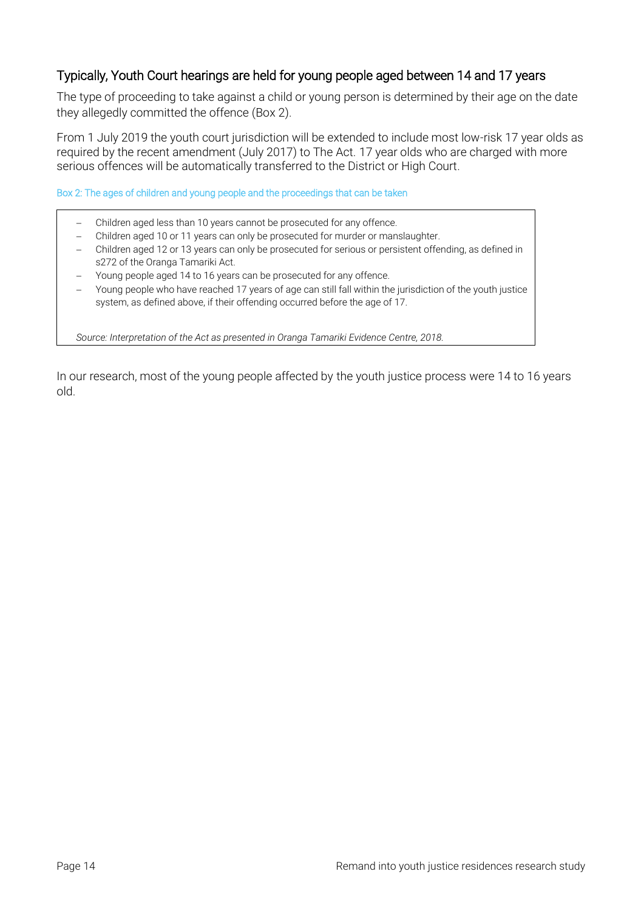## Typically, Youth Court hearings are held for young people aged between 14 and 17 years

The type of proceeding to take against a child or young person is determined by their age on the date they allegedly committed the offence (Box 2).

From 1 July 2019 the youth court jurisdiction will be extended to include most low-risk 17 year olds as required by the recent amendment (July 2017) to The Act. 17 year olds who are charged with more serious offences will be automatically transferred to the District or High Court.

Box 2: The ages of children and young people and the proceedings that can be taken

- Children aged less than 10 years cannot be prosecuted for any offence.
- Children aged 10 or 11 years can only be prosecuted for murder or manslaughter.
- Children aged 12 or 13 years can only be prosecuted for serious or persistent offending, as defined in s272 of the Oranga Tamariki Act.
- Young people aged 14 to 16 years can be prosecuted for any offence.
- Young people who have reached 17 years of age can still fall within the jurisdiction of the youth justice system, as defined above, if their offending occurred before the age of 17.

*Source: Interpretation of the Act as presented in Oranga Tamariki Evidence Centre, 2018.*

In our research, most of the young people affected by the youth justice process were 14 to 16 years old.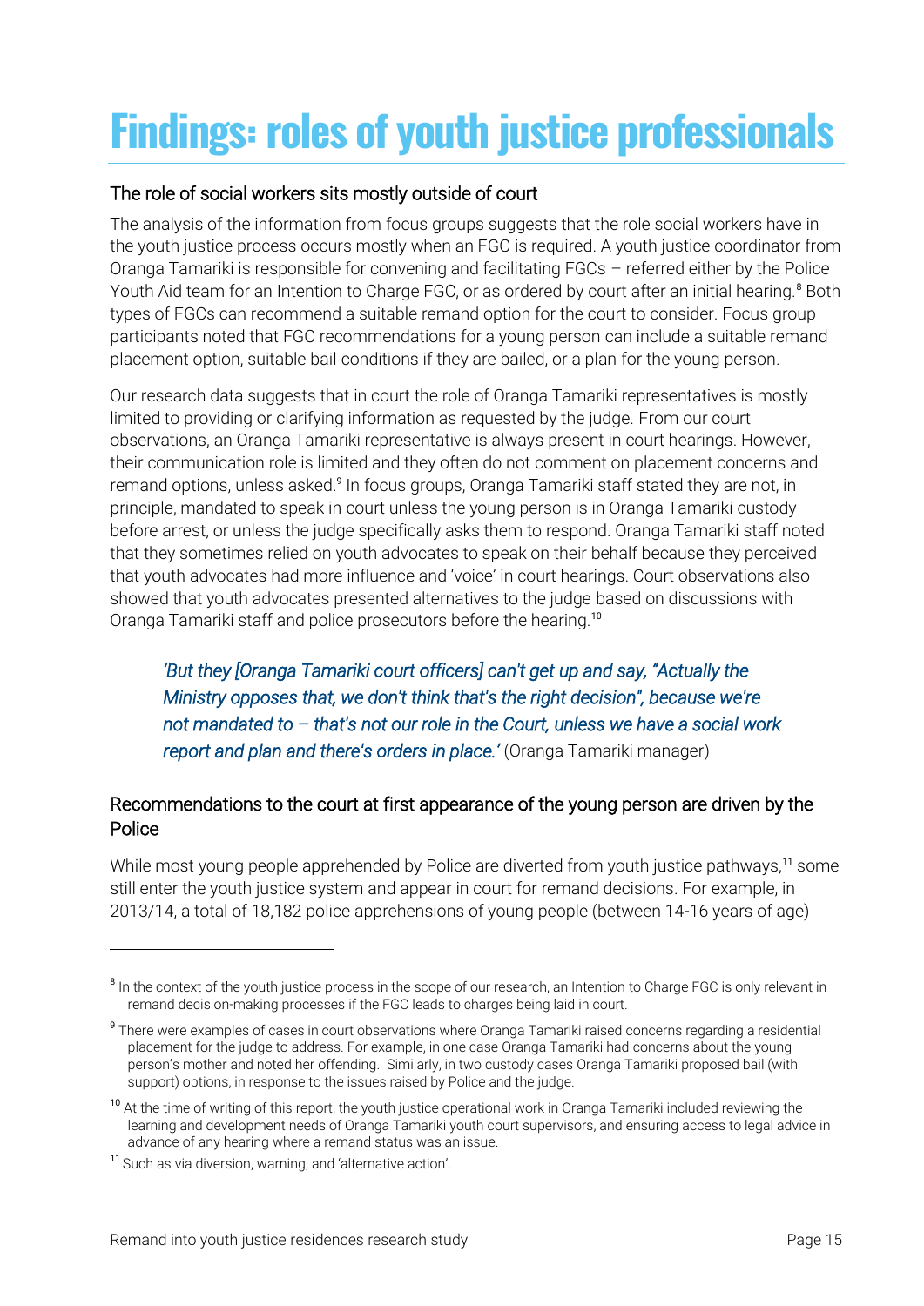# Findings: roles of youth justice professionals

## The role of social workers sits mostly outside of court

The analysis of the information from focus groups suggests that the role social workers have in the youth justice process occurs mostly when an FGC is required. A youth justice coordinator from Oranga Tamariki is responsible for convening and facilitating FGCs – referred either by the Police Youth Aid team for an Intention to Charge FGC, or as ordered by court after an initial hearing.[8] Both types of FGCs can recommend a suitable remand option for the court to consider. Focus group participants noted that FGC recommendations for a young person can include a suitable remand placement option, suitable bail conditions if they are bailed, or a plan for the young person.

Our research data suggests that in court the role of Oranga Tamariki representatives is mostly limited to providing or clarifying information as requested by the judge. From our court observations, an Oranga Tamariki representative is always present in court hearings. However, their communication role is limited and they often do not comment on placement concerns and remand options, unless asked.[9] In focus groups, Oranga Tamariki staff stated they are not, in principle, mandated to speak in court unless the young person is in Oranga Tamariki custody before arrest, or unless the judge specifically asks them to respond. Oranga Tamariki staff noted that they sometimes relied on youth advocates to speak on their behalf because they perceived that youth advocates had more influence and 'voice' in court hearings. Court observations also showed that youth advocates presented alternatives to the judge based on discussions with Oranga Tamariki staff and police prosecutors before the hearing.[10]

> *'But they [Oranga Tamariki court officers] can't get up and say, "Actually the Ministry opposes that, we don't think that's the right decision", because we're not mandated to – that's not our role in the Court, unless we have a social work report and plan and there's orders in place.'* (Oranga Tamariki manager)

## Recommendations to the court at first appearance of the young person are driven by the Police

While most young people apprehended by Police are diverted from youth justice pathways,[11] some still enter the youth justice system and appear in court for remand decisions. For example, in 2013/14, a total of 18,182 police apprehensions of young people (between 14-16 years of age)

---

[8] In the context of the youth justice process in the scope of our research, an Intention to Charge FGC is only relevant in remand decision-making processes if the FGC leads to charges being laid in court.

[9] There were examples of cases in court observations where Oranga Tamariki raised concerns regarding a residential placement for the judge to address. For example, in one case Oranga Tamariki had concerns about the young person's mother and noted her offending. Similarly, in two custody cases Oranga Tamariki proposed bail (with support) options, in response to the issues raised by Police and the judge.

[10] At the time of writing of this report, the youth justice operational work in Oranga Tamariki included reviewing the learning and development needs of Oranga Tamariki youth court supervisors, and ensuring access to legal advice in advance of any hearing where a remand status was an issue.

[11] Such as via diversion, warning, and 'alternative action'.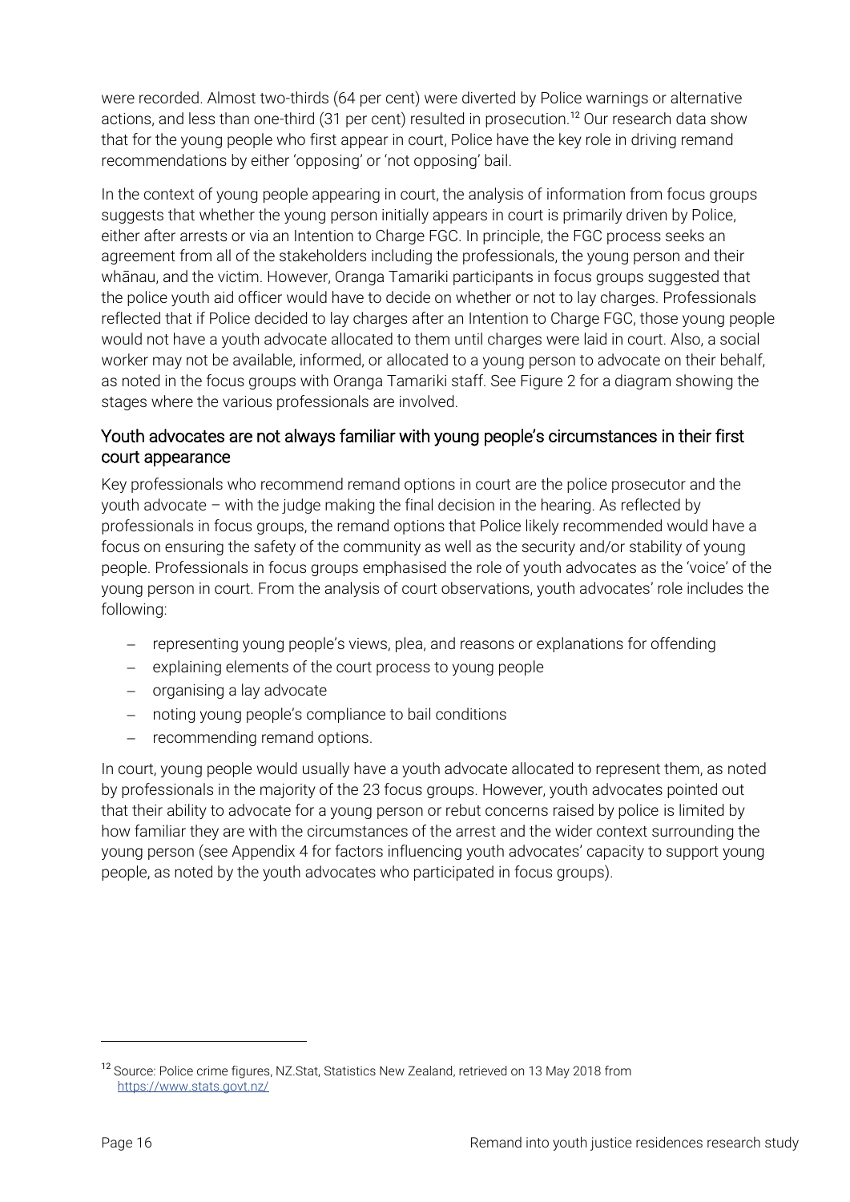were recorded. Almost two-thirds (64 per cent) were diverted by Police warnings or alternative actions, and less than one-third (31 per cent) resulted in prosecution.[12] Our research data show that for the young people who first appear in court, Police have the key role in driving remand recommendations by either 'opposing' or 'not opposing' bail.

In the context of young people appearing in court, the analysis of information from focus groups suggests that whether the young person initially appears in court is primarily driven by Police, either after arrests or via an Intention to Charge FGC. In principle, the FGC process seeks an agreement from all of the stakeholders including the professionals, the young person and their whānau, and the victim. However, Oranga Tamariki participants in focus groups suggested that the police youth aid officer would have to decide on whether or not to lay charges. Professionals reflected that if Police decided to lay charges after an Intention to Charge FGC, those young people would not have a youth advocate allocated to them until charges were laid in court. Also, a social worker may not be available, informed, or allocated to a young person to advocate on their behalf, as noted in the focus groups with Oranga Tamariki staff. See Figure 2 for a diagram showing the stages where the various professionals are involved.

### Youth advocates are not always familiar with young people's circumstances in their first court appearance

Key professionals who recommend remand options in court are the police prosecutor and the youth advocate – with the judge making the final decision in the hearing. As reflected by professionals in focus groups, the remand options that Police likely recommended would have a focus on ensuring the safety of the community as well as the security and/or stability of young people. Professionals in focus groups emphasised the role of youth advocates as the 'voice' of the young person in court. From the analysis of court observations, youth advocates' role includes the following:

- representing young people's views, plea, and reasons or explanations for offending
- explaining elements of the court process to young people
- organising a lay advocate
- noting young people's compliance to bail conditions
- recommending remand options.

In court, young people would usually have a youth advocate allocated to represent them, as noted by professionals in the majority of the 23 focus groups. However, youth advocates pointed out that their ability to advocate for a young person or rebut concerns raised by police is limited by how familiar they are with the circumstances of the arrest and the wider context surrounding the young person (see Appendix 4 for factors influencing youth advocates' capacity to support young people, as noted by the youth advocates who participated in focus groups).

---

[12] Source: Police crime figures, NZ.Stat, Statistics New Zealand, retrieved on 13 May 2018 from https://www.stats.govt.nz/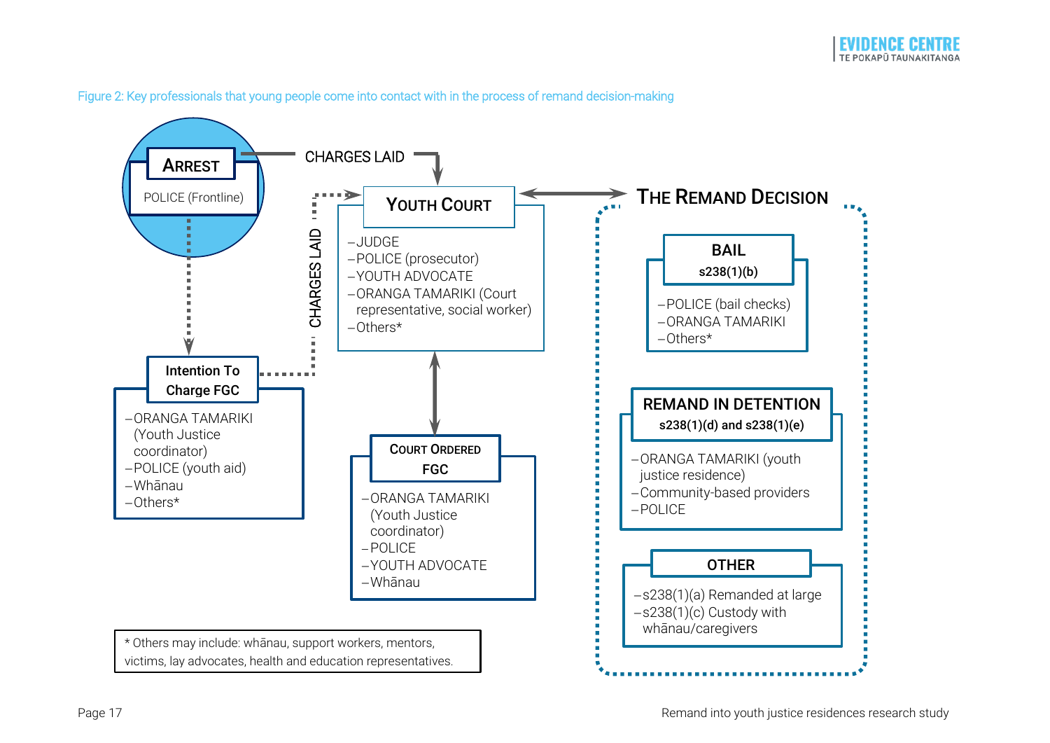Figure 2: Key professionals that young people come into contact with in the process of remand decision-making

**ARREST**

POLICE (Frontline)

CHARGES LAID

**YOUTH COURT**

- JUDGE
- POLICE (prosecutor)
- YOUTH ADVOCATE
- ORANGA TAMARIKI (Court representative, social worker)
- Others*

**Intention To Charge FGC**

- ORANGA TAMARIKI (Youth Justice coordinator)
- POLICE (youth aid)
- Whānau
- Others*

CHARGES LAID

**COURT ORDERED FGC**

- ORANGA TAMARIKI (Youth Justice coordinator)
- POLICE
- YOUTH ADVOCATE
- Whānau

**THE REMAND DECISION**

**BAIL**
**s238(1)(b)**

- POLICE (bail checks)
- ORANGA TAMARIKI
- Others*

**REMAND IN DETENTION**
**s238(1)(d) and s238(1)(e)**

- ORANGA TAMARIKI (youth justice residence)
- Community-based providers
- POLICE

**OTHER**

- s238(1)(a) Remanded at large
- s238(1)(c) Custody with whānau/caregivers

* Others may include: whānau, support workers, mentors, victims, lay advocates, health and education representatives.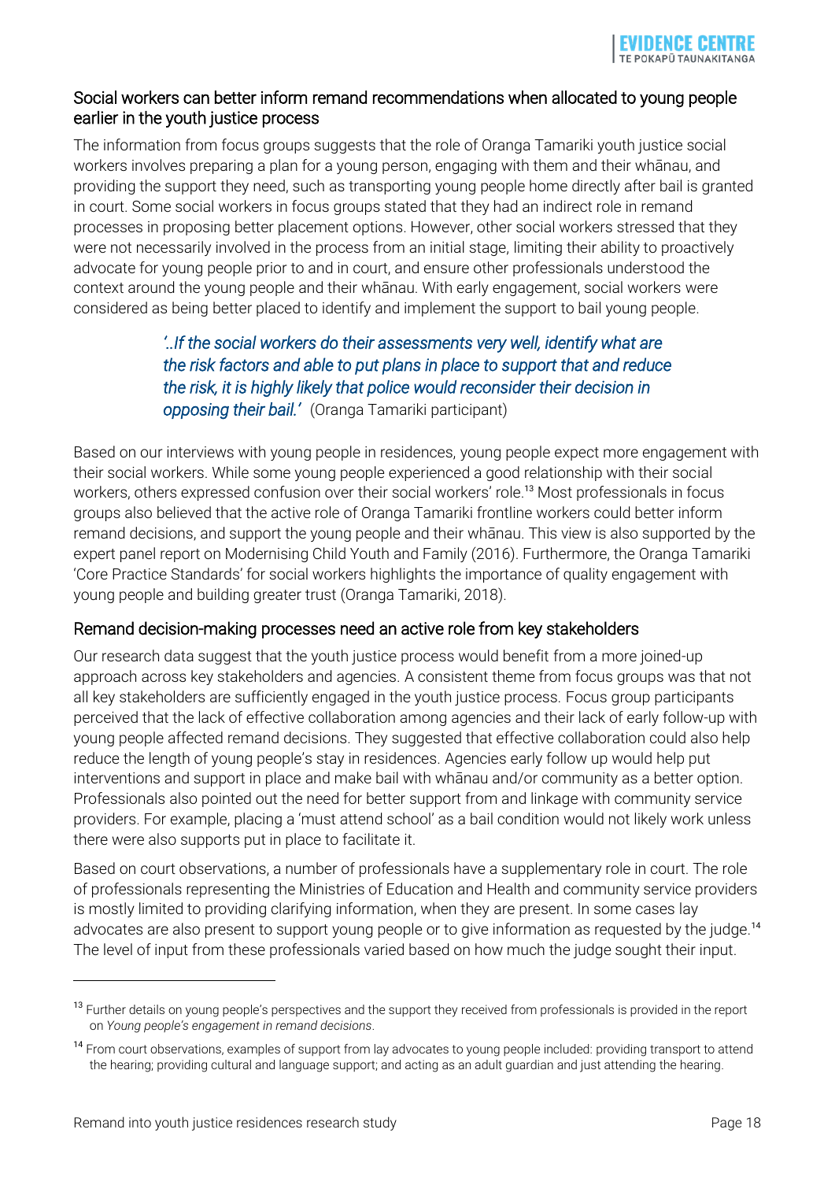### Social workers can better inform remand recommendations when allocated to young people earlier in the youth justice process

The information from focus groups suggests that the role of Oranga Tamariki youth justice social workers involves preparing a plan for a young person, engaging with them and their whānau, and providing the support they need, such as transporting young people home directly after bail is granted in court. Some social workers in focus groups stated that they had an indirect role in remand processes in proposing better placement options. However, other social workers stressed that they were not necessarily involved in the process from an initial stage, limiting their ability to proactively advocate for young people prior to and in court, and ensure other professionals understood the context around the young people and their whānau. With early engagement, social workers were considered as being better placed to identify and implement the support to bail young people.

> *'..If the social workers do their assessments very well, identify what are the risk factors and able to put plans in place to support that and reduce the risk, it is highly likely that police would reconsider their decision in opposing their bail.'* (Oranga Tamariki participant)

Based on our interviews with young people in residences, young people expect more engagement with their social workers. While some young people experienced a good relationship with their social workers, others expressed confusion over their social workers' role.[13] Most professionals in focus groups also believed that the active role of Oranga Tamariki frontline workers could better inform remand decisions, and support the young people and their whānau. This view is also supported by the expert panel report on Modernising Child Youth and Family (2016). Furthermore, the Oranga Tamariki 'Core Practice Standards' for social workers highlights the importance of quality engagement with young people and building greater trust (Oranga Tamariki, 2018).

### Remand decision-making processes need an active role from key stakeholders

Our research data suggest that the youth justice process would benefit from a more joined-up approach across key stakeholders and agencies. A consistent theme from focus groups was that not all key stakeholders are sufficiently engaged in the youth justice process. Focus group participants perceived that the lack of effective collaboration among agencies and their lack of early follow-up with young people affected remand decisions. They suggested that effective collaboration could also help reduce the length of young people's stay in residences. Agencies early follow up would help put interventions and support in place and make bail with whānau and/or community as a better option. Professionals also pointed out the need for better support from and linkage with community service providers. For example, placing a 'must attend school' as a bail condition would not likely work unless there were also supports put in place to facilitate it.

Based on court observations, a number of professionals have a supplementary role in court. The role of professionals representing the Ministries of Education and Health and community service providers is mostly limited to providing clarifying information, when they are present. In some cases lay advocates are also present to support young people or to give information as requested by the judge.[14] The level of input from these professionals varied based on how much the judge sought their input.

---

[13] Further details on young people's perspectives and the support they received from professionals is provided in the report on *Young people's engagement in remand decisions*.

[14] From court observations, examples of support from lay advocates to young people included: providing transport to attend the hearing; providing cultural and language support; and acting as an adult guardian and just attending the hearing.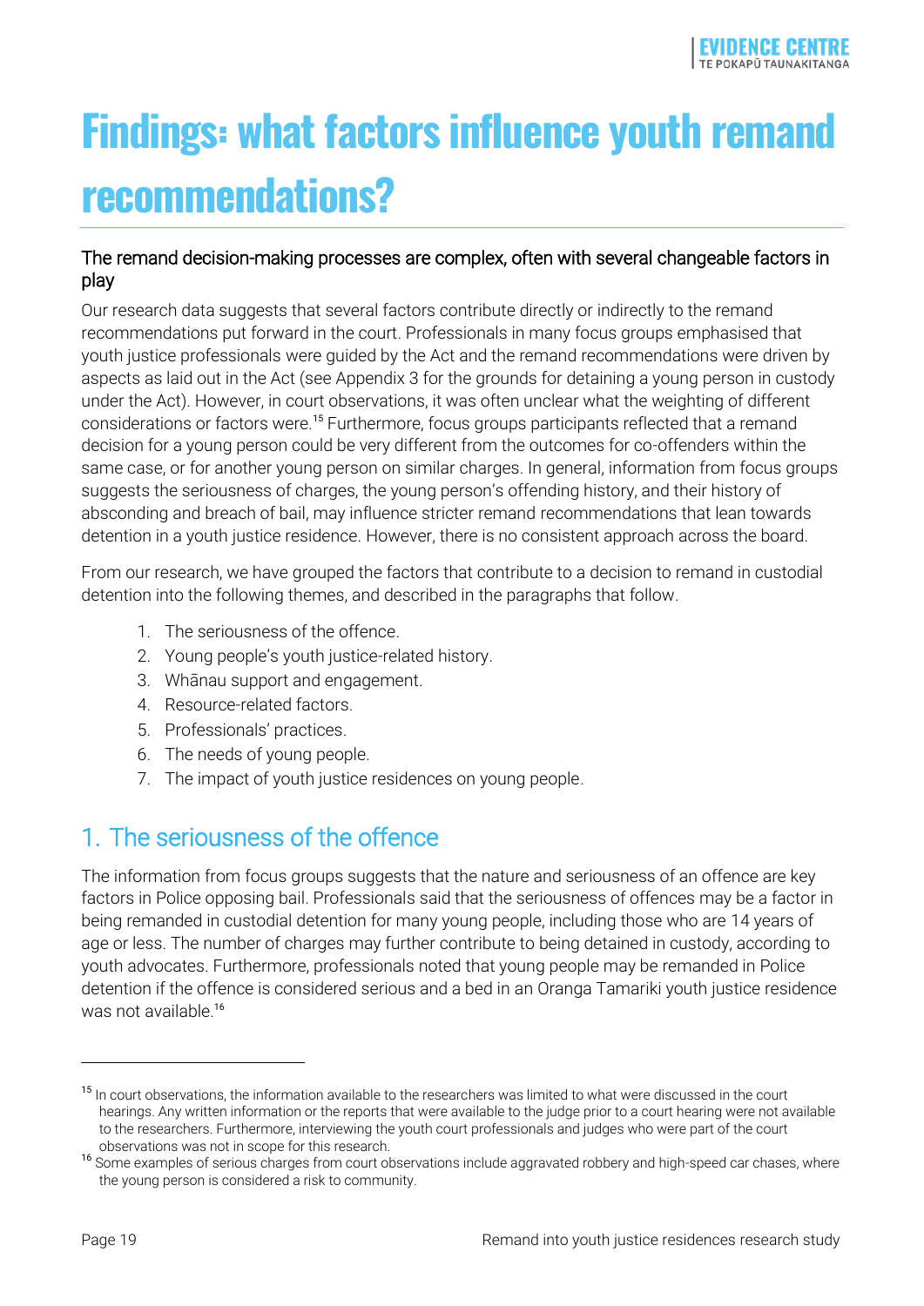# Findings: what factors influence youth remand recommendations?

### The remand decision-making processes are complex, often with several changeable factors in play

Our research data suggests that several factors contribute directly or indirectly to the remand recommendations put forward in the court. Professionals in many focus groups emphasised that youth justice professionals were guided by the Act and the remand recommendations were driven by aspects as laid out in the Act (see Appendix 3 for the grounds for detaining a young person in custody under the Act). However, in court observations, it was often unclear what the weighting of different considerations or factors were.[15] Furthermore, focus groups participants reflected that a remand decision for a young person could be very different from the outcomes for co-offenders within the same case, or for another young person on similar charges. In general, information from focus groups suggests the seriousness of charges, the young person's offending history, and their history of absconding and breach of bail, may influence stricter remand recommendations that lean towards detention in a youth justice residence. However, there is no consistent approach across the board.

From our research, we have grouped the factors that contribute to a decision to remand in custodial detention into the following themes, and described in the paragraphs that follow.

1. The seriousness of the offence.
2. Young people's youth justice-related history.
3. Whānau support and engagement.
4. Resource-related factors.
5. Professionals' practices.
6. The needs of young people.
7. The impact of youth justice residences on young people.

## 1. The seriousness of the offence

The information from focus groups suggests that the nature and seriousness of an offence are key factors in Police opposing bail. Professionals said that the seriousness of offences may be a factor in being remanded in custodial detention for many young people, including those who are 14 years of age or less. The number of charges may further contribute to being detained in custody, according to youth advocates. Furthermore, professionals noted that young people may be remanded in Police detention if the offence is considered serious and a bed in an Oranga Tamariki youth justice residence was not available.[16]

---

[15] In court observations, the information available to the researchers was limited to what were discussed in the court hearings. Any written information or the reports that were available to the judge prior to a court hearing were not available to the researchers. Furthermore, interviewing the youth court professionals and judges who were part of the court observations was not in scope for this research.

[16] Some examples of serious charges from court observations include aggravated robbery and high-speed car chases, where the young person is considered a risk to community.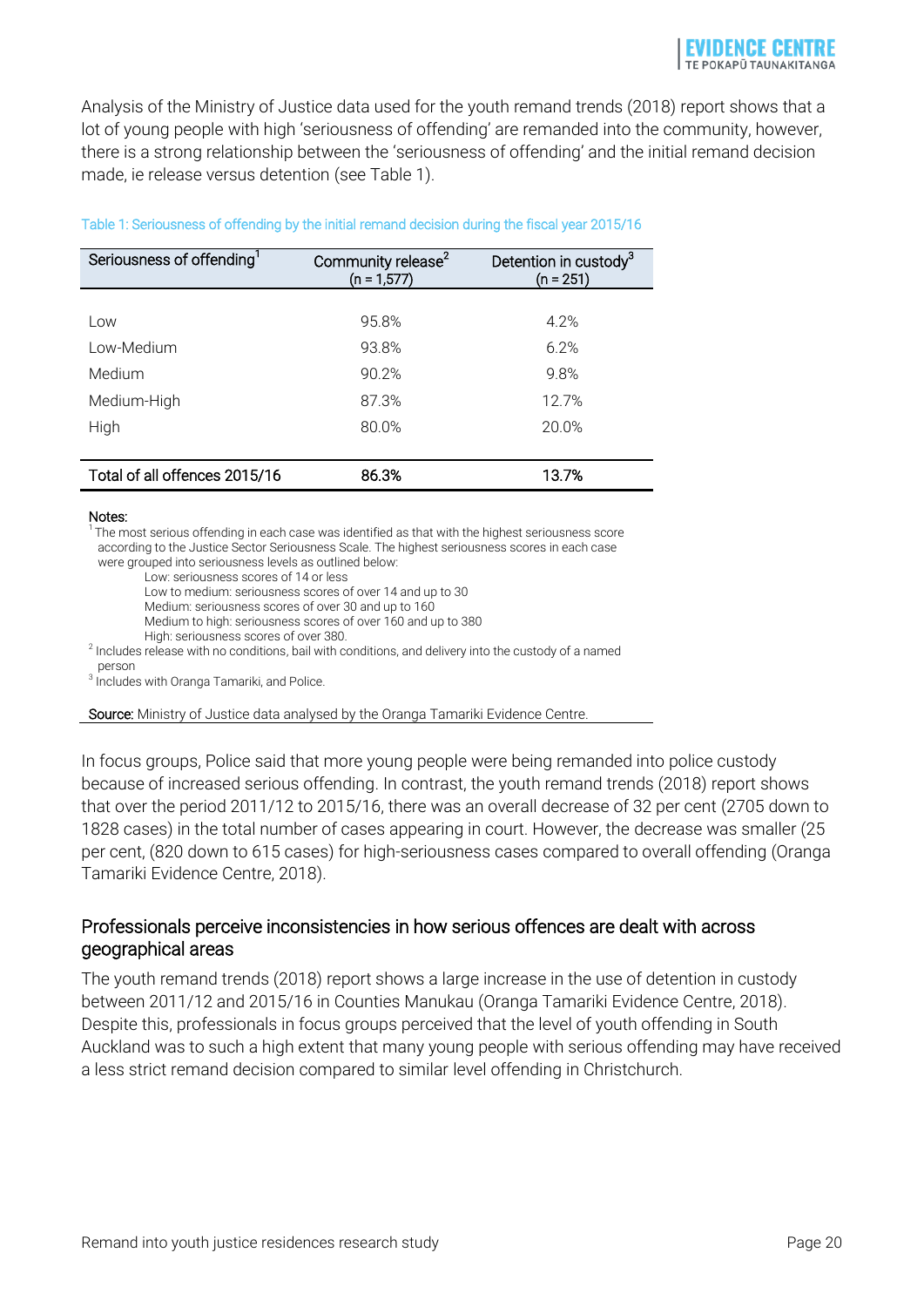Analysis of the Ministry of Justice data used for the youth remand trends (2018) report shows that a lot of young people with high 'seriousness of offending' are remanded into the community, however, there is a strong relationship between the 'seriousness of offending' and the initial remand decision made, ie release versus detention (see Table 1).

Table 1: Seriousness of offending by the initial remand decision during the fiscal year 2015/16

| Seriousness of offending[1] | Community release[2] (n = 1,577) | Detention in custody[3] (n = 251) |
|---|---|---|
| Low | 95.8% | 4.2% |
| Low-Medium | 93.8% | 6.2% |
| Medium | 90.2% | 9.8% |
| Medium-High | 87.3% | 12.7% |
| High | 80.0% | 20.0% |
| **Total of all offences 2015/16** | **86.3%** | **13.7%** |

Notes:

[1] The most serious offending in each case was identified as that with the highest seriousness score according to the Justice Sector Seriousness Scale. The highest seriousness scores in each case were grouped into seriousness levels as outlined below:

- Low: seriousness scores of 14 or less
- Low to medium: seriousness scores of over 14 and up to 30
- Medium: seriousness scores of over 30 and up to 160
- Medium to high: seriousness scores of over 160 and up to 380
- High: seriousness scores of over 380.

[2] Includes release with no conditions, bail with conditions, and delivery into the custody of a named person

[3] Includes with Oranga Tamariki, and Police.

**Source:** Ministry of Justice data analysed by the Oranga Tamariki Evidence Centre.

In focus groups, Police said that more young people were being remanded into police custody because of increased serious offending. In contrast, the youth remand trends (2018) report shows that over the period 2011/12 to 2015/16, there was an overall decrease of 32 per cent (2705 down to 1828 cases) in the total number of cases appearing in court. However, the decrease was smaller (25 per cent, (820 down to 615 cases) for high-seriousness cases compared to overall offending (Oranga Tamariki Evidence Centre, 2018).

## Professionals perceive inconsistencies in how serious offences are dealt with across geographical areas

The youth remand trends (2018) report shows a large increase in the use of detention in custody between 2011/12 and 2015/16 in Counties Manukau (Oranga Tamariki Evidence Centre, 2018). Despite this, professionals in focus groups perceived that the level of youth offending in South Auckland was to such a high extent that many young people with serious offending may have received a less strict remand decision compared to similar level offending in Christchurch.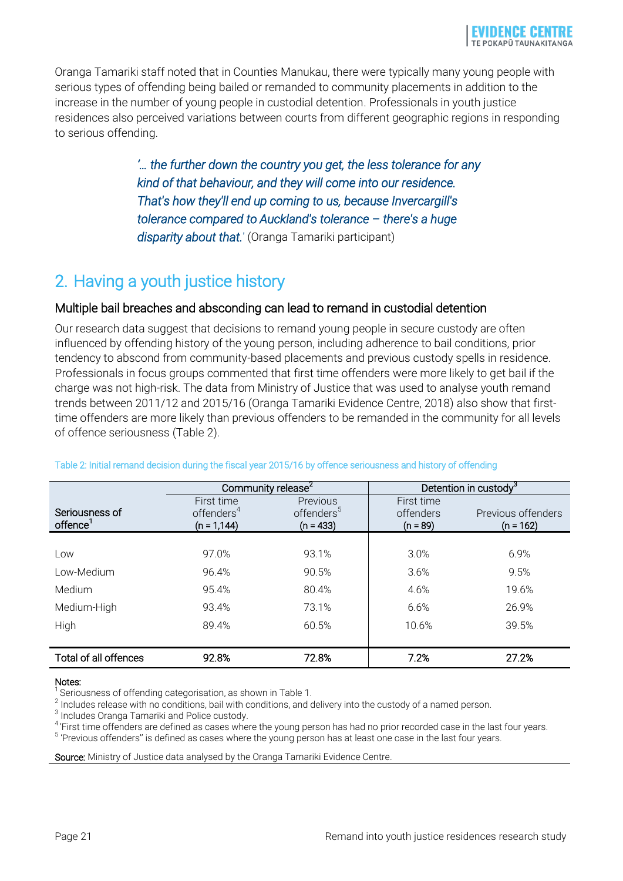Oranga Tamariki staff noted that in Counties Manukau, there were typically many young people with serious types of offending being bailed or remanded to community placements in addition to the increase in the number of young people in custodial detention. Professionals in youth justice residences also perceived variations between courts from different geographic regions in responding to serious offending.

> *'… the further down the country you get, the less tolerance for any kind of that behaviour, and they will come into our residence. That's how they'll end up coming to us, because Invercargill's tolerance compared to Auckland's tolerance – there's a huge disparity about that.'* (Oranga Tamariki participant)

## 2. Having a youth justice history

### Multiple bail breaches and absconding can lead to remand in custodial detention

Our research data suggest that decisions to remand young people in secure custody are often influenced by offending history of the young person, including adherence to bail conditions, prior tendency to abscond from community-based placements and previous custody spells in residence. Professionals in focus groups commented that first time offenders were more likely to get bail if the charge was not high-risk. The data from Ministry of Justice that was used to analyse youth remand trends between 2011/12 and 2015/16 (Oranga Tamariki Evidence Centre, 2018) also show that first-time offenders are more likely than previous offenders to be remanded in the community for all levels of offence seriousness (Table 2).

Table 2: Initial remand decision during the fiscal year 2015/16 by offence seriousness and history of offending

| | Community release[2] | | Detention in custody[3] | |
|---|---|---|---|---|
| Seriousness of offence[1] | First time offenders[4] (n = 1,144) | Previous offenders[5] (n = 433) | First time offenders (n = 89) | Previous offenders (n = 162) |
| Low | 97.0% | 93.1% | 3.0% | 6.9% |
| Low-Medium | 96.4% | 90.5% | 3.6% | 9.5% |
| Medium | 95.4% | 80.4% | 4.6% | 19.6% |
| Medium-High | 93.4% | 73.1% | 6.6% | 26.9% |
| High | 89.4% | 60.5% | 10.6% | 39.5% |
| **Total of all offences** | **92.8%** | **72.8%** | **7.2%** | **27.2%** |

Notes:
[1] Seriousness of offending categorisation, as shown in Table 1.
[2] Includes release with no conditions, bail with conditions, and delivery into the custody of a named person.
[3] Includes Oranga Tamariki and Police custody.
[4] 'First time offenders are defined as cases where the young person has had no prior recorded case in the last four years.
[5] 'Previous offenders" is defined as cases where the young person has at least one case in the last four years.

**Source:** Ministry of Justice data analysed by the Oranga Tamariki Evidence Centre.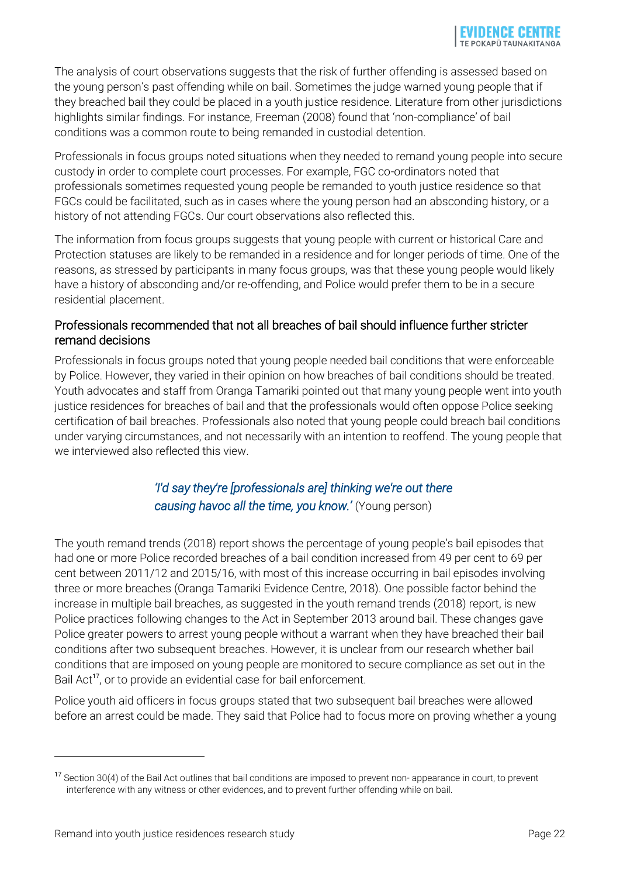The analysis of court observations suggests that the risk of further offending is assessed based on the young person's past offending while on bail. Sometimes the judge warned young people that if they breached bail they could be placed in a youth justice residence. Literature from other jurisdictions highlights similar findings. For instance, Freeman (2008) found that 'non-compliance' of bail conditions was a common route to being remanded in custodial detention.

Professionals in focus groups noted situations when they needed to remand young people into secure custody in order to complete court processes. For example, FGC co-ordinators noted that professionals sometimes requested young people be remanded to youth justice residence so that FGCs could be facilitated, such as in cases where the young person had an absconding history, or a history of not attending FGCs. Our court observations also reflected this.

The information from focus groups suggests that young people with current or historical Care and Protection statuses are likely to be remanded in a residence and for longer periods of time. One of the reasons, as stressed by participants in many focus groups, was that these young people would likely have a history of absconding and/or re-offending, and Police would prefer them to be in a secure residential placement.

### Professionals recommended that not all breaches of bail should influence further stricter remand decisions

Professionals in focus groups noted that young people needed bail conditions that were enforceable by Police. However, they varied in their opinion on how breaches of bail conditions should be treated. Youth advocates and staff from Oranga Tamariki pointed out that many young people went into youth justice residences for breaches of bail and that the professionals would often oppose Police seeking certification of bail breaches. Professionals also noted that young people could breach bail conditions under varying circumstances, and not necessarily with an intention to reoffend. The young people that we interviewed also reflected this view.

> *'I'd say they're [professionals are] thinking we're out there causing havoc all the time, you know.'* (Young person)

The youth remand trends (2018) report shows the percentage of young people's bail episodes that had one or more Police recorded breaches of a bail condition increased from 49 per cent to 69 per cent between 2011/12 and 2015/16, with most of this increase occurring in bail episodes involving three or more breaches (Oranga Tamariki Evidence Centre, 2018). One possible factor behind the increase in multiple bail breaches, as suggested in the youth remand trends (2018) report, is new Police practices following changes to the Act in September 2013 around bail. These changes gave Police greater powers to arrest young people without a warrant when they have breached their bail conditions after two subsequent breaches. However, it is unclear from our research whether bail conditions that are imposed on young people are monitored to secure compliance as set out in the Bail Act[17], or to provide an evidential case for bail enforcement.

Police youth aid officers in focus groups stated that two subsequent bail breaches were allowed before an arrest could be made. They said that Police had to focus more on proving whether a young

---

[17] Section 30(4) of the Bail Act outlines that bail conditions are imposed to prevent non- appearance in court, to prevent interference with any witness or other evidences, and to prevent further offending while on bail.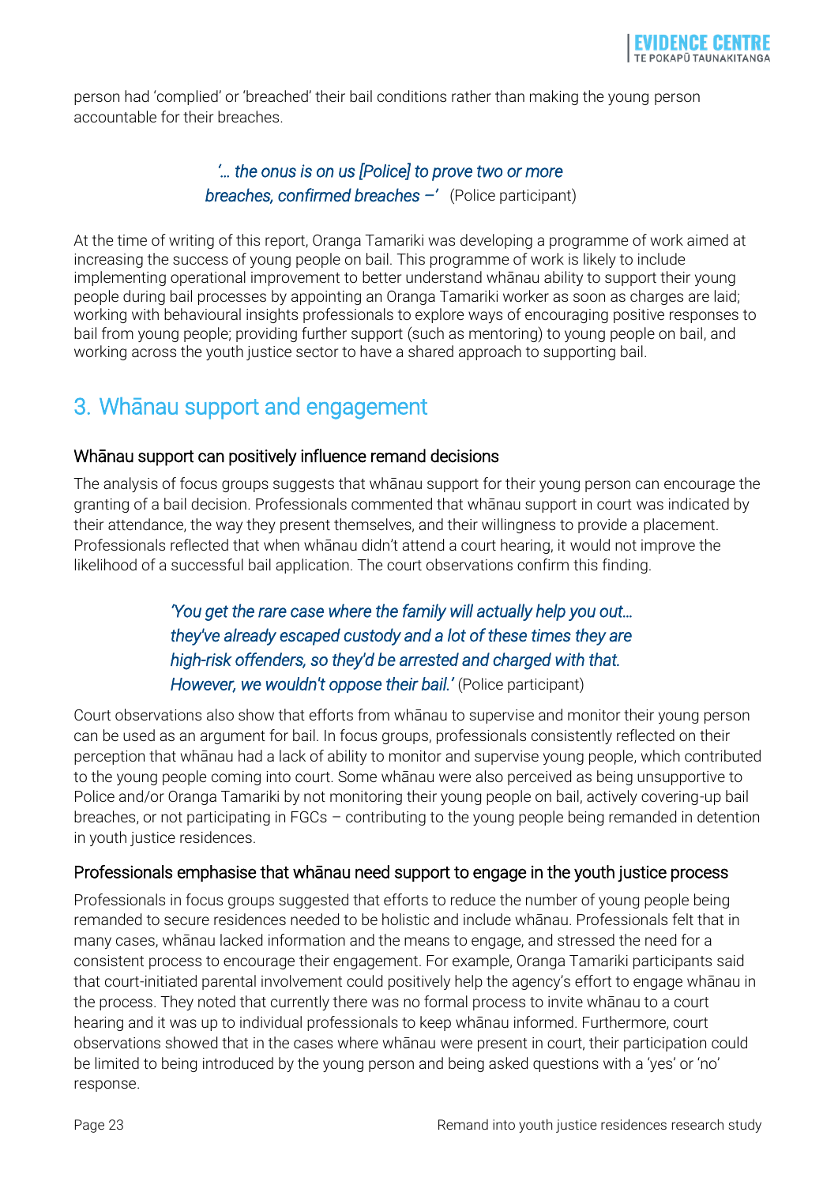person had 'complied' or 'breached' their bail conditions rather than making the young person accountable for their breaches.

> *'... the onus is on us [Police] to prove two or more breaches, confirmed breaches –'* (Police participant)

At the time of writing of this report, Oranga Tamariki was developing a programme of work aimed at increasing the success of young people on bail. This programme of work is likely to include implementing operational improvement to better understand whānau ability to support their young people during bail processes by appointing an Oranga Tamariki worker as soon as charges are laid; working with behavioural insights professionals to explore ways of encouraging positive responses to bail from young people; providing further support (such as mentoring) to young people on bail, and working across the youth justice sector to have a shared approach to supporting bail.

## 3. Whānau support and engagement

### Whānau support can positively influence remand decisions

The analysis of focus groups suggests that whānau support for their young person can encourage the granting of a bail decision. Professionals commented that whānau support in court was indicated by their attendance, the way they present themselves, and their willingness to provide a placement. Professionals reflected that when whānau didn't attend a court hearing, it would not improve the likelihood of a successful bail application. The court observations confirm this finding.

> *'You get the rare case where the family will actually help you out... they've already escaped custody and a lot of these times they are high-risk offenders, so they'd be arrested and charged with that. However, we wouldn't oppose their bail.'* (Police participant)

Court observations also show that efforts from whānau to supervise and monitor their young person can be used as an argument for bail. In focus groups, professionals consistently reflected on their perception that whānau had a lack of ability to monitor and supervise young people, which contributed to the young people coming into court. Some whānau were also perceived as being unsupportive to Police and/or Oranga Tamariki by not monitoring their young people on bail, actively covering-up bail breaches, or not participating in FGCs – contributing to the young people being remanded in detention in youth justice residences.

### Professionals emphasise that whānau need support to engage in the youth justice process

Professionals in focus groups suggested that efforts to reduce the number of young people being remanded to secure residences needed to be holistic and include whānau. Professionals felt that in many cases, whānau lacked information and the means to engage, and stressed the need for a consistent process to encourage their engagement. For example, Oranga Tamariki participants said that court-initiated parental involvement could positively help the agency's effort to engage whānau in the process. They noted that currently there was no formal process to invite whānau to a court hearing and it was up to individual professionals to keep whānau informed. Furthermore, court observations showed that in the cases where whānau were present in court, their participation could be limited to being introduced by the young person and being asked questions with a 'yes' or 'no' response.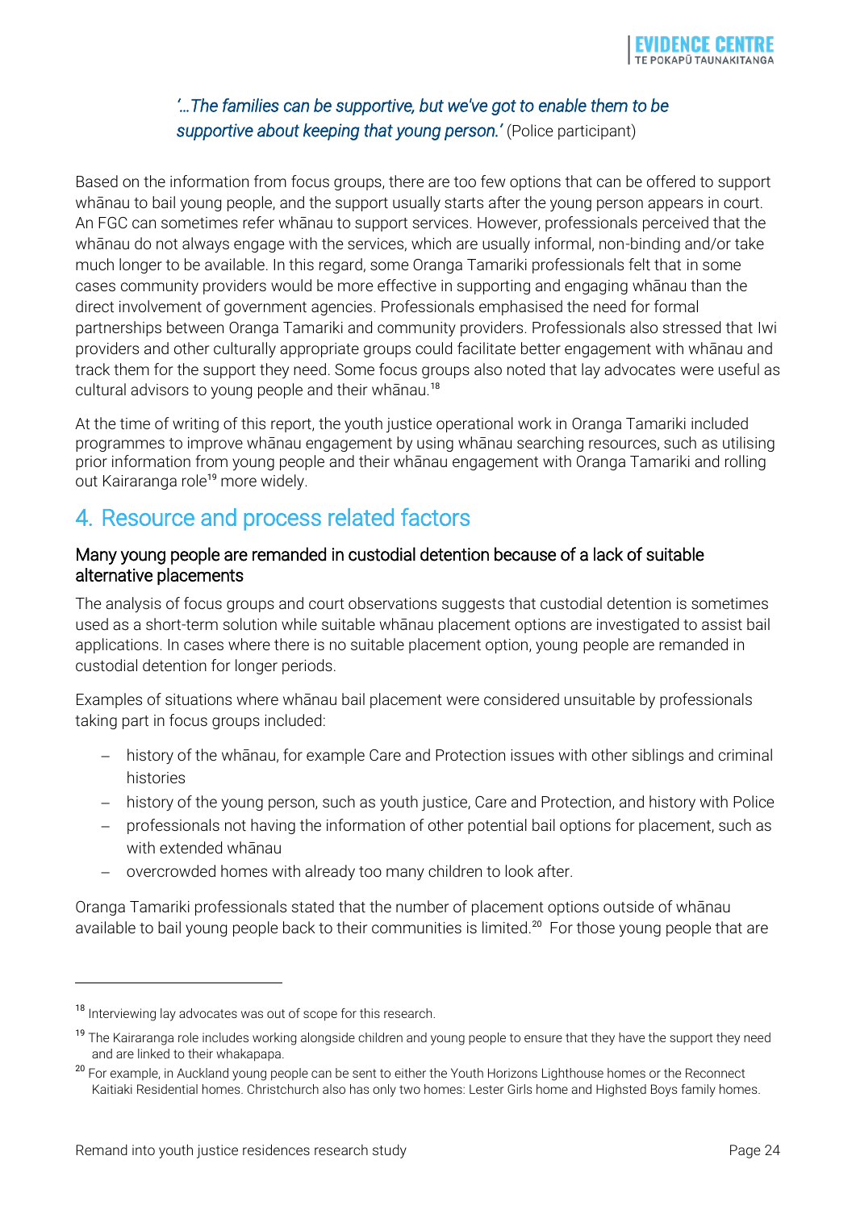*'…The families can be supportive, but we've got to enable them to be supportive about keeping that young person.'* (Police participant)

Based on the information from focus groups, there are too few options that can be offered to support whānau to bail young people, and the support usually starts after the young person appears in court. An FGC can sometimes refer whānau to support services. However, professionals perceived that the whānau do not always engage with the services, which are usually informal, non-binding and/or take much longer to be available. In this regard, some Oranga Tamariki professionals felt that in some cases community providers would be more effective in supporting and engaging whānau than the direct involvement of government agencies. Professionals emphasised the need for formal partnerships between Oranga Tamariki and community providers. Professionals also stressed that Iwi providers and other culturally appropriate groups could facilitate better engagement with whānau and track them for the support they need. Some focus groups also noted that lay advocates were useful as cultural advisors to young people and their whānau.[18]

At the time of writing of this report, the youth justice operational work in Oranga Tamariki included programmes to improve whānau engagement by using whānau searching resources, such as utilising prior information from young people and their whānau engagement with Oranga Tamariki and rolling out Kairaranga role[19] more widely.

## 4. Resource and process related factors

### Many young people are remanded in custodial detention because of a lack of suitable alternative placements

The analysis of focus groups and court observations suggests that custodial detention is sometimes used as a short-term solution while suitable whānau placement options are investigated to assist bail applications. In cases where there is no suitable placement option, young people are remanded in custodial detention for longer periods.

Examples of situations where whānau bail placement were considered unsuitable by professionals taking part in focus groups included:

- history of the whānau, for example Care and Protection issues with other siblings and criminal histories
- history of the young person, such as youth justice, Care and Protection, and history with Police
- professionals not having the information of other potential bail options for placement, such as with extended whānau
- overcrowded homes with already too many children to look after.

Oranga Tamariki professionals stated that the number of placement options outside of whānau available to bail young people back to their communities is limited.[20] For those young people that are

---

[18] Interviewing lay advocates was out of scope for this research.

[19] The Kairaranga role includes working alongside children and young people to ensure that they have the support they need and are linked to their whakapapa.

[20] For example, in Auckland young people can be sent to either the Youth Horizons Lighthouse homes or the Reconnect Kaitiaki Residential homes. Christchurch also has only two homes: Lester Girls home and Highsted Boys family homes.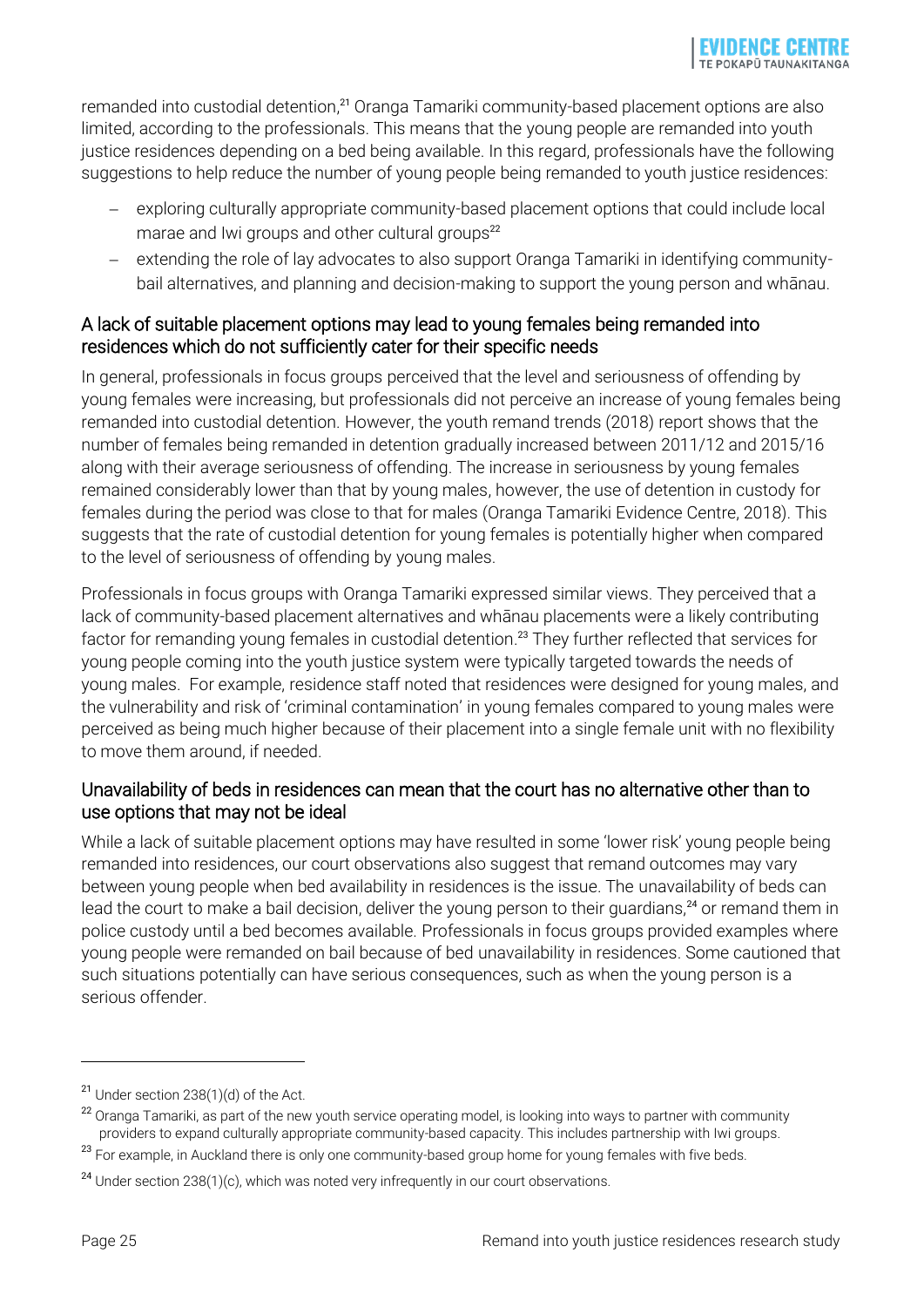remanded into custodial detention,[21] Oranga Tamariki community-based placement options are also limited, according to the professionals. This means that the young people are remanded into youth justice residences depending on a bed being available. In this regard, professionals have the following suggestions to help reduce the number of young people being remanded to youth justice residences:

- exploring culturally appropriate community-based placement options that could include local marae and Iwi groups and other cultural groups[22]
- extending the role of lay advocates to also support Oranga Tamariki in identifying community-bail alternatives, and planning and decision-making to support the young person and whānau.

### A lack of suitable placement options may lead to young females being remanded into residences which do not sufficiently cater for their specific needs

In general, professionals in focus groups perceived that the level and seriousness of offending by young females were increasing, but professionals did not perceive an increase of young females being remanded into custodial detention. However, the youth remand trends (2018) report shows that the number of females being remanded in detention gradually increased between 2011/12 and 2015/16 along with their average seriousness of offending. The increase in seriousness by young females remained considerably lower than that by young males, however, the use of detention in custody for females during the period was close to that for males (Oranga Tamariki Evidence Centre, 2018). This suggests that the rate of custodial detention for young females is potentially higher when compared to the level of seriousness of offending by young males.

Professionals in focus groups with Oranga Tamariki expressed similar views. They perceived that a lack of community-based placement alternatives and whānau placements were a likely contributing factor for remanding young females in custodial detention.[23] They further reflected that services for young people coming into the youth justice system were typically targeted towards the needs of young males. For example, residence staff noted that residences were designed for young males, and the vulnerability and risk of 'criminal contamination' in young females compared to young males were perceived as being much higher because of their placement into a single female unit with no flexibility to move them around, if needed.

### Unavailability of beds in residences can mean that the court has no alternative other than to use options that may not be ideal

While a lack of suitable placement options may have resulted in some 'lower risk' young people being remanded into residences, our court observations also suggest that remand outcomes may vary between young people when bed availability in residences is the issue. The unavailability of beds can lead the court to make a bail decision, deliver the young person to their guardians,[24] or remand them in police custody until a bed becomes available. Professionals in focus groups provided examples where young people were remanded on bail because of bed unavailability in residences. Some cautioned that such situations potentially can have serious consequences, such as when the young person is a serious offender.

---

[21] Under section 238(1)(d) of the Act.

[22] Oranga Tamariki, as part of the new youth service operating model, is looking into ways to partner with community providers to expand culturally appropriate community-based capacity. This includes partnership with Iwi groups.

[23] For example, in Auckland there is only one community-based group home for young females with five beds.

[24] Under section 238(1)(c), which was noted very infrequently in our court observations.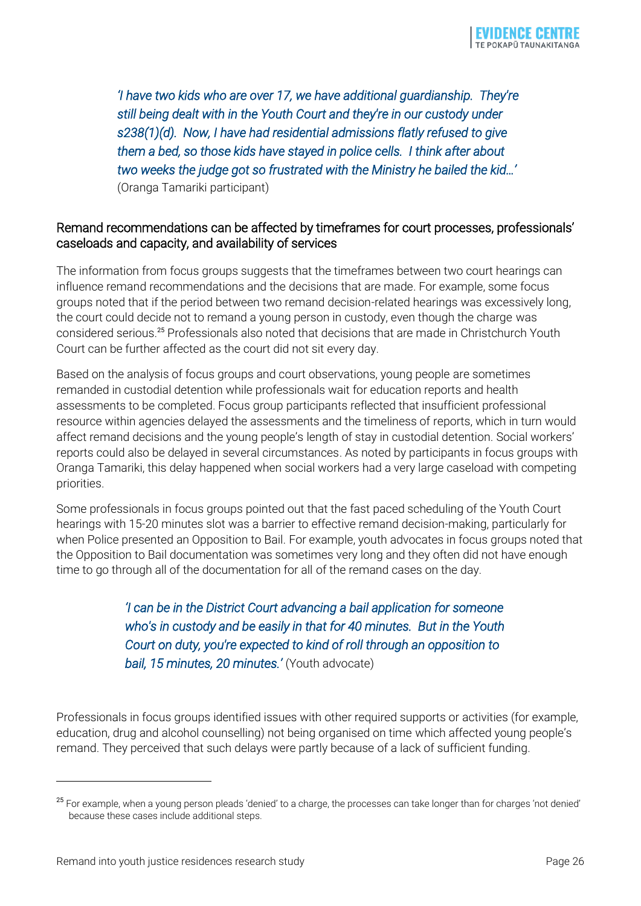> *'I have two kids who are over 17, we have additional guardianship. They're still being dealt with in the Youth Court and they're in our custody under s238(1)(d). Now, I have had residential admissions flatly refused to give them a bed, so those kids have stayed in police cells. I think after about two weeks the judge got so frustrated with the Ministry he bailed the kid…'* (Oranga Tamariki participant)

### Remand recommendations can be affected by timeframes for court processes, professionals' caseloads and capacity, and availability of services

The information from focus groups suggests that the timeframes between two court hearings can influence remand recommendations and the decisions that are made. For example, some focus groups noted that if the period between two remand decision-related hearings was excessively long, the court could decide not to remand a young person in custody, even though the charge was considered serious.[25] Professionals also noted that decisions that are made in Christchurch Youth Court can be further affected as the court did not sit every day.

Based on the analysis of focus groups and court observations, young people are sometimes remanded in custodial detention while professionals wait for education reports and health assessments to be completed. Focus group participants reflected that insufficient professional resource within agencies delayed the assessments and the timeliness of reports, which in turn would affect remand decisions and the young people's length of stay in custodial detention. Social workers' reports could also be delayed in several circumstances. As noted by participants in focus groups with Oranga Tamariki, this delay happened when social workers had a very large caseload with competing priorities.

Some professionals in focus groups pointed out that the fast paced scheduling of the Youth Court hearings with 15-20 minutes slot was a barrier to effective remand decision-making, particularly for when Police presented an Opposition to Bail. For example, youth advocates in focus groups noted that the Opposition to Bail documentation was sometimes very long and they often did not have enough time to go through all of the documentation for all of the remand cases on the day.

> *'I can be in the District Court advancing a bail application for someone who's in custody and be easily in that for 40 minutes. But in the Youth Court on duty, you're expected to kind of roll through an opposition to bail, 15 minutes, 20 minutes.'* (Youth advocate)

Professionals in focus groups identified issues with other required supports or activities (for example, education, drug and alcohol counselling) not being organised on time which affected young people's remand. They perceived that such delays were partly because of a lack of sufficient funding.

---

[25] For example, when a young person pleads 'denied' to a charge, the processes can take longer than for charges 'not denied' because these cases include additional steps.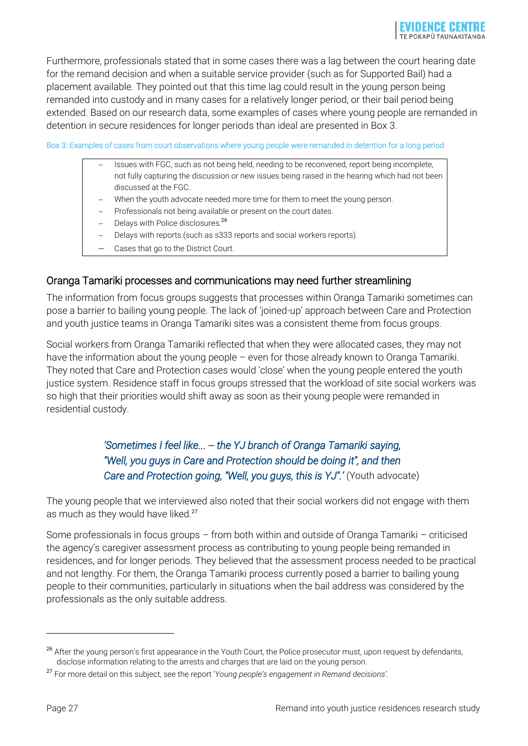Furthermore, professionals stated that in some cases there was a lag between the court hearing date for the remand decision and when a suitable service provider (such as for Supported Bail) had a placement available. They pointed out that this time lag could result in the young person being remanded into custody and in many cases for a relatively longer period, or their bail period being extended. Based on our research data, some examples of cases where young people are remanded in detention in secure residences for longer periods than ideal are presented in Box 3.

Box 3: Examples of cases from court observations where young people were remanded in detention for a long period

- Issues with FGC, such as not being held, needing to be reconvened, report being incomplete, not fully capturing the discussion or new issues being raised in the hearing which had not been discussed at the FGC.
- When the youth advocate needed more time for them to meet the young person.
- Professionals not being available or present on the court dates.
- Delays with Police disclosures.[26]
- Delays with reports (such as s333 reports and social workers reports).
- Cases that go to the District Court.

## Oranga Tamariki processes and communications may need further streamlining

The information from focus groups suggests that processes within Oranga Tamariki sometimes can pose a barrier to bailing young people. The lack of 'joined-up' approach between Care and Protection and youth justice teams in Oranga Tamariki sites was a consistent theme from focus groups.

Social workers from Oranga Tamariki reflected that when they were allocated cases, they may not have the information about the young people – even for those already known to Oranga Tamariki. They noted that Care and Protection cases would 'close' when the young people entered the youth justice system. Residence staff in focus groups stressed that the workload of site social workers was so high that their priorities would shift away as soon as their young people were remanded in residential custody.

> *'Sometimes I feel like... – the YJ branch of Oranga Tamariki saying, "Well, you guys in Care and Protection should be doing it", and then Care and Protection going, "Well, you guys, this is YJ".'* (Youth advocate)

The young people that we interviewed also noted that their social workers did not engage with them as much as they would have liked.[27]

Some professionals in focus groups – from both within and outside of Oranga Tamariki – criticised the agency's caregiver assessment process as contributing to young people being remanded in residences, and for longer periods. They believed that the assessment process needed to be practical and not lengthy. For them, the Oranga Tamariki process currently posed a barrier to bailing young people to their communities, particularly in situations when the bail address was considered by the professionals as the only suitable address.

---

[26] After the young person's first appearance in the Youth Court, the Police prosecutor must, upon request by defendants, disclose information relating to the arrests and charges that are laid on the young person.

[27] For more detail on this subject, see the report '*Young people's engagement in Remand decisions*'.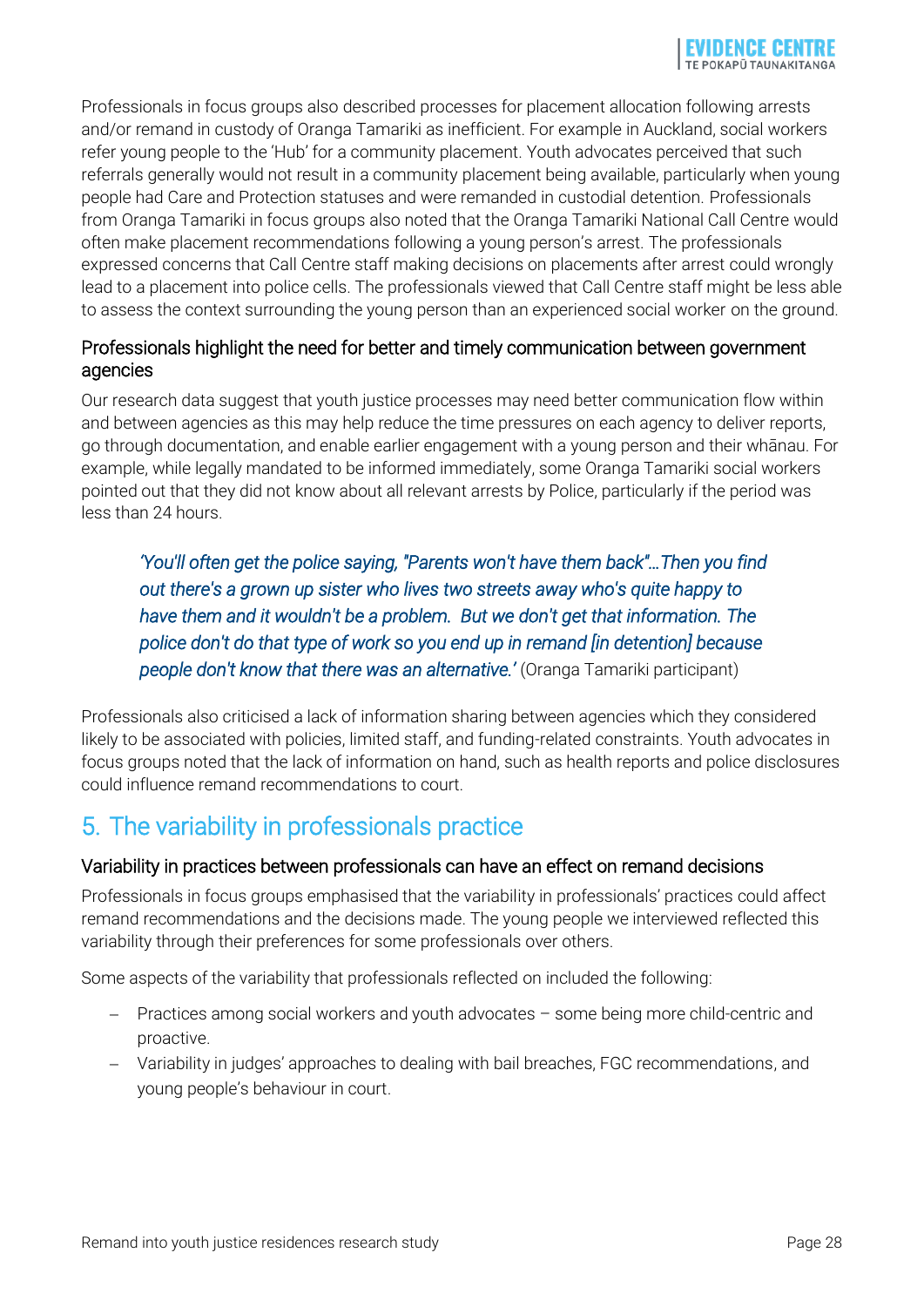Professionals in focus groups also described processes for placement allocation following arrests and/or remand in custody of Oranga Tamariki as inefficient. For example in Auckland, social workers refer young people to the 'Hub' for a community placement. Youth advocates perceived that such referrals generally would not result in a community placement being available, particularly when young people had Care and Protection statuses and were remanded in custodial detention. Professionals from Oranga Tamariki in focus groups also noted that the Oranga Tamariki National Call Centre would often make placement recommendations following a young person's arrest. The professionals expressed concerns that Call Centre staff making decisions on placements after arrest could wrongly lead to a placement into police cells. The professionals viewed that Call Centre staff might be less able to assess the context surrounding the young person than an experienced social worker on the ground.

### Professionals highlight the need for better and timely communication between government agencies

Our research data suggest that youth justice processes may need better communication flow within and between agencies as this may help reduce the time pressures on each agency to deliver reports, go through documentation, and enable earlier engagement with a young person and their whānau. For example, while legally mandated to be informed immediately, some Oranga Tamariki social workers pointed out that they did not know about all relevant arrests by Police, particularly if the period was less than 24 hours.

> *'You'll often get the police saying, "Parents won't have them back"…Then you find out there's a grown up sister who lives two streets away who's quite happy to have them and it wouldn't be a problem. But we don't get that information. The police don't do that type of work so you end up in remand [in detention] because people don't know that there was an alternative.'* (Oranga Tamariki participant)

Professionals also criticised a lack of information sharing between agencies which they considered likely to be associated with policies, limited staff, and funding-related constraints. Youth advocates in focus groups noted that the lack of information on hand, such as health reports and police disclosures could influence remand recommendations to court.

## 5. The variability in professionals practice

### Variability in practices between professionals can have an effect on remand decisions

Professionals in focus groups emphasised that the variability in professionals' practices could affect remand recommendations and the decisions made. The young people we interviewed reflected this variability through their preferences for some professionals over others.

Some aspects of the variability that professionals reflected on included the following:

- Practices among social workers and youth advocates – some being more child-centric and proactive.
- Variability in judges' approaches to dealing with bail breaches, FGC recommendations, and young people's behaviour in court.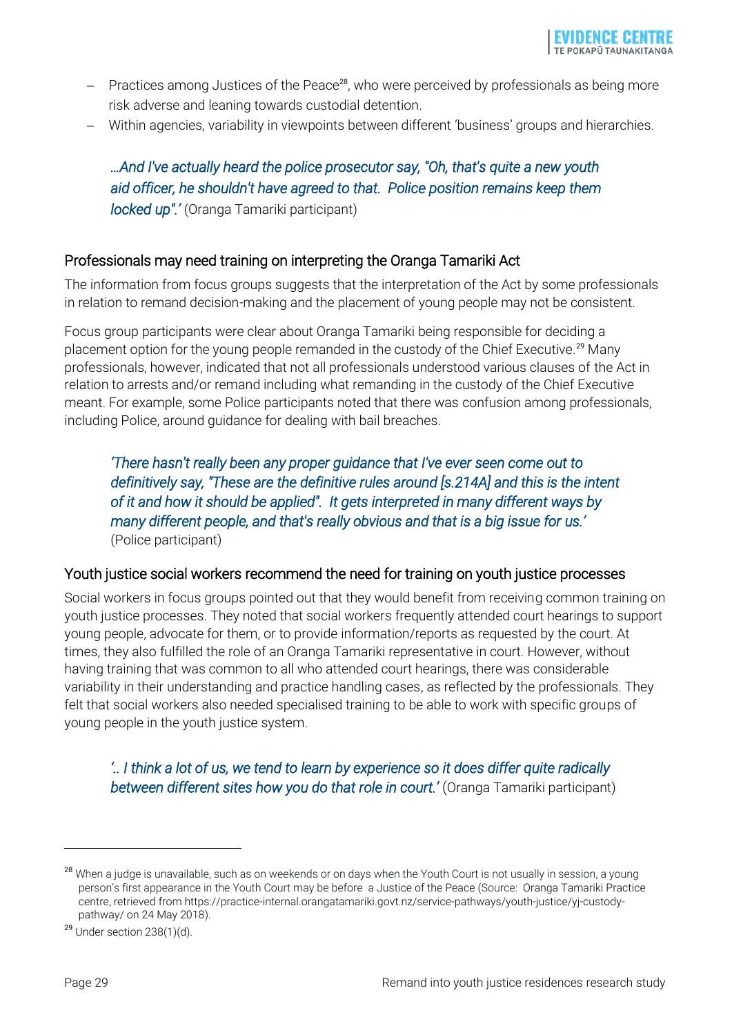- Practices among Justices of the Peace[28], who were perceived by professionals as being more risk adverse and leaning towards custodial detention.
- Within agencies, variability in viewpoints between different 'business' groups and hierarchies.

> *…And I've actually heard the police prosecutor say, "Oh, that's quite a new youth aid officer, he shouldn't have agreed to that. Police position remains keep them locked up".'* (Oranga Tamariki participant)

### Professionals may need training on interpreting the Oranga Tamariki Act

The information from focus groups suggests that the interpretation of the Act by some professionals in relation to remand decision-making and the placement of young people may not be consistent.

Focus group participants were clear about Oranga Tamariki being responsible for deciding a placement option for the young people remanded in the custody of the Chief Executive.[29] Many professionals, however, indicated that not all professionals understood various clauses of the Act in relation to arrests and/or remand including what remanding in the custody of the Chief Executive meant. For example, some Police participants noted that there was confusion among professionals, including Police, around guidance for dealing with bail breaches.

> *'There hasn't really been any proper guidance that I've ever seen come out to definitively say, "These are the definitive rules around [s.214A] and this is the intent of it and how it should be applied". It gets interpreted in many different ways by many different people, and that's really obvious and that is a big issue for us.'* (Police participant)

### Youth justice social workers recommend the need for training on youth justice processes

Social workers in focus groups pointed out that they would benefit from receiving common training on youth justice processes. They noted that social workers frequently attended court hearings to support young people, advocate for them, or to provide information/reports as requested by the court. At times, they also fulfilled the role of an Oranga Tamariki representative in court. However, without having training that was common to all who attended court hearings, there was considerable variability in their understanding and practice handling cases, as reflected by the professionals. They felt that social workers also needed specialised training to be able to work with specific groups of young people in the youth justice system.

> *'.. I think a lot of us, we tend to learn by experience so it does differ quite radically between different sites how you do that role in court.'* (Oranga Tamariki participant)

---

[28] When a judge is unavailable, such as on weekends or on days when the Youth Court is not usually in session, a young person's first appearance in the Youth Court may be before a Justice of the Peace (Source: Oranga Tamariki Practice centre, retrieved from https://practice-internal.orangatamariki.govt.nz/service-pathways/youth-justice/yj-custody-pathway/ on 24 May 2018).

[29] Under section 238(1)(d).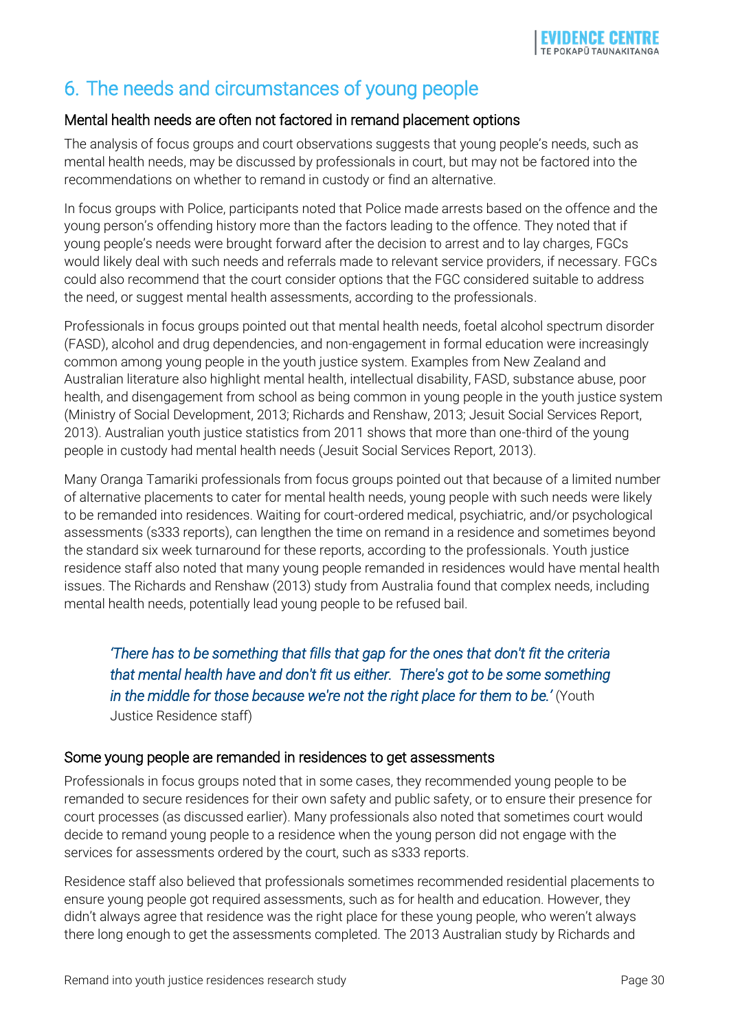# 6. The needs and circumstances of young people

## Mental health needs are often not factored in remand placement options

The analysis of focus groups and court observations suggests that young people's needs, such as mental health needs, may be discussed by professionals in court, but may not be factored into the recommendations on whether to remand in custody or find an alternative.

In focus groups with Police, participants noted that Police made arrests based on the offence and the young person's offending history more than the factors leading to the offence. They noted that if young people's needs were brought forward after the decision to arrest and to lay charges, FGCs would likely deal with such needs and referrals made to relevant service providers, if necessary. FGCs could also recommend that the court consider options that the FGC considered suitable to address the need, or suggest mental health assessments, according to the professionals.

Professionals in focus groups pointed out that mental health needs, foetal alcohol spectrum disorder (FASD), alcohol and drug dependencies, and non-engagement in formal education were increasingly common among young people in the youth justice system. Examples from New Zealand and Australian literature also highlight mental health, intellectual disability, FASD, substance abuse, poor health, and disengagement from school as being common in young people in the youth justice system (Ministry of Social Development, 2013; Richards and Renshaw, 2013; Jesuit Social Services Report, 2013). Australian youth justice statistics from 2011 shows that more than one-third of the young people in custody had mental health needs (Jesuit Social Services Report, 2013).

Many Oranga Tamariki professionals from focus groups pointed out that because of a limited number of alternative placements to cater for mental health needs, young people with such needs were likely to be remanded into residences. Waiting for court-ordered medical, psychiatric, and/or psychological assessments (s333 reports), can lengthen the time on remand in a residence and sometimes beyond the standard six week turnaround for these reports, according to the professionals. Youth justice residence staff also noted that many young people remanded in residences would have mental health issues. The Richards and Renshaw (2013) study from Australia found that complex needs, including mental health needs, potentially lead young people to be refused bail.

> *'There has to be something that fills that gap for the ones that don't fit the criteria that mental health have and don't fit us either. There's got to be some something in the middle for those because we're not the right place for them to be.'* (Youth Justice Residence staff)

## Some young people are remanded in residences to get assessments

Professionals in focus groups noted that in some cases, they recommended young people to be remanded to secure residences for their own safety and public safety, or to ensure their presence for court processes (as discussed earlier). Many professionals also noted that sometimes court would decide to remand young people to a residence when the young person did not engage with the services for assessments ordered by the court, such as s333 reports.

Residence staff also believed that professionals sometimes recommended residential placements to ensure young people got required assessments, such as for health and education. However, they didn't always agree that residence was the right place for these young people, who weren't always there long enough to get the assessments completed. The 2013 Australian study by Richards and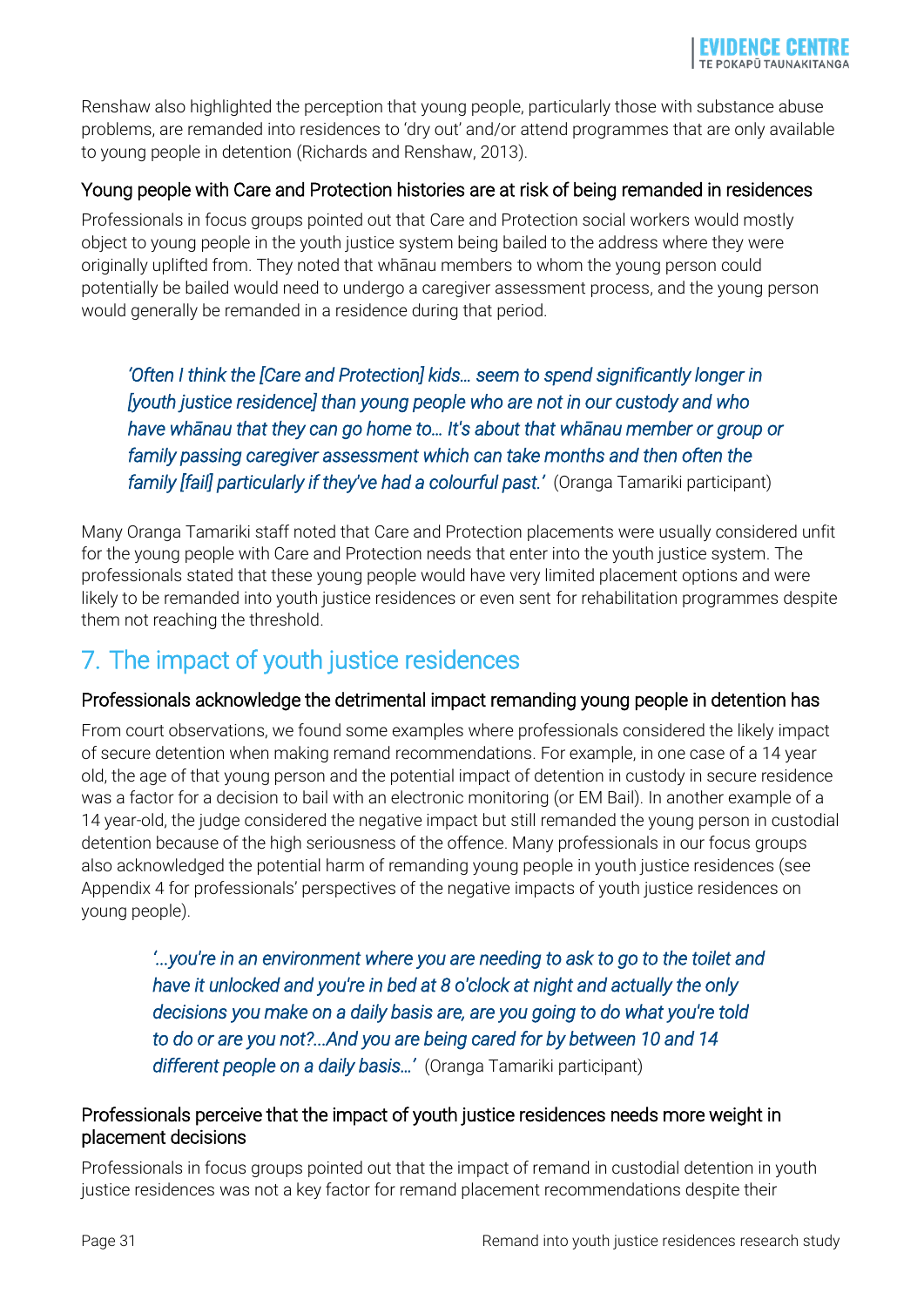Renshaw also highlighted the perception that young people, particularly those with substance abuse problems, are remanded into residences to 'dry out' and/or attend programmes that are only available to young people in detention (Richards and Renshaw, 2013).

### Young people with Care and Protection histories are at risk of being remanded in residences

Professionals in focus groups pointed out that Care and Protection social workers would mostly object to young people in the youth justice system being bailed to the address where they were originally uplifted from. They noted that whānau members to whom the young person could potentially be bailed would need to undergo a caregiver assessment process, and the young person would generally be remanded in a residence during that period.

> *'Often I think the [Care and Protection] kids… seem to spend significantly longer in [youth justice residence] than young people who are not in our custody and who have whānau that they can go home to… It's about that whānau member or group or family passing caregiver assessment which can take months and then often the family [fail] particularly if they've had a colourful past.'* (Oranga Tamariki participant)

Many Oranga Tamariki staff noted that Care and Protection placements were usually considered unfit for the young people with Care and Protection needs that enter into the youth justice system. The professionals stated that these young people would have very limited placement options and were likely to be remanded into youth justice residences or even sent for rehabilitation programmes despite them not reaching the threshold.

## 7. The impact of youth justice residences

### Professionals acknowledge the detrimental impact remanding young people in detention has

From court observations, we found some examples where professionals considered the likely impact of secure detention when making remand recommendations. For example, in one case of a 14 year old, the age of that young person and the potential impact of detention in custody in secure residence was a factor for a decision to bail with an electronic monitoring (or EM Bail). In another example of a 14 year-old, the judge considered the negative impact but still remanded the young person in custodial detention because of the high seriousness of the offence. Many professionals in our focus groups also acknowledged the potential harm of remanding young people in youth justice residences (see Appendix 4 for professionals' perspectives of the negative impacts of youth justice residences on young people).

> *'…you're in an environment where you are needing to ask to go to the toilet and have it unlocked and you're in bed at 8 o'clock at night and actually the only decisions you make on a daily basis are, are you going to do what you're told to do or are you not?…And you are being cared for by between 10 and 14 different people on a daily basis…'* (Oranga Tamariki participant)

### Professionals perceive that the impact of youth justice residences needs more weight in placement decisions

Professionals in focus groups pointed out that the impact of remand in custodial detention in youth justice residences was not a key factor for remand placement recommendations despite their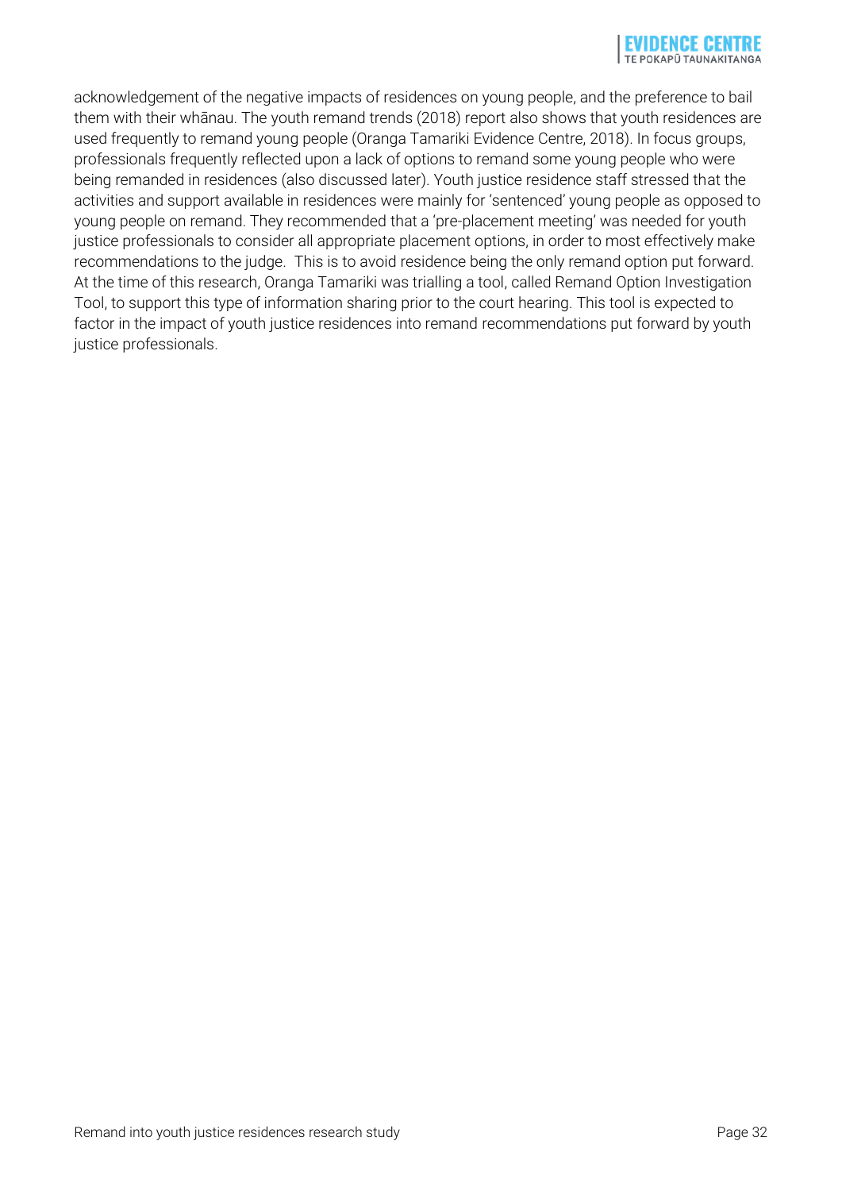acknowledgement of the negative impacts of residences on young people, and the preference to bail them with their whānau. The youth remand trends (2018) report also shows that youth residences are used frequently to remand young people (Oranga Tamariki Evidence Centre, 2018). In focus groups, professionals frequently reflected upon a lack of options to remand some young people who were being remanded in residences (also discussed later). Youth justice residence staff stressed that the activities and support available in residences were mainly for 'sentenced' young people as opposed to young people on remand. They recommended that a 'pre-placement meeting' was needed for youth justice professionals to consider all appropriate placement options, in order to most effectively make recommendations to the judge. This is to avoid residence being the only remand option put forward. At the time of this research, Oranga Tamariki was trialling a tool, called Remand Option Investigation Tool, to support this type of information sharing prior to the court hearing. This tool is expected to factor in the impact of youth justice residences into remand recommendations put forward by youth justice professionals.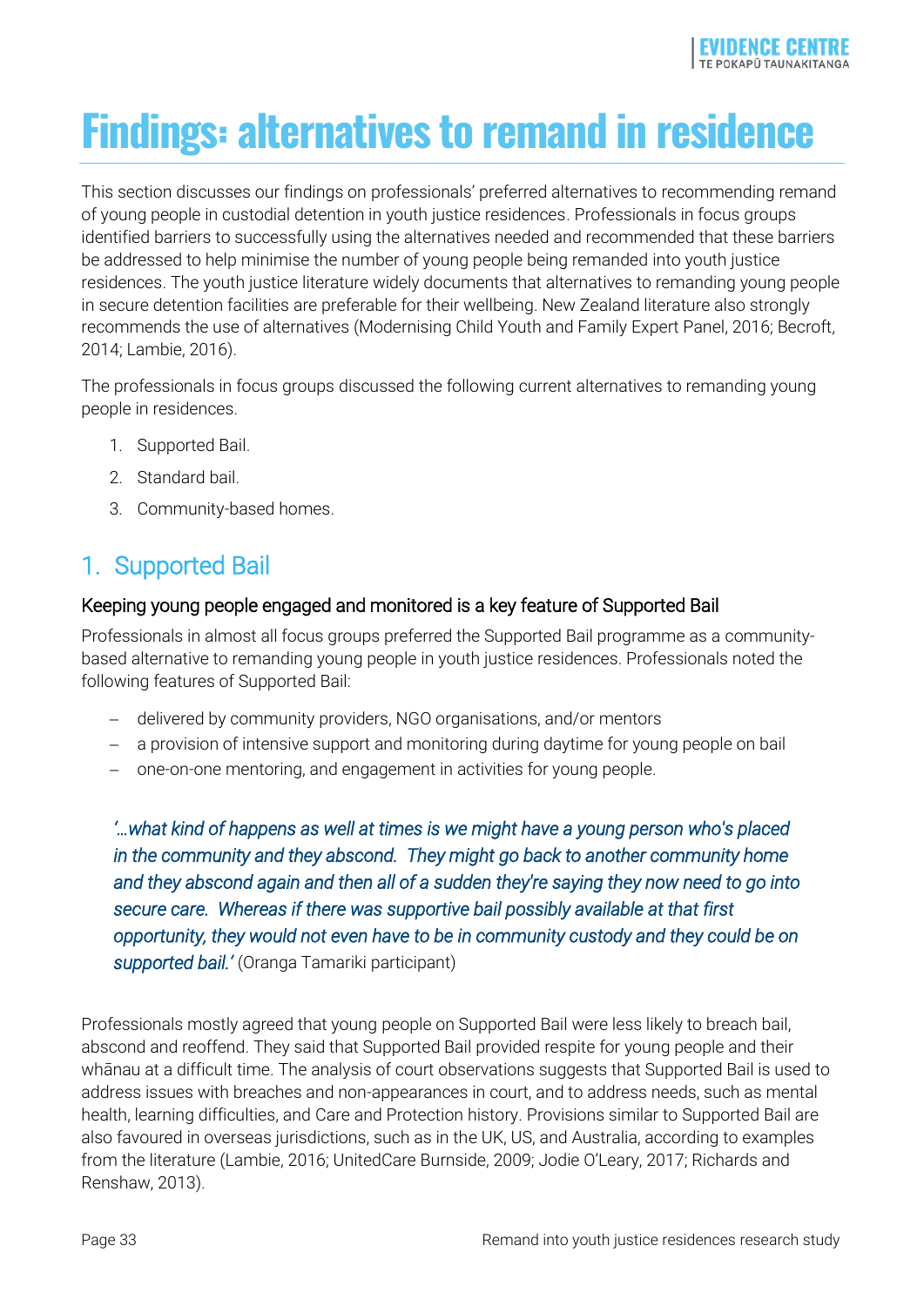# Findings: alternatives to remand in residence

This section discusses our findings on professionals' preferred alternatives to recommending remand of young people in custodial detention in youth justice residences. Professionals in focus groups identified barriers to successfully using the alternatives needed and recommended that these barriers be addressed to help minimise the number of young people being remanded into youth justice residences. The youth justice literature widely documents that alternatives to remanding young people in secure detention facilities are preferable for their wellbeing. New Zealand literature also strongly recommends the use of alternatives (Modernising Child Youth and Family Expert Panel, 2016; Becroft, 2014; Lambie, 2016).

The professionals in focus groups discussed the following current alternatives to remanding young people in residences.

1. Supported Bail.
2. Standard bail.
3. Community-based homes.

## 1. Supported Bail

### Keeping young people engaged and monitored is a key feature of Supported Bail

Professionals in almost all focus groups preferred the Supported Bail programme as a community-based alternative to remanding young people in youth justice residences. Professionals noted the following features of Supported Bail:

- delivered by community providers, NGO organisations, and/or mentors
- a provision of intensive support and monitoring during daytime for young people on bail
- one-on-one mentoring, and engagement in activities for young people.

> *'…what kind of happens as well at times is we might have a young person who's placed in the community and they abscond. They might go back to another community home and they abscond again and then all of a sudden they're saying they now need to go into secure care. Whereas if there was supportive bail possibly available at that first opportunity, they would not even have to be in community custody and they could be on supported bail.'* (Oranga Tamariki participant)

Professionals mostly agreed that young people on Supported Bail were less likely to breach bail, abscond and reoffend. They said that Supported Bail provided respite for young people and their whānau at a difficult time. The analysis of court observations suggests that Supported Bail is used to address issues with breaches and non-appearances in court, and to address needs, such as mental health, learning difficulties, and Care and Protection history. Provisions similar to Supported Bail are also favoured in overseas jurisdictions, such as in the UK, US, and Australia, according to examples from the literature (Lambie, 2016; UnitedCare Burnside, 2009; Jodie O'Leary, 2017; Richards and Renshaw, 2013).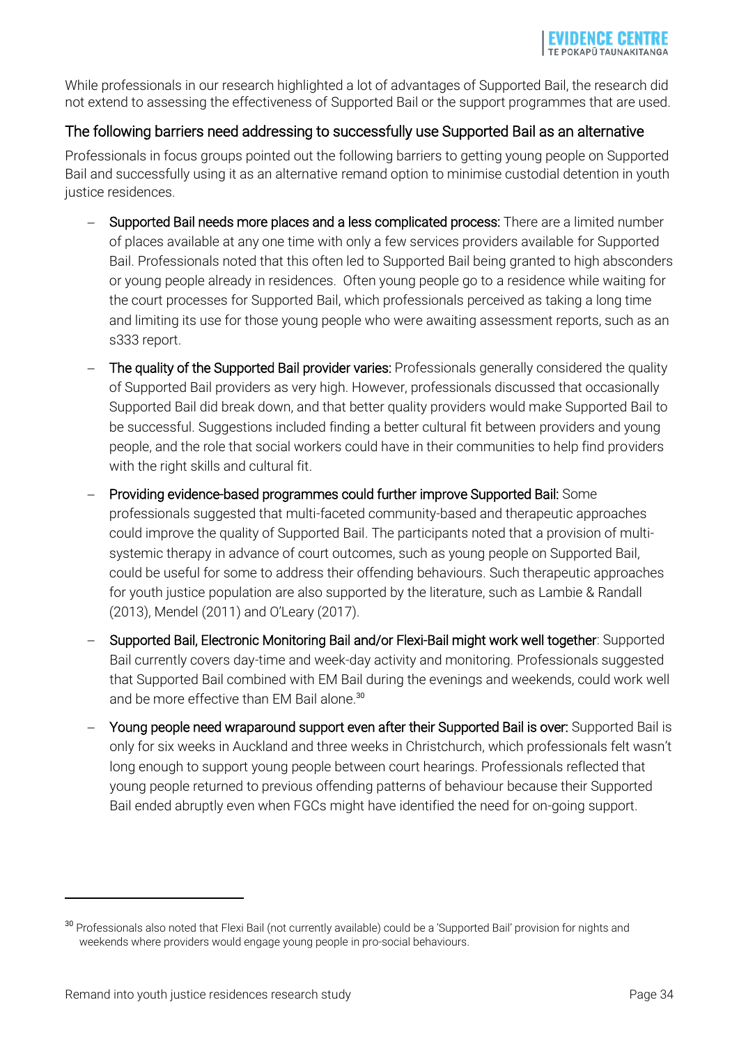While professionals in our research highlighted a lot of advantages of Supported Bail, the research did not extend to assessing the effectiveness of Supported Bail or the support programmes that are used.

### The following barriers need addressing to successfully use Supported Bail as an alternative

Professionals in focus groups pointed out the following barriers to getting young people on Supported Bail and successfully using it as an alternative remand option to minimise custodial detention in youth justice residences.

- Supported Bail needs more places and a less complicated process: There are a limited number of places available at any one time with only a few services providers available for Supported Bail. Professionals noted that this often led to Supported Bail being granted to high absconders or young people already in residences. Often young people go to a residence while waiting for the court processes for Supported Bail, which professionals perceived as taking a long time and limiting its use for those young people who were awaiting assessment reports, such as an s333 report.
- The quality of the Supported Bail provider varies: Professionals generally considered the quality of Supported Bail providers as very high. However, professionals discussed that occasionally Supported Bail did break down, and that better quality providers would make Supported Bail to be successful. Suggestions included finding a better cultural fit between providers and young people, and the role that social workers could have in their communities to help find providers with the right skills and cultural fit.
- Providing evidence-based programmes could further improve Supported Bail: Some professionals suggested that multi-faceted community-based and therapeutic approaches could improve the quality of Supported Bail. The participants noted that a provision of multi-systemic therapy in advance of court outcomes, such as young people on Supported Bail, could be useful for some to address their offending behaviours. Such therapeutic approaches for youth justice population are also supported by the literature, such as Lambie & Randall (2013), Mendel (2011) and O'Leary (2017).
- Supported Bail, Electronic Monitoring Bail and/or Flexi-Bail might work well together: Supported Bail currently covers day-time and week-day activity and monitoring. Professionals suggested that Supported Bail combined with EM Bail during the evenings and weekends, could work well and be more effective than EM Bail alone.[30]
- Young people need wraparound support even after their Supported Bail is over: Supported Bail is only for six weeks in Auckland and three weeks in Christchurch, which professionals felt wasn't long enough to support young people between court hearings. Professionals reflected that young people returned to previous offending patterns of behaviour because their Supported Bail ended abruptly even when FGCs might have identified the need for on-going support.

[30] Professionals also noted that Flexi Bail (not currently available) could be a 'Supported Bail' provision for nights and weekends where providers would engage young people in pro-social behaviours.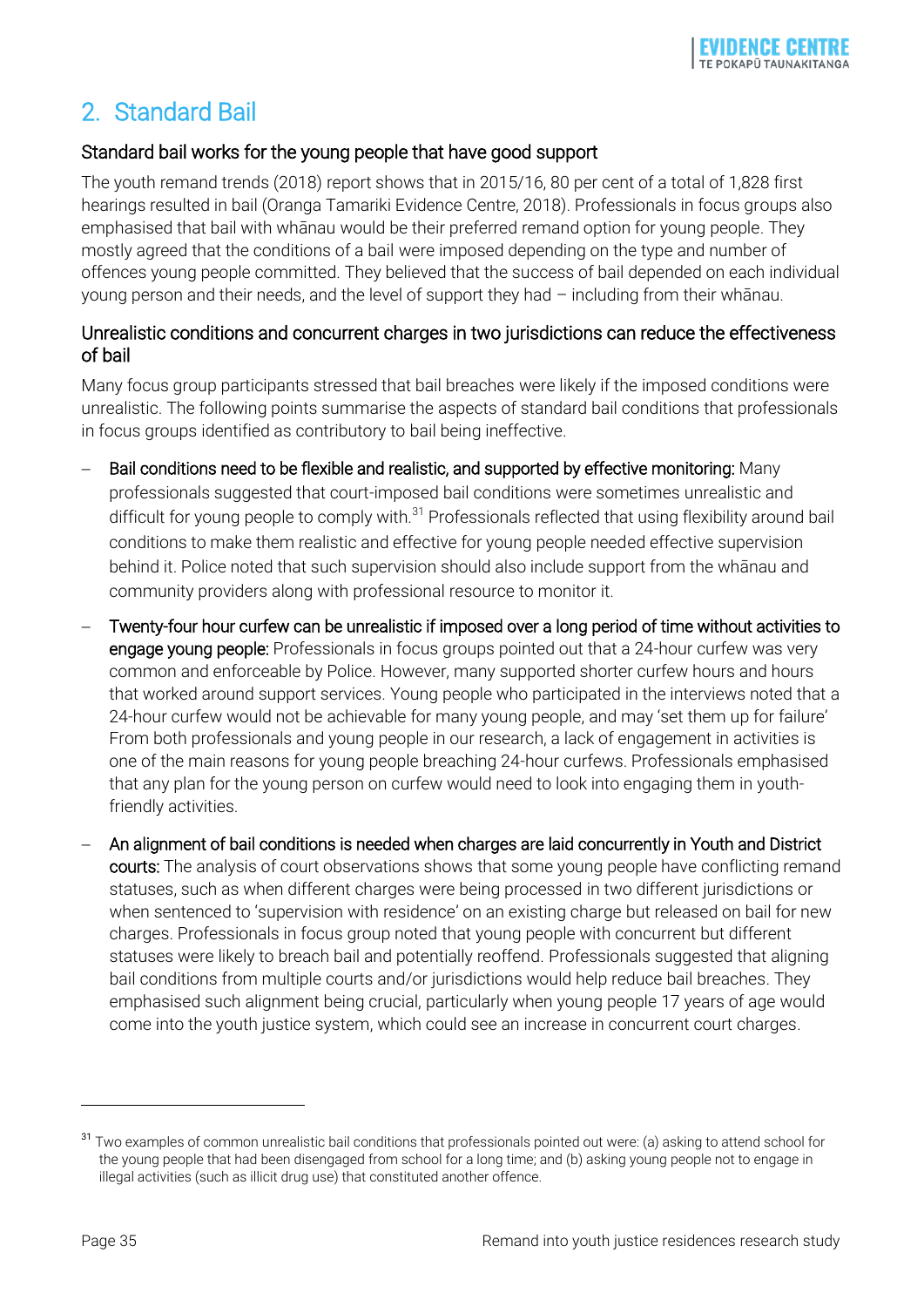## 2. Standard Bail

### Standard bail works for the young people that have good support

The youth remand trends (2018) report shows that in 2015/16, 80 per cent of a total of 1,828 first hearings resulted in bail (Oranga Tamariki Evidence Centre, 2018). Professionals in focus groups also emphasised that bail with whānau would be their preferred remand option for young people. They mostly agreed that the conditions of a bail were imposed depending on the type and number of offences young people committed. They believed that the success of bail depended on each individual young person and their needs, and the level of support they had – including from their whānau.

### Unrealistic conditions and concurrent charges in two jurisdictions can reduce the effectiveness of bail

Many focus group participants stressed that bail breaches were likely if the imposed conditions were unrealistic. The following points summarise the aspects of standard bail conditions that professionals in focus groups identified as contributory to bail being ineffective.

- **Bail conditions need to be flexible and realistic, and supported by effective monitoring:** Many professionals suggested that court-imposed bail conditions were sometimes unrealistic and difficult for young people to comply with.[31] Professionals reflected that using flexibility around bail conditions to make them realistic and effective for young people needed effective supervision behind it. Police noted that such supervision should also include support from the whānau and community providers along with professional resource to monitor it.
- **Twenty-four hour curfew can be unrealistic if imposed over a long period of time without activities to engage young people:** Professionals in focus groups pointed out that a 24-hour curfew was very common and enforceable by Police. However, many supported shorter curfew hours and hours that worked around support services. Young people who participated in the interviews noted that a 24-hour curfew would not be achievable for many young people, and may 'set them up for failure' From both professionals and young people in our research, a lack of engagement in activities is one of the main reasons for young people breaching 24-hour curfews. Professionals emphasised that any plan for the young person on curfew would need to look into engaging them in youth-friendly activities.
- **An alignment of bail conditions is needed when charges are laid concurrently in Youth and District courts:** The analysis of court observations shows that some young people have conflicting remand statuses, such as when different charges were being processed in two different jurisdictions or when sentenced to 'supervision with residence' on an existing charge but released on bail for new charges. Professionals in focus group noted that young people with concurrent but different statuses were likely to breach bail and potentially reoffend. Professionals suggested that aligning bail conditions from multiple courts and/or jurisdictions would help reduce bail breaches. They emphasised such alignment being crucial, particularly when young people 17 years of age would come into the youth justice system, which could see an increase in concurrent court charges.

---

[31] Two examples of common unrealistic bail conditions that professionals pointed out were: (a) asking to attend school for the young people that had been disengaged from school for a long time; and (b) asking young people not to engage in illegal activities (such as illicit drug use) that constituted another offence.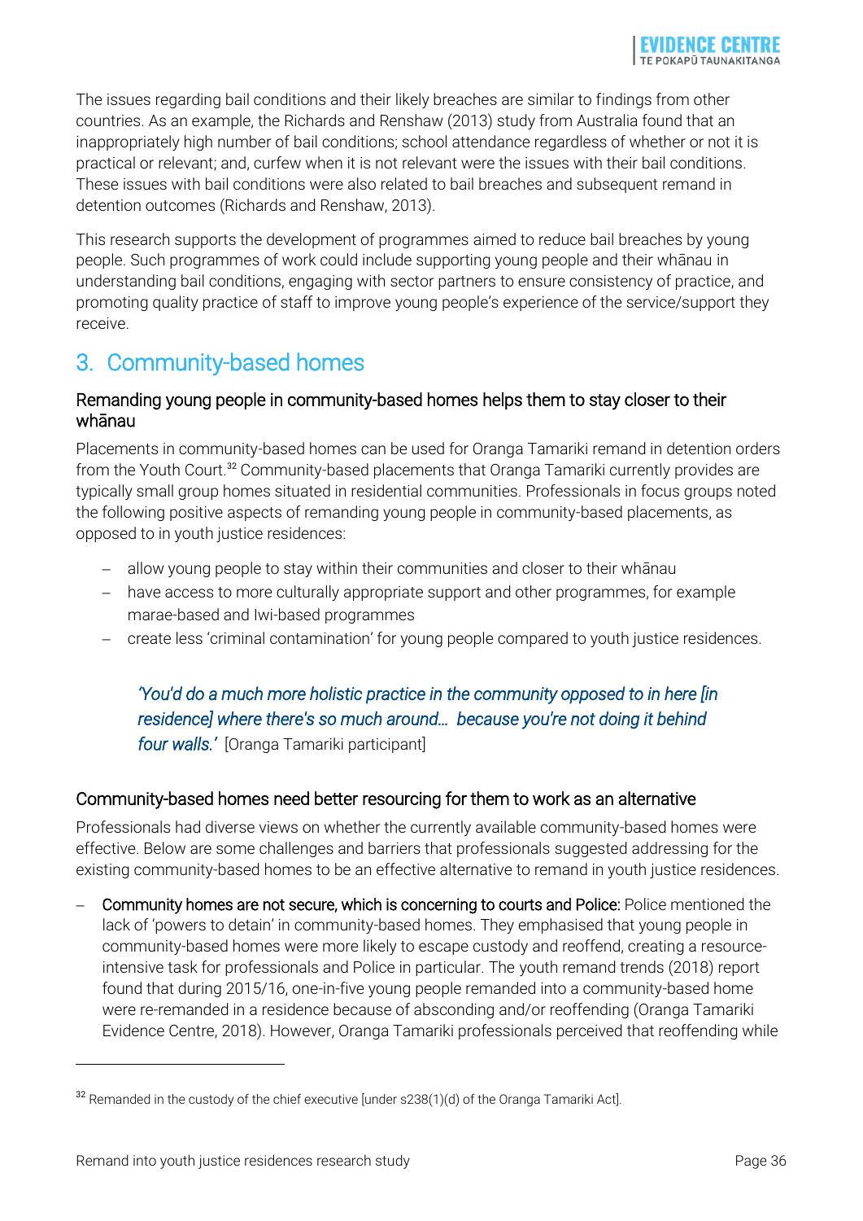The issues regarding bail conditions and their likely breaches are similar to findings from other countries. As an example, the Richards and Renshaw (2013) study from Australia found that an inappropriately high number of bail conditions; school attendance regardless of whether or not it is practical or relevant; and, curfew when it is not relevant were the issues with their bail conditions. These issues with bail conditions were also related to bail breaches and subsequent remand in detention outcomes (Richards and Renshaw, 2013).

This research supports the development of programmes aimed to reduce bail breaches by young people. Such programmes of work could include supporting young people and their whānau in understanding bail conditions, engaging with sector partners to ensure consistency of practice, and promoting quality practice of staff to improve young people's experience of the service/support they receive.

## 3. Community-based homes

### Remanding young people in community-based homes helps them to stay closer to their whānau

Placements in community-based homes can be used for Oranga Tamariki remand in detention orders from the Youth Court.[32] Community-based placements that Oranga Tamariki currently provides are typically small group homes situated in residential communities. Professionals in focus groups noted the following positive aspects of remanding young people in community-based placements, as opposed to in youth justice residences:

- allow young people to stay within their communities and closer to their whānau
- have access to more culturally appropriate support and other programmes, for example marae-based and Iwi-based programmes
- create less 'criminal contamination' for young people compared to youth justice residences.

> *'You'd do a much more holistic practice in the community opposed to in here [in residence] where there's so much around… because you're not doing it behind four walls.'* [Oranga Tamariki participant]

### Community-based homes need better resourcing for them to work as an alternative

Professionals had diverse views on whether the currently available community-based homes were effective. Below are some challenges and barriers that professionals suggested addressing for the existing community-based homes to be an effective alternative to remand in youth justice residences.

- **Community homes are not secure, which is concerning to courts and Police:** Police mentioned the lack of 'powers to detain' in community-based homes. They emphasised that young people in community-based homes were more likely to escape custody and reoffend, creating a resource-intensive task for professionals and Police in particular. The youth remand trends (2018) report found that during 2015/16, one-in-five young people remanded into a community-based home were re-remanded in a residence because of absconding and/or reoffending (Oranga Tamariki Evidence Centre, 2018). However, Oranga Tamariki professionals perceived that reoffending while

[32] Remanded in the custody of the chief executive [under s238(1)(d) of the Oranga Tamariki Act].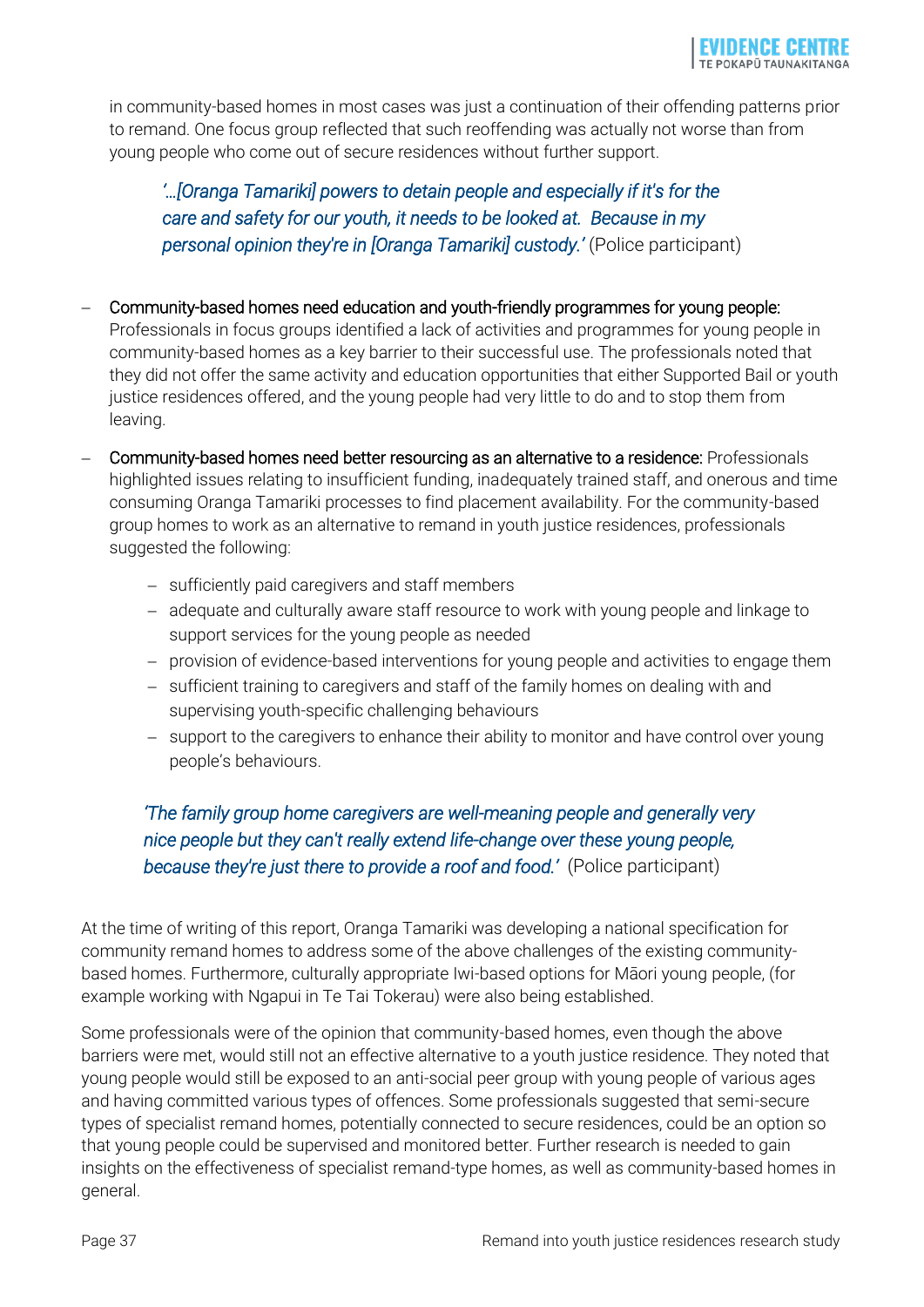in community-based homes in most cases was just a continuation of their offending patterns prior to remand. One focus group reflected that such reoffending was actually not worse than from young people who come out of secure residences without further support.

> *'…[Oranga Tamariki] powers to detain people and especially if it's for the care and safety for our youth, it needs to be looked at. Because in my personal opinion they're in [Oranga Tamariki] custody.'* (Police participant)

- Community-based homes need education and youth-friendly programmes for young people: Professionals in focus groups identified a lack of activities and programmes for young people in community-based homes as a key barrier to their successful use. The professionals noted that they did not offer the same activity and education opportunities that either Supported Bail or youth justice residences offered, and the young people had very little to do and to stop them from leaving.
- Community-based homes need better resourcing as an alternative to a residence: Professionals highlighted issues relating to insufficient funding, inadequately trained staff, and onerous and time consuming Oranga Tamariki processes to find placement availability. For the community-based group homes to work as an alternative to remand in youth justice residences, professionals suggested the following:
  - sufficiently paid caregivers and staff members
  - adequate and culturally aware staff resource to work with young people and linkage to support services for the young people as needed
  - provision of evidence-based interventions for young people and activities to engage them
  - sufficient training to caregivers and staff of the family homes on dealing with and supervising youth-specific challenging behaviours
  - support to the caregivers to enhance their ability to monitor and have control over young people's behaviours.

> *'The family group home caregivers are well-meaning people and generally very nice people but they can't really extend life-change over these young people, because they're just there to provide a roof and food.'* (Police participant)

At the time of writing of this report, Oranga Tamariki was developing a national specification for community remand homes to address some of the above challenges of the existing community-based homes. Furthermore, culturally appropriate Iwi-based options for Māori young people, (for example working with Ngapui in Te Tai Tokerau) were also being established.

Some professionals were of the opinion that community-based homes, even though the above barriers were met, would still not an effective alternative to a youth justice residence. They noted that young people would still be exposed to an anti-social peer group with young people of various ages and having committed various types of offences. Some professionals suggested that semi-secure types of specialist remand homes, potentially connected to secure residences, could be an option so that young people could be supervised and monitored better. Further research is needed to gain insights on the effectiveness of specialist remand-type homes, as well as community-based homes in general.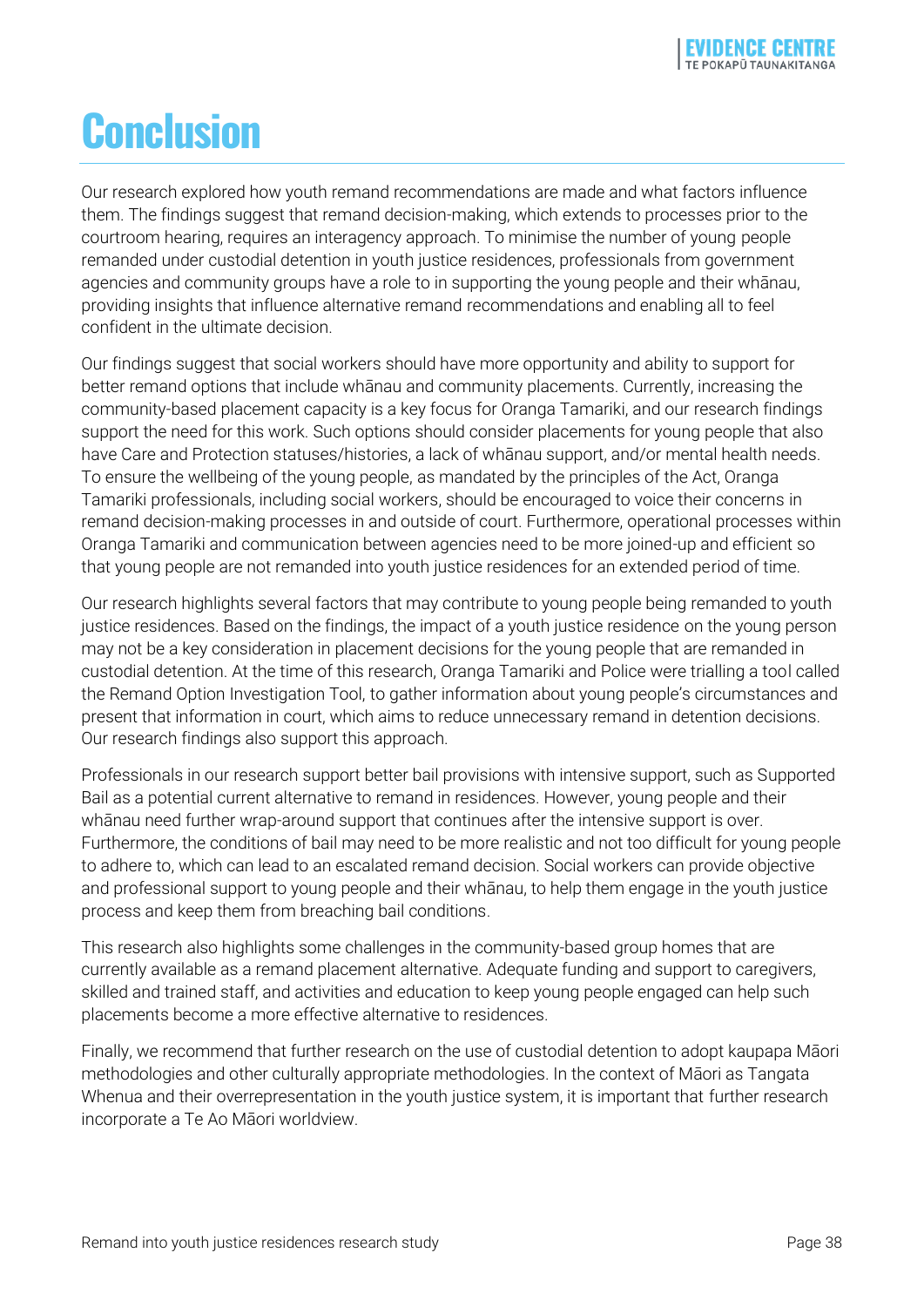# Conclusion

Our research explored how youth remand recommendations are made and what factors influence them. The findings suggest that remand decision-making, which extends to processes prior to the courtroom hearing, requires an interagency approach. To minimise the number of young people remanded under custodial detention in youth justice residences, professionals from government agencies and community groups have a role to in supporting the young people and their whānau, providing insights that influence alternative remand recommendations and enabling all to feel confident in the ultimate decision.

Our findings suggest that social workers should have more opportunity and ability to support for better remand options that include whānau and community placements. Currently, increasing the community-based placement capacity is a key focus for Oranga Tamariki, and our research findings support the need for this work. Such options should consider placements for young people that also have Care and Protection statuses/histories, a lack of whānau support, and/or mental health needs. To ensure the wellbeing of the young people, as mandated by the principles of the Act, Oranga Tamariki professionals, including social workers, should be encouraged to voice their concerns in remand decision-making processes in and outside of court. Furthermore, operational processes within Oranga Tamariki and communication between agencies need to be more joined-up and efficient so that young people are not remanded into youth justice residences for an extended period of time.

Our research highlights several factors that may contribute to young people being remanded to youth justice residences. Based on the findings, the impact of a youth justice residence on the young person may not be a key consideration in placement decisions for the young people that are remanded in custodial detention. At the time of this research, Oranga Tamariki and Police were trialling a tool called the Remand Option Investigation Tool, to gather information about young people's circumstances and present that information in court, which aims to reduce unnecessary remand in detention decisions. Our research findings also support this approach.

Professionals in our research support better bail provisions with intensive support, such as Supported Bail as a potential current alternative to remand in residences. However, young people and their whānau need further wrap-around support that continues after the intensive support is over. Furthermore, the conditions of bail may need to be more realistic and not too difficult for young people to adhere to, which can lead to an escalated remand decision. Social workers can provide objective and professional support to young people and their whānau, to help them engage in the youth justice process and keep them from breaching bail conditions.

This research also highlights some challenges in the community-based group homes that are currently available as a remand placement alternative. Adequate funding and support to caregivers, skilled and trained staff, and activities and education to keep young people engaged can help such placements become a more effective alternative to residences.

Finally, we recommend that further research on the use of custodial detention to adopt kaupapa Māori methodologies and other culturally appropriate methodologies. In the context of Māori as Tangata Whenua and their overrepresentation in the youth justice system, it is important that further research incorporate a Te Ao Māori worldview.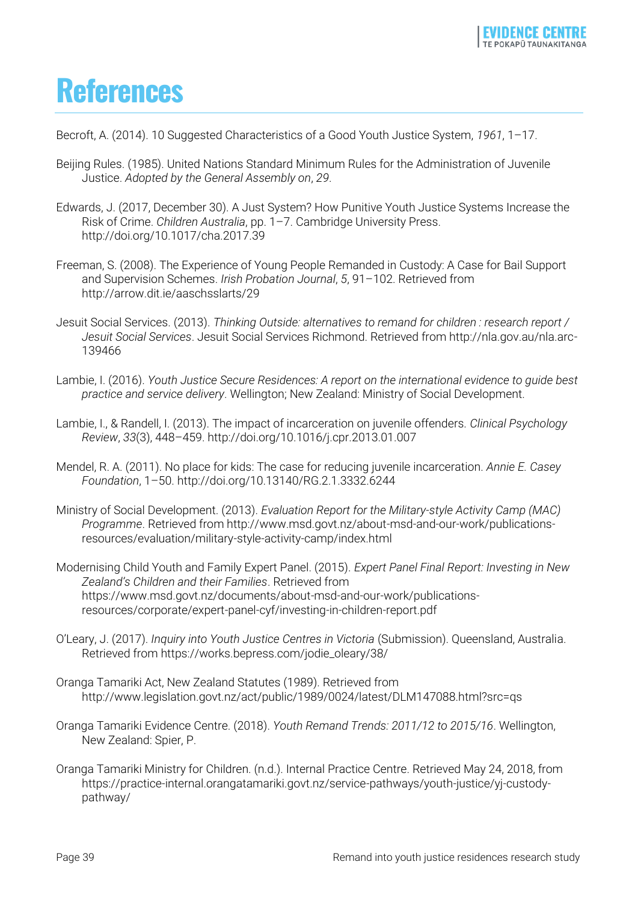# References

Becroft, A. (2014). 10 Suggested Characteristics of a Good Youth Justice System, *1961*, 1–17.

Beijing Rules. (1985). United Nations Standard Minimum Rules for the Administration of Juvenile Justice. *Adopted by the General Assembly on*, *29*.

Edwards, J. (2017, December 30). A Just System? How Punitive Youth Justice Systems Increase the Risk of Crime. *Children Australia*, pp. 1–7. Cambridge University Press. http://doi.org/10.1017/cha.2017.39

Freeman, S. (2008). The Experience of Young People Remanded in Custody: A Case for Bail Support and Supervision Schemes. *Irish Probation Journal*, *5*, 91–102. Retrieved from http://arrow.dit.ie/aaschsslarts/29

Jesuit Social Services. (2013). *Thinking Outside: alternatives to remand for children : research report / Jesuit Social Services*. Jesuit Social Services Richmond. Retrieved from http://nla.gov.au/nla.arc-139466

Lambie, I. (2016). *Youth Justice Secure Residences: A report on the international evidence to guide best practice and service delivery*. Wellington; New Zealand: Ministry of Social Development.

Lambie, I., & Randell, I. (2013). The impact of incarceration on juvenile offenders. *Clinical Psychology Review*, *33*(3), 448–459. http://doi.org/10.1016/j.cpr.2013.01.007

Mendel, R. A. (2011). No place for kids: The case for reducing juvenile incarceration. *Annie E. Casey Foundation*, 1–50. http://doi.org/10.13140/RG.2.1.3332.6244

Ministry of Social Development. (2013). *Evaluation Report for the Military-style Activity Camp (MAC) Programme*. Retrieved from http://www.msd.govt.nz/about-msd-and-our-work/publications-resources/evaluation/military-style-activity-camp/index.html

Modernising Child Youth and Family Expert Panel. (2015). *Expert Panel Final Report: Investing in New Zealand's Children and their Families*. Retrieved from https://www.msd.govt.nz/documents/about-msd-and-our-work/publications-resources/corporate/expert-panel-cyf/investing-in-children-report.pdf

O'Leary, J. (2017). *Inquiry into Youth Justice Centres in Victoria* (Submission). Queensland, Australia. Retrieved from https://works.bepress.com/jodie_oleary/38/

Oranga Tamariki Act, New Zealand Statutes (1989). Retrieved from http://www.legislation.govt.nz/act/public/1989/0024/latest/DLM147088.html?src=qs

Oranga Tamariki Evidence Centre. (2018). *Youth Remand Trends: 2011/12 to 2015/16*. Wellington, New Zealand: Spier, P.

Oranga Tamariki Ministry for Children. (n.d.). Internal Practice Centre. Retrieved May 24, 2018, from https://practice-internal.orangatamariki.govt.nz/service-pathways/youth-justice/yj-custody-pathway/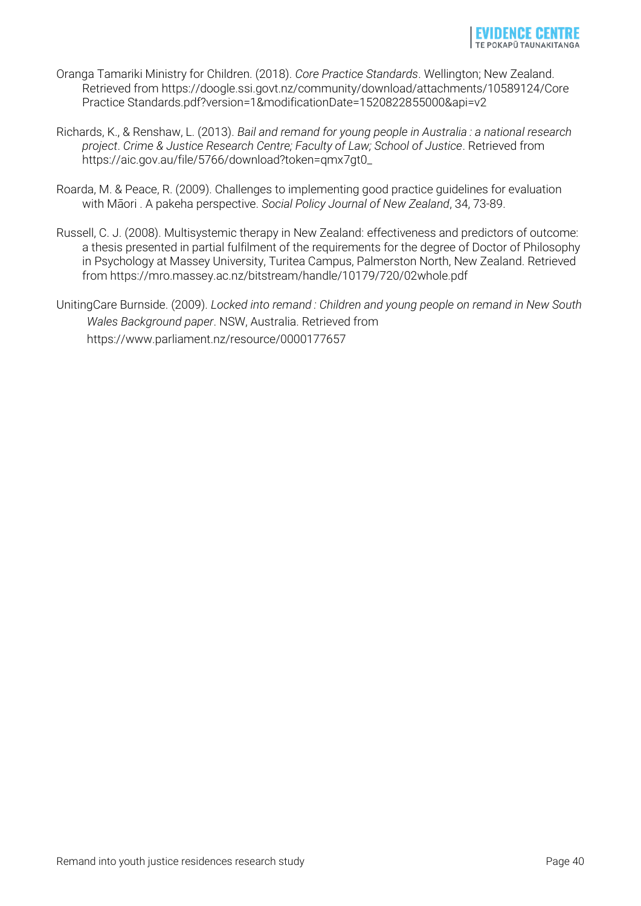Oranga Tamariki Ministry for Children. (2018). *Core Practice Standards*. Wellington; New Zealand. Retrieved from https://doogle.ssi.govt.nz/community/download/attachments/10589124/Core Practice Standards.pdf?version=1&modificationDate=1520822855000&api=v2

Richards, K., & Renshaw, L. (2013). *Bail and remand for young people in Australia : a national research project*. *Crime & Justice Research Centre; Faculty of Law; School of Justice*. Retrieved from https://aic.gov.au/file/5766/download?token=qmx7gt0_

Roarda, M. & Peace, R. (2009). Challenges to implementing good practice guidelines for evaluation with Māori . A pakeha perspective. *Social Policy Journal of New Zealand*, 34, 73-89.

Russell, C. J. (2008). Multisystemic therapy in New Zealand: effectiveness and predictors of outcome: a thesis presented in partial fulfilment of the requirements for the degree of Doctor of Philosophy in Psychology at Massey University, Turitea Campus, Palmerston North, New Zealand. Retrieved from https://mro.massey.ac.nz/bitstream/handle/10179/720/02whole.pdf

UnitingCare Burnside. (2009). *Locked into remand : Children and young people on remand in New South Wales Background paper*. NSW, Australia. Retrieved from https://www.parliament.nz/resource/0000177657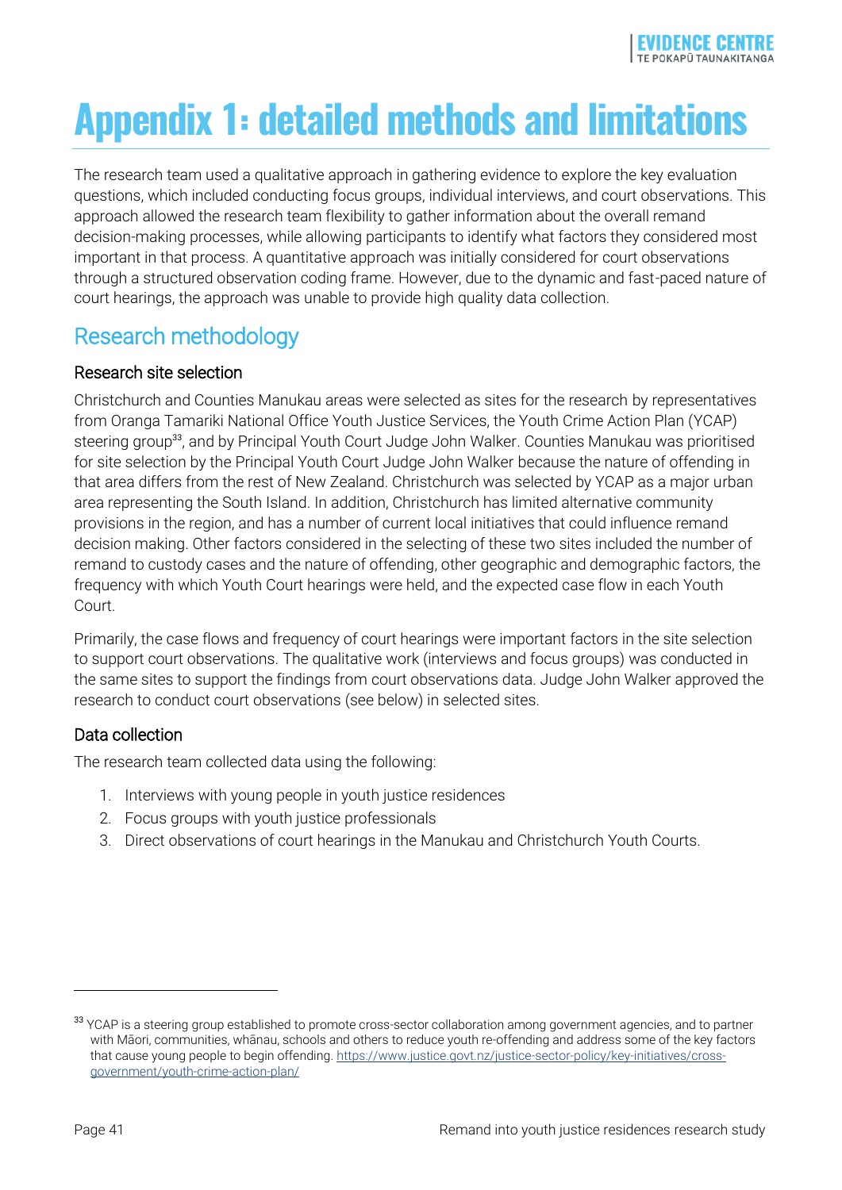# Appendix 1: detailed methods and limitations

The research team used a qualitative approach in gathering evidence to explore the key evaluation questions, which included conducting focus groups, individual interviews, and court observations. This approach allowed the research team flexibility to gather information about the overall remand decision-making processes, while allowing participants to identify what factors they considered most important in that process. A quantitative approach was initially considered for court observations through a structured observation coding frame. However, due to the dynamic and fast-paced nature of court hearings, the approach was unable to provide high quality data collection.

## Research methodology

### Research site selection

Christchurch and Counties Manukau areas were selected as sites for the research by representatives from Oranga Tamariki National Office Youth Justice Services, the Youth Crime Action Plan (YCAP) steering group[33], and by Principal Youth Court Judge John Walker. Counties Manukau was prioritised for site selection by the Principal Youth Court Judge John Walker because the nature of offending in that area differs from the rest of New Zealand. Christchurch was selected by YCAP as a major urban area representing the South Island. In addition, Christchurch has limited alternative community provisions in the region, and has a number of current local initiatives that could influence remand decision making. Other factors considered in the selecting of these two sites included the number of remand to custody cases and the nature of offending, other geographic and demographic factors, the frequency with which Youth Court hearings were held, and the expected case flow in each Youth Court.

Primarily, the case flows and frequency of court hearings were important factors in the site selection to support court observations. The qualitative work (interviews and focus groups) was conducted in the same sites to support the findings from court observations data. Judge John Walker approved the research to conduct court observations (see below) in selected sites.

### Data collection

The research team collected data using the following:

1. Interviews with young people in youth justice residences
2. Focus groups with youth justice professionals
3. Direct observations of court hearings in the Manukau and Christchurch Youth Courts.

---

[33] YCAP is a steering group established to promote cross-sector collaboration among government agencies, and to partner with Māori, communities, whānau, schools and others to reduce youth re-offending and address some of the key factors that cause young people to begin offending. https://www.justice.govt.nz/justice-sector-policy/key-initiatives/cross-government/youth-crime-action-plan/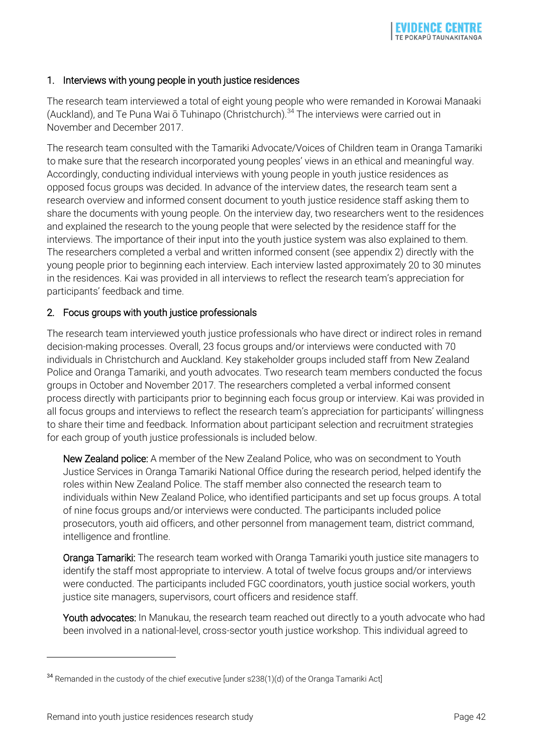1. Interviews with young people in youth justice residences

The research team interviewed a total of eight young people who were remanded in Korowai Manaaki (Auckland), and Te Puna Wai ō Tuhinapo (Christchurch).[34] The interviews were carried out in November and December 2017.

The research team consulted with the Tamariki Advocate/Voices of Children team in Oranga Tamariki to make sure that the research incorporated young peoples' views in an ethical and meaningful way. Accordingly, conducting individual interviews with young people in youth justice residences as opposed focus groups was decided. In advance of the interview dates, the research team sent a research overview and informed consent document to youth justice residence staff asking them to share the documents with young people. On the interview day, two researchers went to the residences and explained the research to the young people that were selected by the residence staff for the interviews. The importance of their input into the youth justice system was also explained to them. The researchers completed a verbal and written informed consent (see appendix 2) directly with the young people prior to beginning each interview. Each interview lasted approximately 20 to 30 minutes in the residences. Kai was provided in all interviews to reflect the research team's appreciation for participants' feedback and time.

2. Focus groups with youth justice professionals

The research team interviewed youth justice professionals who have direct or indirect roles in remand decision-making processes. Overall, 23 focus groups and/or interviews were conducted with 70 individuals in Christchurch and Auckland. Key stakeholder groups included staff from New Zealand Police and Oranga Tamariki, and youth advocates. Two research team members conducted the focus groups in October and November 2017. The researchers completed a verbal informed consent process directly with participants prior to beginning each focus group or interview. Kai was provided in all focus groups and interviews to reflect the research team's appreciation for participants' willingness to share their time and feedback. Information about participant selection and recruitment strategies for each group of youth justice professionals is included below.

New Zealand police: A member of the New Zealand Police, who was on secondment to Youth Justice Services in Oranga Tamariki National Office during the research period, helped identify the roles within New Zealand Police. The staff member also connected the research team to individuals within New Zealand Police, who identified participants and set up focus groups. A total of nine focus groups and/or interviews were conducted. The participants included police prosecutors, youth aid officers, and other personnel from management team, district command, intelligence and frontline.

Oranga Tamariki: The research team worked with Oranga Tamariki youth justice site managers to identify the staff most appropriate to interview. A total of twelve focus groups and/or interviews were conducted. The participants included FGC coordinators, youth justice social workers, youth justice site managers, supervisors, court officers and residence staff.

Youth advocates: In Manukau, the research team reached out directly to a youth advocate who had been involved in a national-level, cross-sector youth justice workshop. This individual agreed to

[34] Remanded in the custody of the chief executive [under s238(1)(d) of the Oranga Tamariki Act]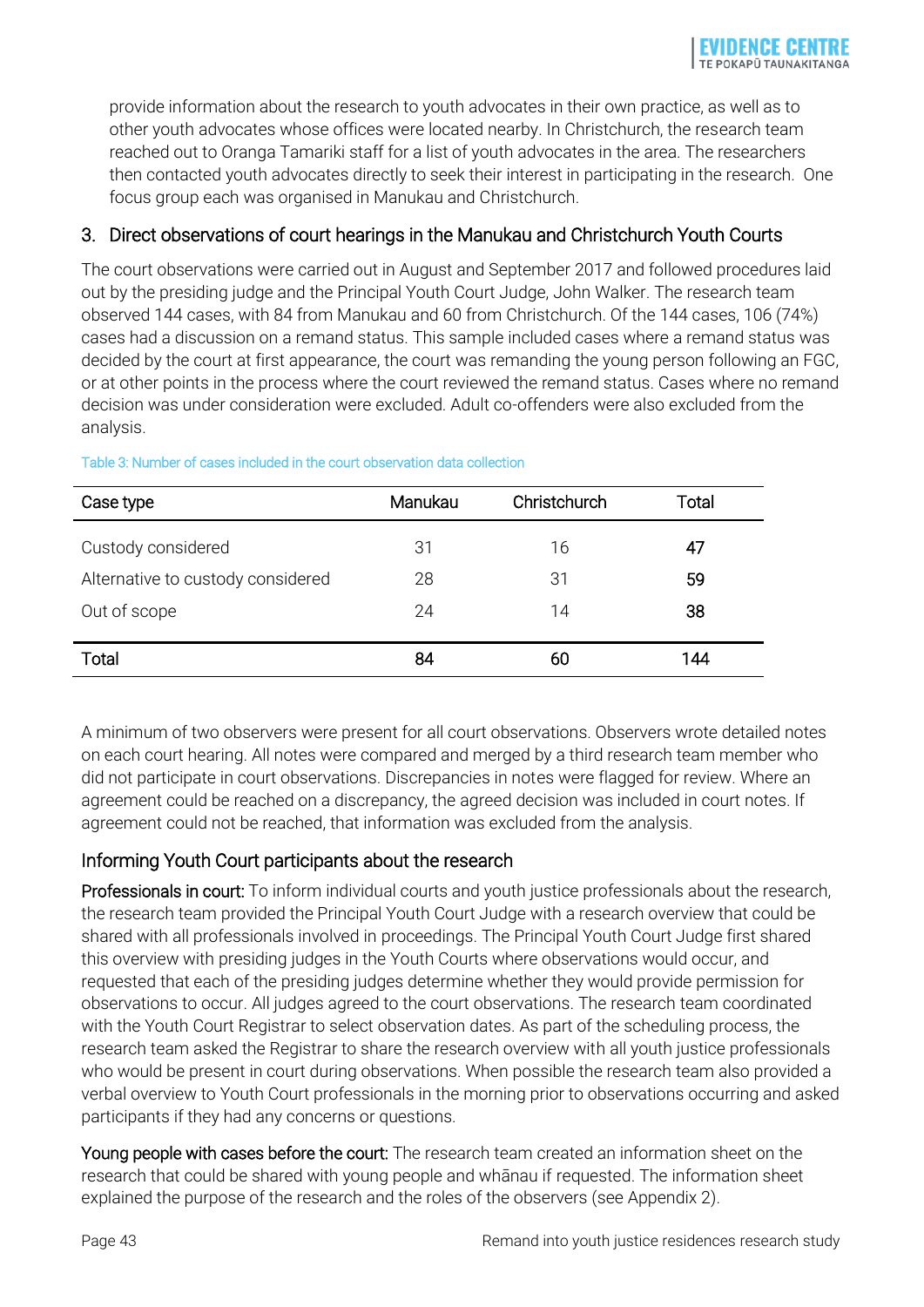provide information about the research to youth advocates in their own practice, as well as to other youth advocates whose offices were located nearby. In Christchurch, the research team reached out to Oranga Tamariki staff for a list of youth advocates in the area. The researchers then contacted youth advocates directly to seek their interest in participating in the research. One focus group each was organised in Manukau and Christchurch.

### 3. Direct observations of court hearings in the Manukau and Christchurch Youth Courts

The court observations were carried out in August and September 2017 and followed procedures laid out by the presiding judge and the Principal Youth Court Judge, John Walker. The research team observed 144 cases, with 84 from Manukau and 60 from Christchurch. Of the 144 cases, 106 (74%) cases had a discussion on a remand status. This sample included cases where a remand status was decided by the court at first appearance, the court was remanding the young person following an FGC, or at other points in the process where the court reviewed the remand status. Cases where no remand decision was under consideration were excluded. Adult co-offenders were also excluded from the analysis.

Table 3: Number of cases included in the court observation data collection

| Case type | Manukau | Christchurch | Total |
|---|---|---|---|
| Custody considered | 31 | 16 | **47** |
| Alternative to custody considered | 28 | 31 | **59** |
| Out of scope | 24 | 14 | **38** |
| **Total** | **84** | **60** | **144** |

A minimum of two observers were present for all court observations. Observers wrote detailed notes on each court hearing. All notes were compared and merged by a third research team member who did not participate in court observations. Discrepancies in notes were flagged for review. Where an agreement could be reached on a discrepancy, the agreed decision was included in court notes. If agreement could not be reached, that information was excluded from the analysis.

### Informing Youth Court participants about the research

**Professionals in court:** To inform individual courts and youth justice professionals about the research, the research team provided the Principal Youth Court Judge with a research overview that could be shared with all professionals involved in proceedings. The Principal Youth Court Judge first shared this overview with presiding judges in the Youth Courts where observations would occur, and requested that each of the presiding judges determine whether they would provide permission for observations to occur. All judges agreed to the court observations. The research team coordinated with the Youth Court Registrar to select observation dates. As part of the scheduling process, the research team asked the Registrar to share the research overview with all youth justice professionals who would be present in court during observations. When possible the research team also provided a verbal overview to Youth Court professionals in the morning prior to observations occurring and asked participants if they had any concerns or questions.

**Young people with cases before the court:** The research team created an information sheet on the research that could be shared with young people and whānau if requested. The information sheet explained the purpose of the research and the roles of the observers (see Appendix 2).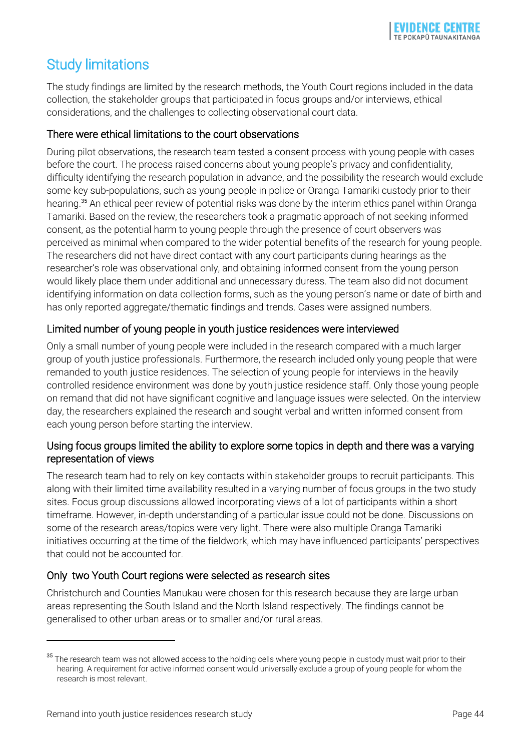## Study limitations

The study findings are limited by the research methods, the Youth Court regions included in the data collection, the stakeholder groups that participated in focus groups and/or interviews, ethical considerations, and the challenges to collecting observational court data.

### There were ethical limitations to the court observations

During pilot observations, the research team tested a consent process with young people with cases before the court. The process raised concerns about young people's privacy and confidentiality, difficulty identifying the research population in advance, and the possibility the research would exclude some key sub-populations, such as young people in police or Oranga Tamariki custody prior to their hearing.[35] An ethical peer review of potential risks was done by the interim ethics panel within Oranga Tamariki. Based on the review, the researchers took a pragmatic approach of not seeking informed consent, as the potential harm to young people through the presence of court observers was perceived as minimal when compared to the wider potential benefits of the research for young people. The researchers did not have direct contact with any court participants during hearings as the researcher's role was observational only, and obtaining informed consent from the young person would likely place them under additional and unnecessary duress. The team also did not document identifying information on data collection forms, such as the young person's name or date of birth and has only reported aggregate/thematic findings and trends. Cases were assigned numbers.

### Limited number of young people in youth justice residences were interviewed

Only a small number of young people were included in the research compared with a much larger group of youth justice professionals. Furthermore, the research included only young people that were remanded to youth justice residences. The selection of young people for interviews in the heavily controlled residence environment was done by youth justice residence staff. Only those young people on remand that did not have significant cognitive and language issues were selected. On the interview day, the researchers explained the research and sought verbal and written informed consent from each young person before starting the interview.

### Using focus groups limited the ability to explore some topics in depth and there was a varying representation of views

The research team had to rely on key contacts within stakeholder groups to recruit participants. This along with their limited time availability resulted in a varying number of focus groups in the two study sites. Focus group discussions allowed incorporating views of a lot of participants within a short timeframe. However, in-depth understanding of a particular issue could not be done. Discussions on some of the research areas/topics were very light. There were also multiple Oranga Tamariki initiatives occurring at the time of the fieldwork, which may have influenced participants' perspectives that could not be accounted for.

### Only two Youth Court regions were selected as research sites

Christchurch and Counties Manukau were chosen for this research because they are large urban areas representing the South Island and the North Island respectively. The findings cannot be generalised to other urban areas or to smaller and/or rural areas.

---

[35] The research team was not allowed access to the holding cells where young people in custody must wait prior to their hearing. A requirement for active informed consent would universally exclude a group of young people for whom the research is most relevant.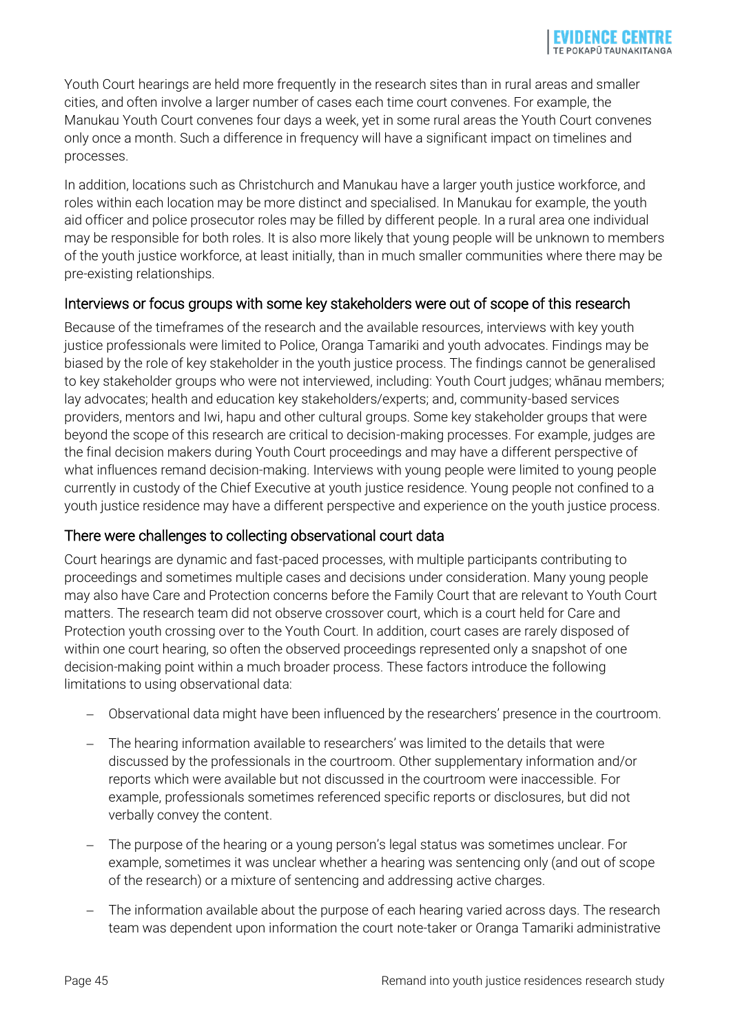Youth Court hearings are held more frequently in the research sites than in rural areas and smaller cities, and often involve a larger number of cases each time court convenes. For example, the Manukau Youth Court convenes four days a week, yet in some rural areas the Youth Court convenes only once a month. Such a difference in frequency will have a significant impact on timelines and processes.

In addition, locations such as Christchurch and Manukau have a larger youth justice workforce, and roles within each location may be more distinct and specialised. In Manukau for example, the youth aid officer and police prosecutor roles may be filled by different people. In a rural area one individual may be responsible for both roles. It is also more likely that young people will be unknown to members of the youth justice workforce, at least initially, than in much smaller communities where there may be pre-existing relationships.

### Interviews or focus groups with some key stakeholders were out of scope of this research

Because of the timeframes of the research and the available resources, interviews with key youth justice professionals were limited to Police, Oranga Tamariki and youth advocates. Findings may be biased by the role of key stakeholder in the youth justice process. The findings cannot be generalised to key stakeholder groups who were not interviewed, including: Youth Court judges; whānau members; lay advocates; health and education key stakeholders/experts; and, community-based services providers, mentors and Iwi, hapu and other cultural groups. Some key stakeholder groups that were beyond the scope of this research are critical to decision-making processes. For example, judges are the final decision makers during Youth Court proceedings and may have a different perspective of what influences remand decision-making. Interviews with young people were limited to young people currently in custody of the Chief Executive at youth justice residence. Young people not confined to a youth justice residence may have a different perspective and experience on the youth justice process.

### There were challenges to collecting observational court data

Court hearings are dynamic and fast-paced processes, with multiple participants contributing to proceedings and sometimes multiple cases and decisions under consideration. Many young people may also have Care and Protection concerns before the Family Court that are relevant to Youth Court matters. The research team did not observe crossover court, which is a court held for Care and Protection youth crossing over to the Youth Court. In addition, court cases are rarely disposed of within one court hearing, so often the observed proceedings represented only a snapshot of one decision-making point within a much broader process. These factors introduce the following limitations to using observational data:

- Observational data might have been influenced by the researchers' presence in the courtroom.
- The hearing information available to researchers' was limited to the details that were discussed by the professionals in the courtroom. Other supplementary information and/or reports which were available but not discussed in the courtroom were inaccessible. For example, professionals sometimes referenced specific reports or disclosures, but did not verbally convey the content.
- The purpose of the hearing or a young person's legal status was sometimes unclear. For example, sometimes it was unclear whether a hearing was sentencing only (and out of scope of the research) or a mixture of sentencing and addressing active charges.
- The information available about the purpose of each hearing varied across days. The research team was dependent upon information the court note-taker or Oranga Tamariki administrative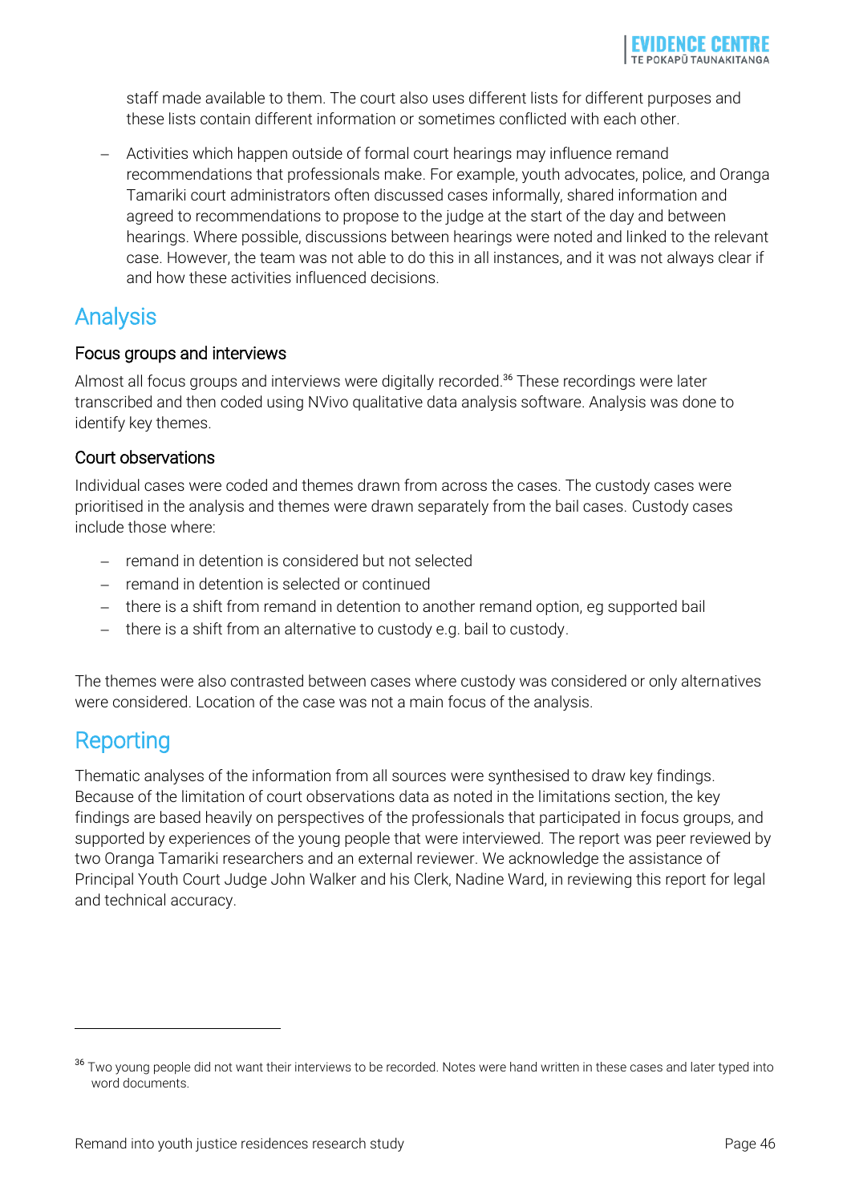staff made available to them. The court also uses different lists for different purposes and these lists contain different information or sometimes conflicted with each other.

- Activities which happen outside of formal court hearings may influence remand recommendations that professionals make. For example, youth advocates, police, and Oranga Tamariki court administrators often discussed cases informally, shared information and agreed to recommendations to propose to the judge at the start of the day and between hearings. Where possible, discussions between hearings were noted and linked to the relevant case. However, the team was not able to do this in all instances, and it was not always clear if and how these activities influenced decisions.

## Analysis

### Focus groups and interviews

Almost all focus groups and interviews were digitally recorded.[36] These recordings were later transcribed and then coded using NVivo qualitative data analysis software. Analysis was done to identify key themes.

### Court observations

Individual cases were coded and themes drawn from across the cases. The custody cases were prioritised in the analysis and themes were drawn separately from the bail cases. Custody cases include those where:

- remand in detention is considered but not selected
- remand in detention is selected or continued
- there is a shift from remand in detention to another remand option, eg supported bail
- there is a shift from an alternative to custody e.g. bail to custody.

The themes were also contrasted between cases where custody was considered or only alternatives were considered. Location of the case was not a main focus of the analysis.

## Reporting

Thematic analyses of the information from all sources were synthesised to draw key findings. Because of the limitation of court observations data as noted in the limitations section, the key findings are based heavily on perspectives of the professionals that participated in focus groups, and supported by experiences of the young people that were interviewed. The report was peer reviewed by two Oranga Tamariki researchers and an external reviewer. We acknowledge the assistance of Principal Youth Court Judge John Walker and his Clerk, Nadine Ward, in reviewing this report for legal and technical accuracy.

---

[36] Two young people did not want their interviews to be recorded. Notes were hand written in these cases and later typed into word documents.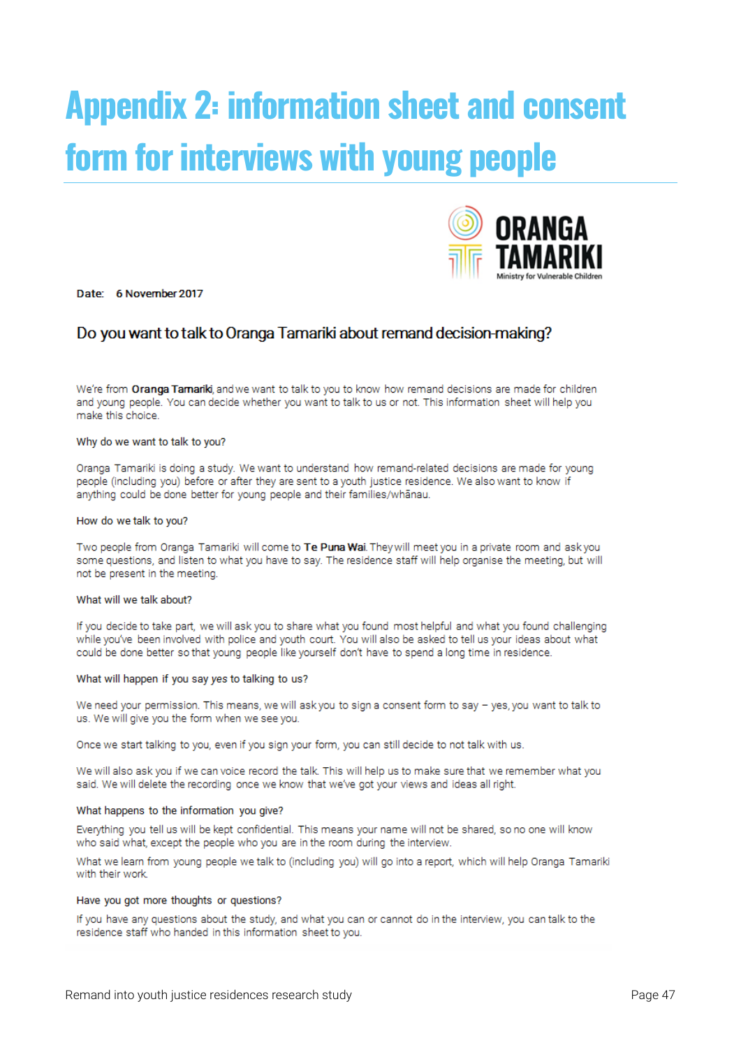# Appendix 2: information sheet and consent form for interviews with young people

**ORANGA TAMARIKI**
Ministry for Vulnerable Children

**Date:** 6 November 2017

## Do you want to talk to Oranga Tamariki about remand decision-making?

We're from **Oranga Tamariki**, and we want to talk to you to know how remand decisions are made for children and young people. You can decide whether you want to talk to us or not. This information sheet will help you make this choice.

### Why do we want to talk to you?

Oranga Tamariki is doing a study. We want to understand how remand-related decisions are made for young people (including you) before or after they are sent to a youth justice residence. We also want to know if anything could be done better for young people and their families/whānau.

### How do we talk to you?

Two people from Oranga Tamariki will come to **Te Puna Wai**. They will meet you in a private room and ask you some questions, and listen to what you have to say. The residence staff will help organise the meeting, but will not be present in the meeting.

### What will we talk about?

If you decide to take part, we will ask you to share what you found most helpful and what you found challenging while you've been involved with police and youth court. You will also be asked to tell us your ideas about what could be done better so that young people like yourself don't have to spend a long time in residence.

### What will happen if you say *yes* to talking to us?

We need your permission. This means, we will ask you to sign a consent form to say – yes, you want to talk to us. We will give you the form when we see you.

Once we start talking to you, even if you sign your form, you can still decide to not talk with us.

We will also ask you if we can voice record the talk. This will help us to make sure that we remember what you said. We will delete the recording once we know that we've got your views and ideas all right.

### What happens to the information you give?

Everything you tell us will be kept confidential. This means your name will not be shared, so no one will know who said what, except the people who you are in the room during the interview.

What we learn from young people we talk to (including you) will go into a report, which will help Oranga Tamariki with their work.

### Have you got more thoughts or questions?

If you have any questions about the study, and what you can or cannot do in the interview, you can talk to the residence staff who handed in this information sheet to you.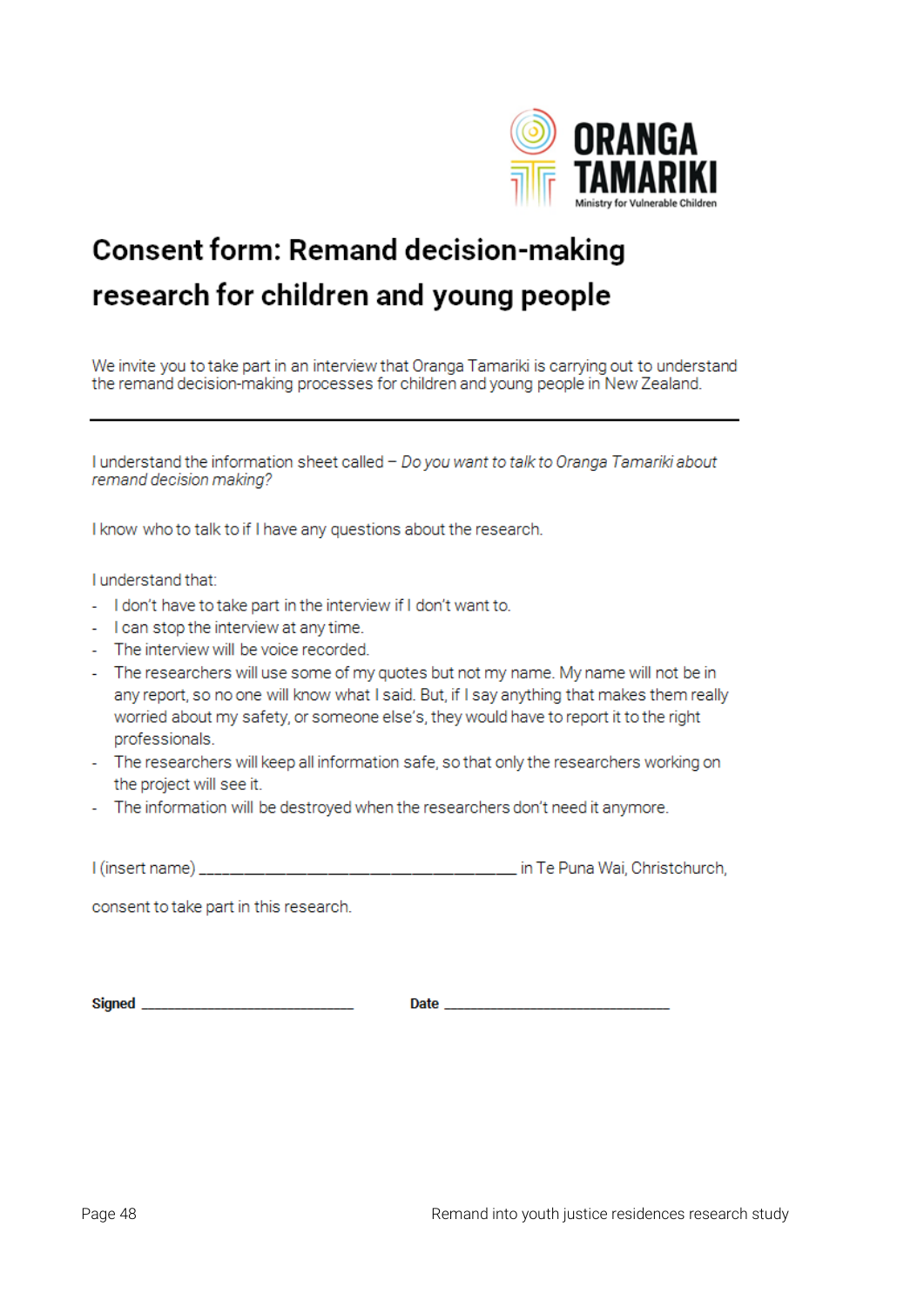ORANGA TAMARIKI
Ministry for Vulnerable Children

# Consent form: Remand decision-making research for children and young people

We invite you to take part in an interview that Oranga Tamariki is carrying out to understand the remand decision-making processes for children and young people in New Zealand.

---

I understand the information sheet called – *Do you want to talk to Oranga Tamariki about remand decision making?*

I know who to talk to if I have any questions about the research.

I understand that:

- I don't have to take part in the interview if I don't want to.
- I can stop the interview at any time.
- The interview will be voice recorded.
- The researchers will use some of my quotes but not my name. My name will not be in any report, so no one will know what I said. But, if I say anything that makes them really worried about my safety, or someone else's, they would have to report it to the right professionals.
- The researchers will keep all information safe, so that only the researchers working on the project will see it.
- The information will be destroyed when the researchers don't need it anymore.

I (insert name) ___________________________________ in Te Puna Wai, Christchurch,

consent to take part in this research.

**Signed** ___________________________ **Date** ___________________________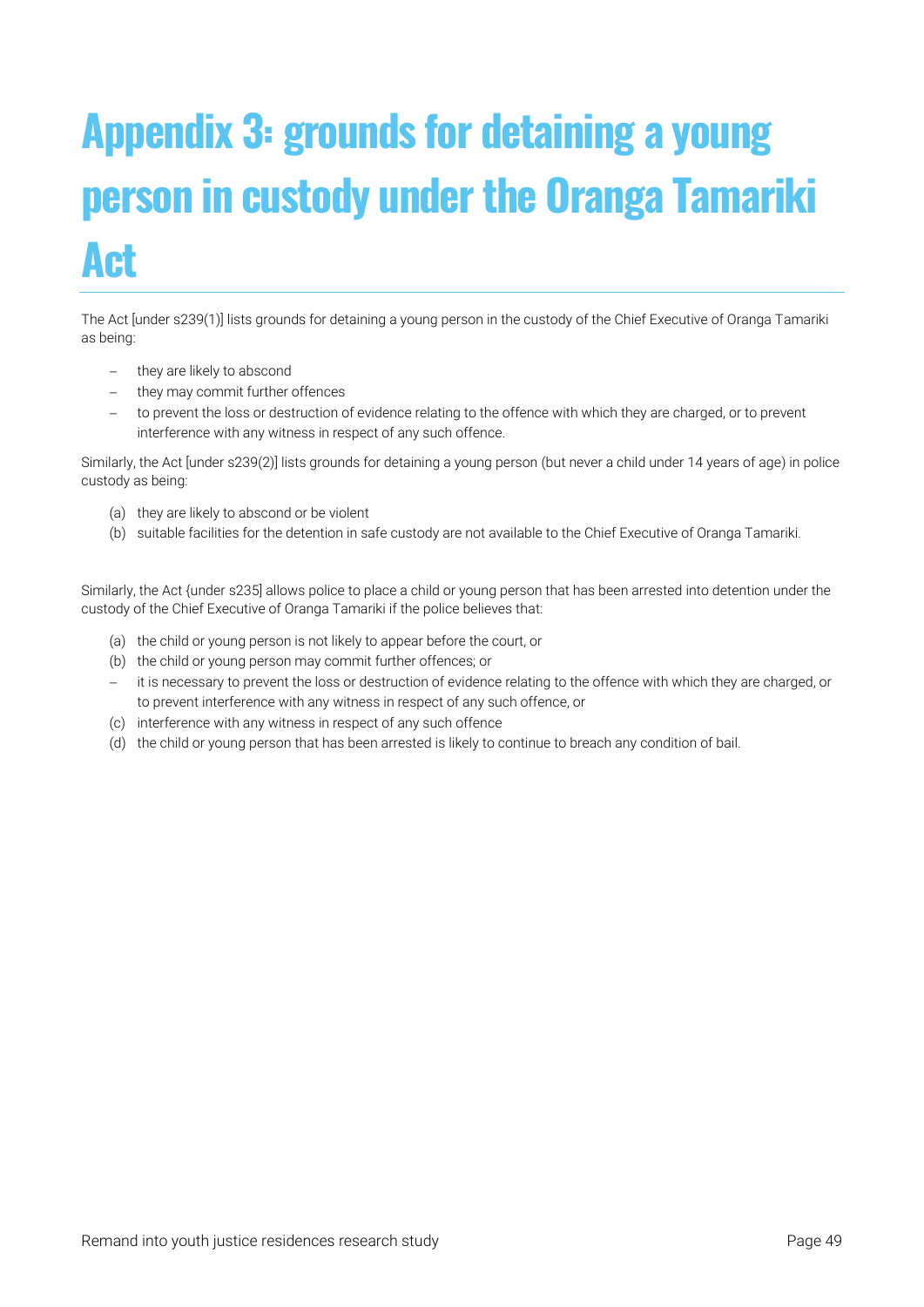# Appendix 3: grounds for detaining a young person in custody under the Oranga Tamariki Act

The Act [under s239(1)] lists grounds for detaining a young person in the custody of the Chief Executive of Oranga Tamariki as being:

- they are likely to abscond
- they may commit further offences
- to prevent the loss or destruction of evidence relating to the offence with which they are charged, or to prevent interference with any witness in respect of any such offence.

Similarly, the Act [under s239(2)] lists grounds for detaining a young person (but never a child under 14 years of age) in police custody as being:

(a) they are likely to abscond or be violent
(b) suitable facilities for the detention in safe custody are not available to the Chief Executive of Oranga Tamariki.

Similarly, the Act {under s235] allows police to place a child or young person that has been arrested into detention under the custody of the Chief Executive of Oranga Tamariki if the police believes that:

(a) the child or young person is not likely to appear before the court, or
(b) the child or young person may commit further offences; or
- it is necessary to prevent the loss or destruction of evidence relating to the offence with which they are charged, or to prevent interference with any witness in respect of any such offence, or

(c) interference with any witness in respect of any such offence
(d) the child or young person that has been arrested is likely to continue to breach any condition of bail.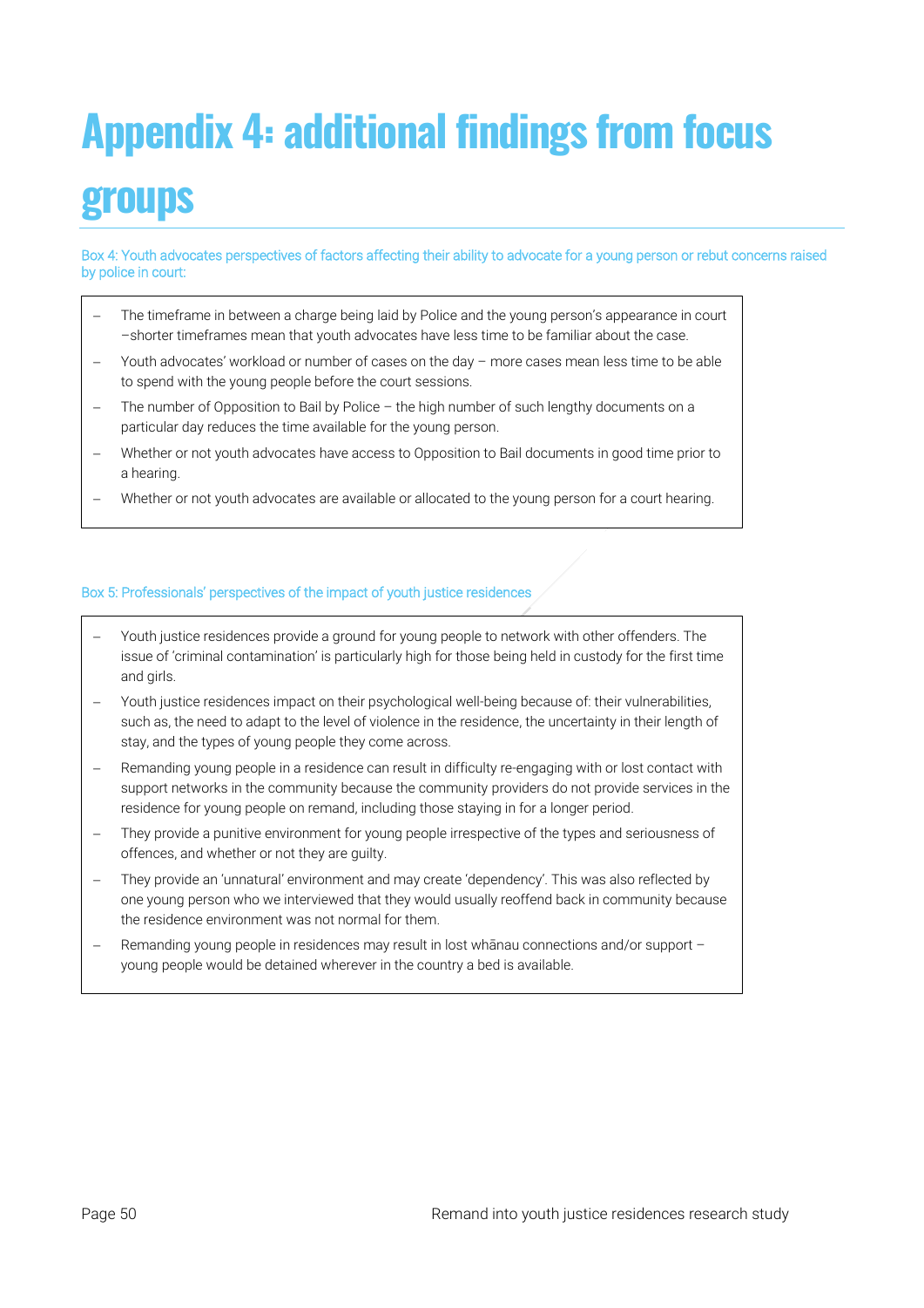# Appendix 4: additional findings from focus groups

Box 4: Youth advocates perspectives of factors affecting their ability to advocate for a young person or rebut concerns raised by police in court:

- The timeframe in between a charge being laid by Police and the young person's appearance in court –shorter timeframes mean that youth advocates have less time to be familiar about the case.
- Youth advocates' workload or number of cases on the day – more cases mean less time to be able to spend with the young people before the court sessions.
- The number of Opposition to Bail by Police – the high number of such lengthy documents on a particular day reduces the time available for the young person.
- Whether or not youth advocates have access to Opposition to Bail documents in good time prior to a hearing.
- Whether or not youth advocates are available or allocated to the young person for a court hearing.

Box 5: Professionals' perspectives of the impact of youth justice residences

- Youth justice residences provide a ground for young people to network with other offenders. The issue of 'criminal contamination' is particularly high for those being held in custody for the first time and girls.
- Youth justice residences impact on their psychological well-being because of: their vulnerabilities, such as, the need to adapt to the level of violence in the residence, the uncertainty in their length of stay, and the types of young people they come across.
- Remanding young people in a residence can result in difficulty re-engaging with or lost contact with support networks in the community because the community providers do not provide services in the residence for young people on remand, including those staying in for a longer period.
- They provide a punitive environment for young people irrespective of the types and seriousness of offences, and whether or not they are guilty.
- They provide an 'unnatural' environment and may create 'dependency'. This was also reflected by one young person who we interviewed that they would usually reoffend back in community because the residence environment was not normal for them.
- Remanding young people in residences may result in lost whānau connections and/or support – young people would be detained wherever in the country a bed is available.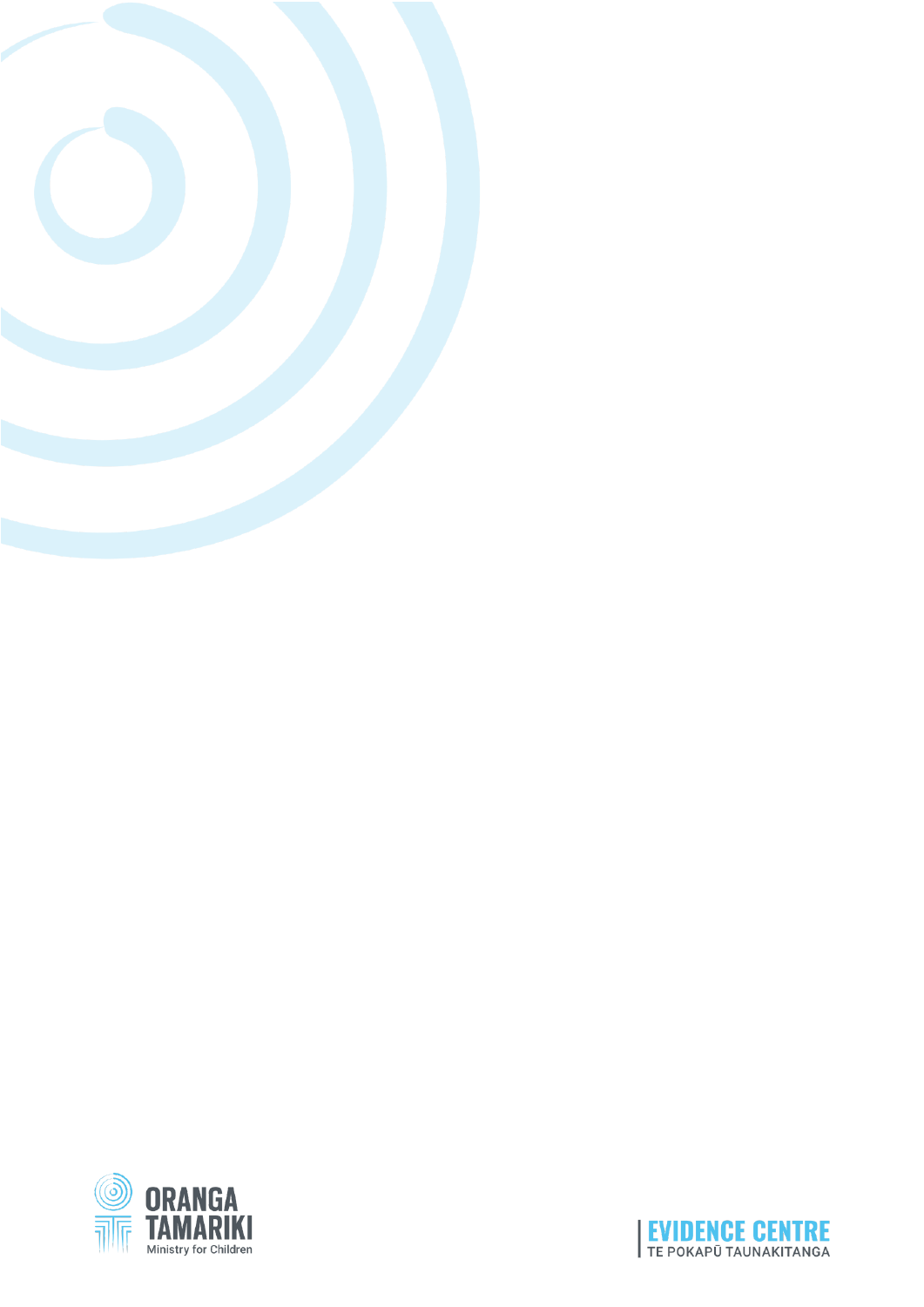ORANGA TAMARIKI

Ministry for Children

EVIDENCE CENTRE

TE POKAPŪ TAUNAKITANGA